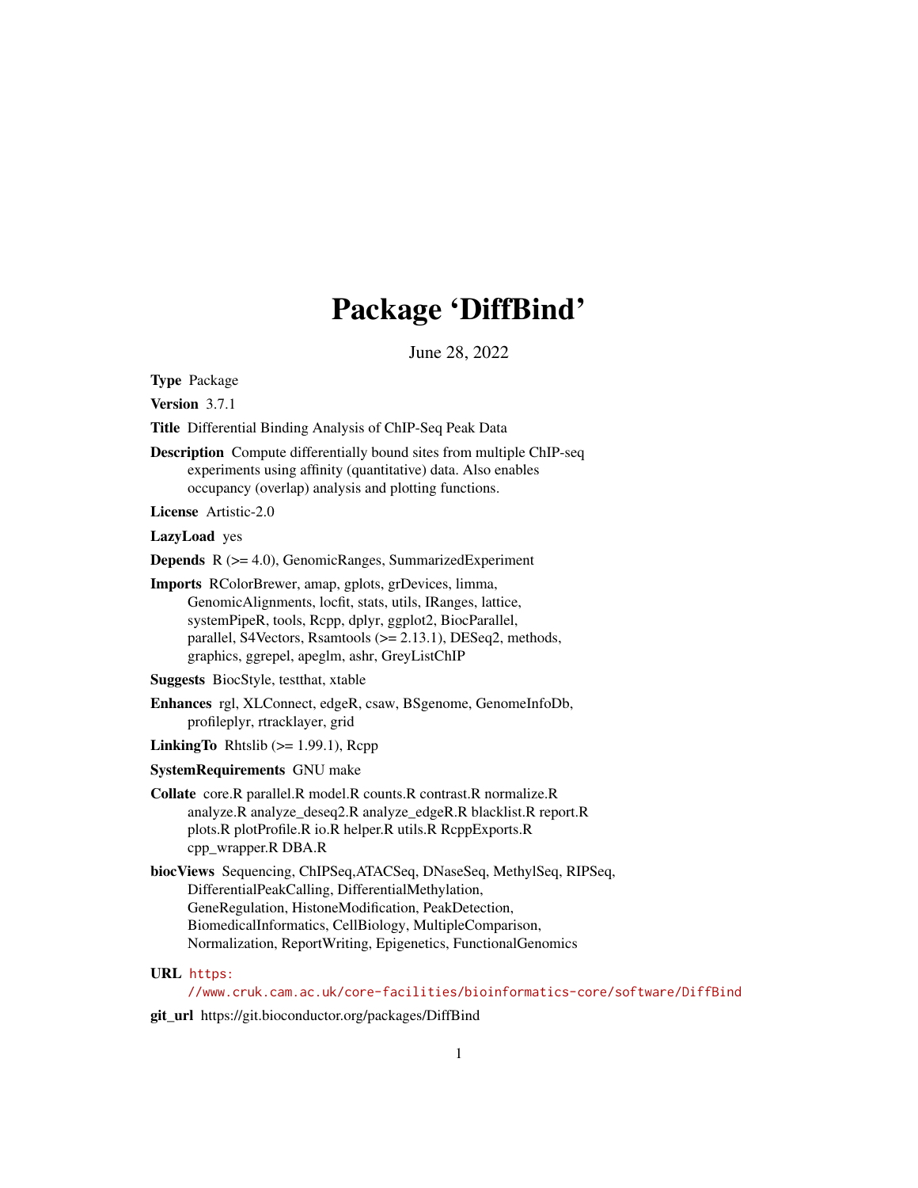# Package 'DiffBind'

June 28, 2022

**Type** Package

**Version** 3.7.1

**Title** Differential Binding Analysis of ChIP-Seq Peak Data

**Description** Compute differentially bound sites from multiple ChIP-seq experiments using affinity (quantitative) data. Also enables occupancy (overlap) analysis and plotting functions.

**License** Artistic-2.0

**LazyLoad** yes

**Depends** R (>= 4.0), GenomicRanges, SummarizedExperiment

**Imports** RColorBrewer, amap, gplots, grDevices, limma, GenomicAlignments, locfit, stats, utils, IRanges, lattice, systemPipeR, tools, Rcpp, dplyr, ggplot2, BiocParallel, parallel, S4Vectors, Rsamtools (>= 2.13.1), DESeq2, methods, graphics, ggrepel, apeglm, ashr, GreyListChIP

**Suggests** BiocStyle, testthat, xtable

**Enhances** rgl, XLConnect, edgeR, csaw, BSgenome, GenomeInfoDb, profileplyr, rtracklayer, grid

**LinkingTo** Rhtslib (>= 1.99.1), Rcpp

**SystemRequirements** GNU make

**Collate** core.R parallel.R model.R counts.R contrast.R normalize.R analyze.R analyze_deseq2.R analyze_edgeR.R blacklist.R report.R plots.R plotProfile.R io.R helper.R utils.R RcppExports.R cpp_wrapper.R DBA.R

**biocViews** Sequencing, ChIPSeq,ATACSeq, DNaseSeq, MethylSeq, RIPSeq, DifferentialPeakCalling, DifferentialMethylation, GeneRegulation, HistoneModification, PeakDetection, BiomedicalInformatics, CellBiology, MultipleComparison, Normalization, ReportWriting, Epigenetics, FunctionalGenomics

**URL** https://www.cruk.cam.ac.uk/core-facilities/bioinformatics-core/software/DiffBind

**git_url** https://git.bioconductor.org/packages/DiffBind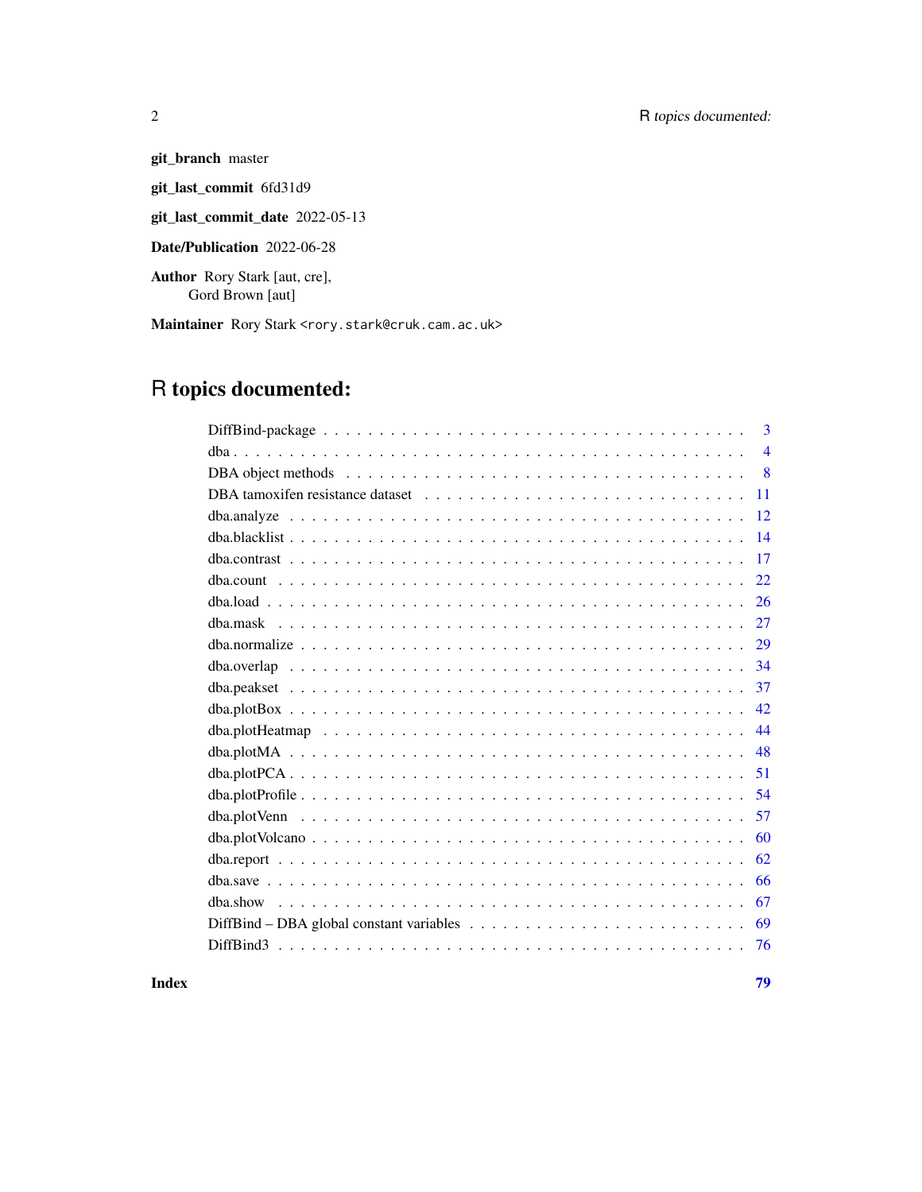**git_branch** master

**git_last_commit** 6fd31d9

**git_last_commit_date** 2022-05-13

**Date/Publication** 2022-06-28

**Author** Rory Stark [aut, cre], Gord Brown [aut]

**Maintainer** Rory Stark <rory.stark@cruk.cam.ac.uk>

# R topics documented:

| | |
|---|---|
| DiffBind-package | 3 |
| dba | 4 |
| DBA object methods | 8 |
| DBA tamoxifen resistance dataset | 11 |
| dba.analyze | 12 |
| dba.blacklist | 14 |
| dba.contrast | 17 |
| dba.count | 22 |
| dba.load | 26 |
| dba.mask | 27 |
| dba.normalize | 29 |
| dba.overlap | 34 |
| dba.peakset | 37 |
| dba.plotBox | 42 |
| dba.plotHeatmap | 44 |
| dba.plotMA | 48 |
| dba.plotPCA | 51 |
| dba.plotProfile | 54 |
| dba.plotVenn | 57 |
| dba.plotVolcano | 60 |
| dba.report | 62 |
| dba.save | 66 |
| dba.show | 67 |
| DiffBind – DBA global constant variables | 69 |
| DiffBind3 | 76 |
| **Index** | **79** |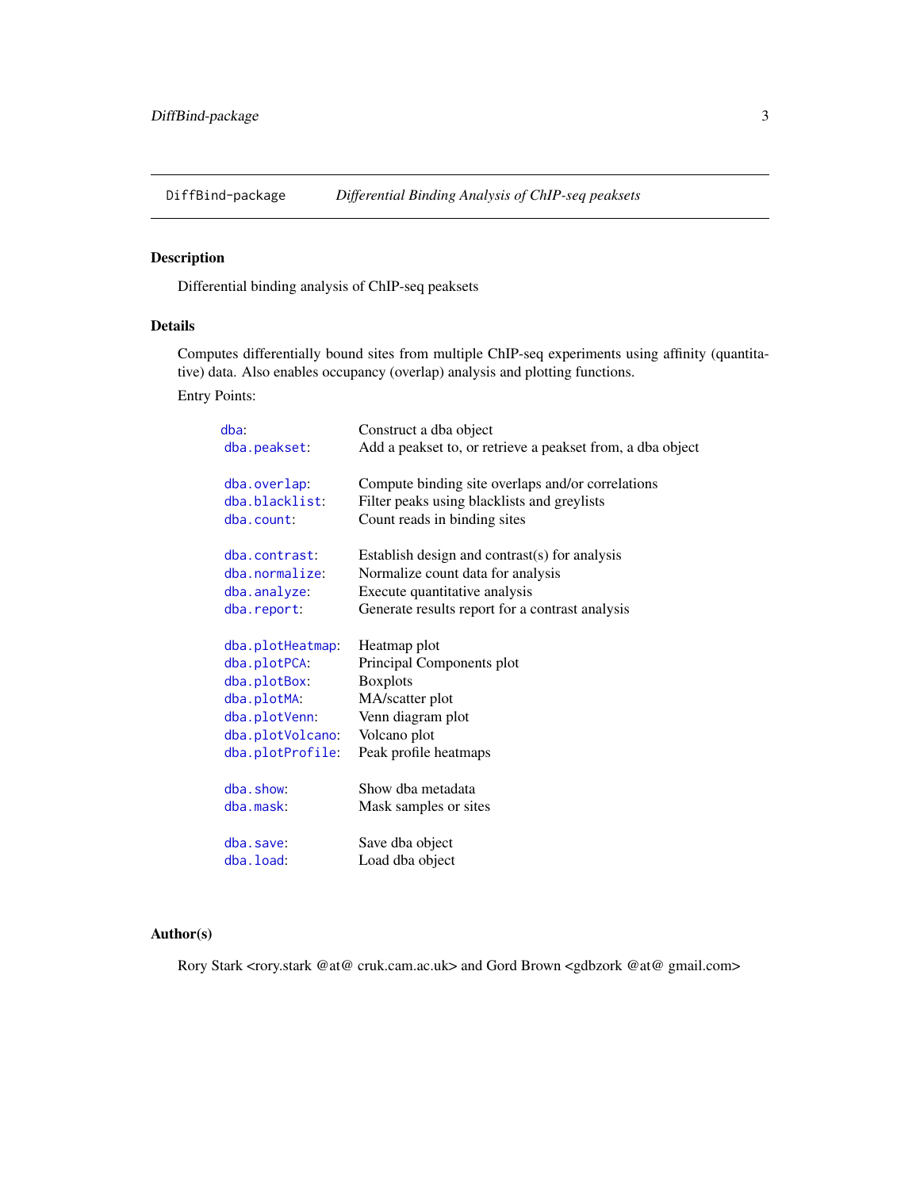DiffBind-package &nbsp;&nbsp;&nbsp; *Differential Binding Analysis of ChIP-seq peaksets*

## Description

Differential binding analysis of ChIP-seq peaksets

## Details

Computes differentially bound sites from multiple ChIP-seq experiments using affinity (quantitative) data. Also enables occupancy (overlap) analysis and plotting functions.

Entry Points:

| | |
|---|---|
| `dba`: | Construct a dba object |
| `dba.peakset`: | Add a peakset to, or retrieve a peakset from, a dba object |
| | |
| `dba.overlap`: | Compute binding site overlaps and/or correlations |
| `dba.blacklist`: | Filter peaks using blacklists and greylists |
| `dba.count`: | Count reads in binding sites |
| | |
| `dba.contrast`: | Establish design and contrast(s) for analysis |
| `dba.normalize`: | Normalize count data for analysis |
| `dba.analyze`: | Execute quantitative analysis |
| `dba.report`: | Generate results report for a contrast analysis |
| | |
| `dba.plotHeatmap`: | Heatmap plot |
| `dba.plotPCA`: | Principal Components plot |
| `dba.plotBox`: | Boxplots |
| `dba.plotMA`: | MA/scatter plot |
| `dba.plotVenn`: | Venn diagram plot |
| `dba.plotVolcano`: | Volcano plot |
| `dba.plotProfile`: | Peak profile heatmaps |
| | |
| `dba.show`: | Show dba metadata |
| `dba.mask`: | Mask samples or sites |
| | |
| `dba.save`: | Save dba object |
| `dba.load`: | Load dba object |

## Author(s)

Rory Stark <rory.stark @at@ cruk.cam.ac.uk> and Gord Brown <gdbzork @at@ gmail.com>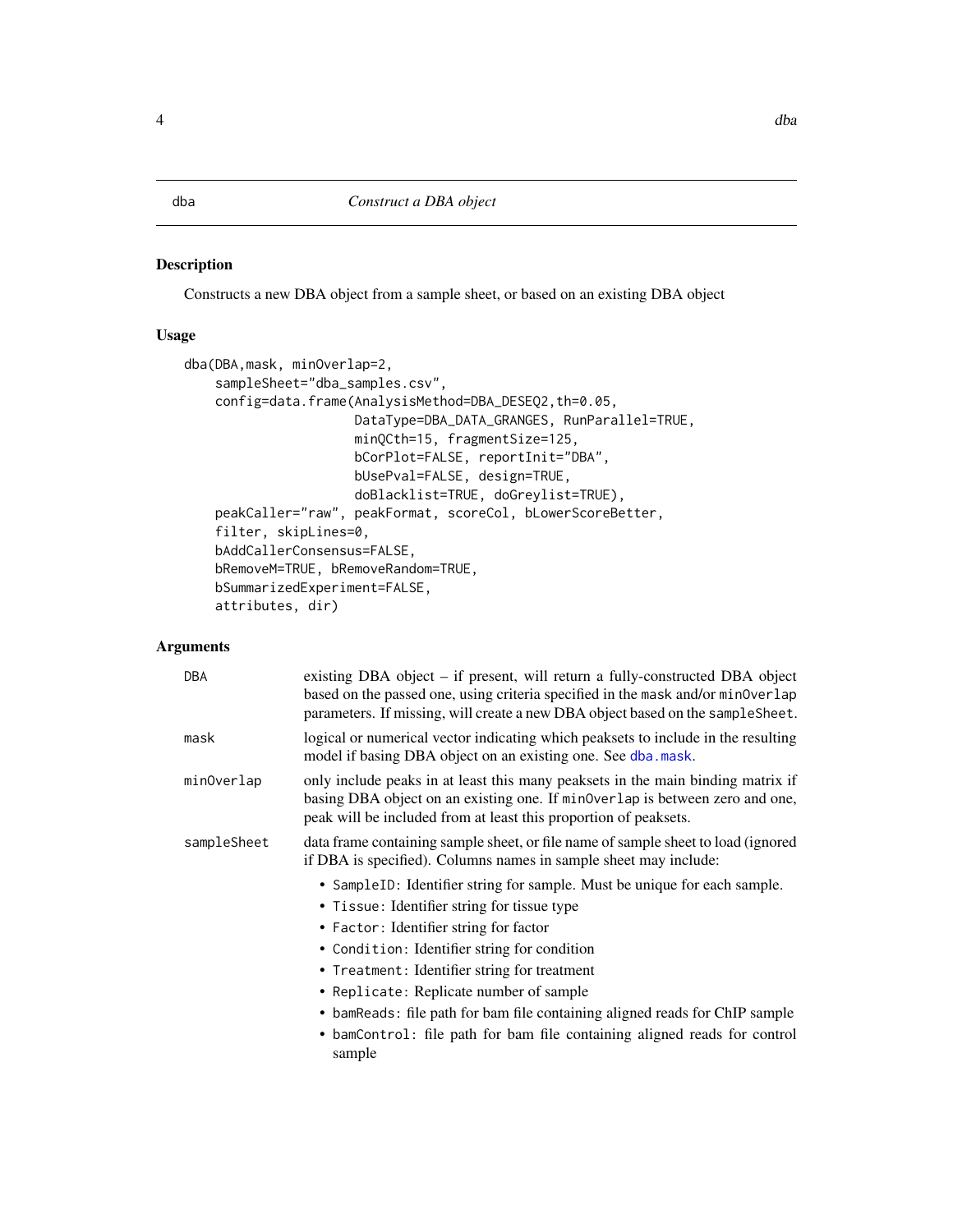dba *Construct a DBA object*

## Description

Constructs a new DBA object from a sample sheet, or based on an existing DBA object

## Usage

```
dba(DBA,mask, minOverlap=2,
    sampleSheet="dba_samples.csv",
    config=data.frame(AnalysisMethod=DBA_DESEQ2,th=0.05,
                      DataType=DBA_DATA_GRANGES, RunParallel=TRUE,
                      minQCth=15, fragmentSize=125,
                      bCorPlot=FALSE, reportInit="DBA",
                      bUsePval=FALSE, design=TRUE,
                      doBlacklist=TRUE, doGreylist=TRUE),
    peakCaller="raw", peakFormat, scoreCol, bLowerScoreBetter,
    filter, skipLines=0,
    bAddCallerConsensus=FALSE,
    bRemoveM=TRUE, bRemoveRandom=TRUE,
    bSummarizedExperiment=FALSE,
    attributes, dir)
```

## Arguments

`DBA` existing DBA object – if present, will return a fully-constructed DBA object based on the passed one, using criteria specified in the `mask` and/or `minOverlap` parameters. If missing, will create a new DBA object based on the `sampleSheet`.

`mask` logical or numerical vector indicating which peaksets to include in the resulting model if basing DBA object on an existing one. See `dba.mask`.

`minOverlap` only include peaks in at least this many peaksets in the main binding matrix if basing DBA object on an existing one. If `minOverlap` is between zero and one, peak will be included from at least this proportion of peaksets.

`sampleSheet` data frame containing sample sheet, or file name of sample sheet to load (ignored if DBA is specified). Columns names in sample sheet may include:

- `SampleID`: Identifier string for sample. Must be unique for each sample.
- `Tissue`: Identifier string for tissue type
- `Factor`: Identifier string for factor
- `Condition`: Identifier string for condition
- `Treatment`: Identifier string for treatment
- `Replicate`: Replicate number of sample
- `bamReads`: file path for bam file containing aligned reads for ChIP sample
- `bamControl`: file path for bam file containing aligned reads for control sample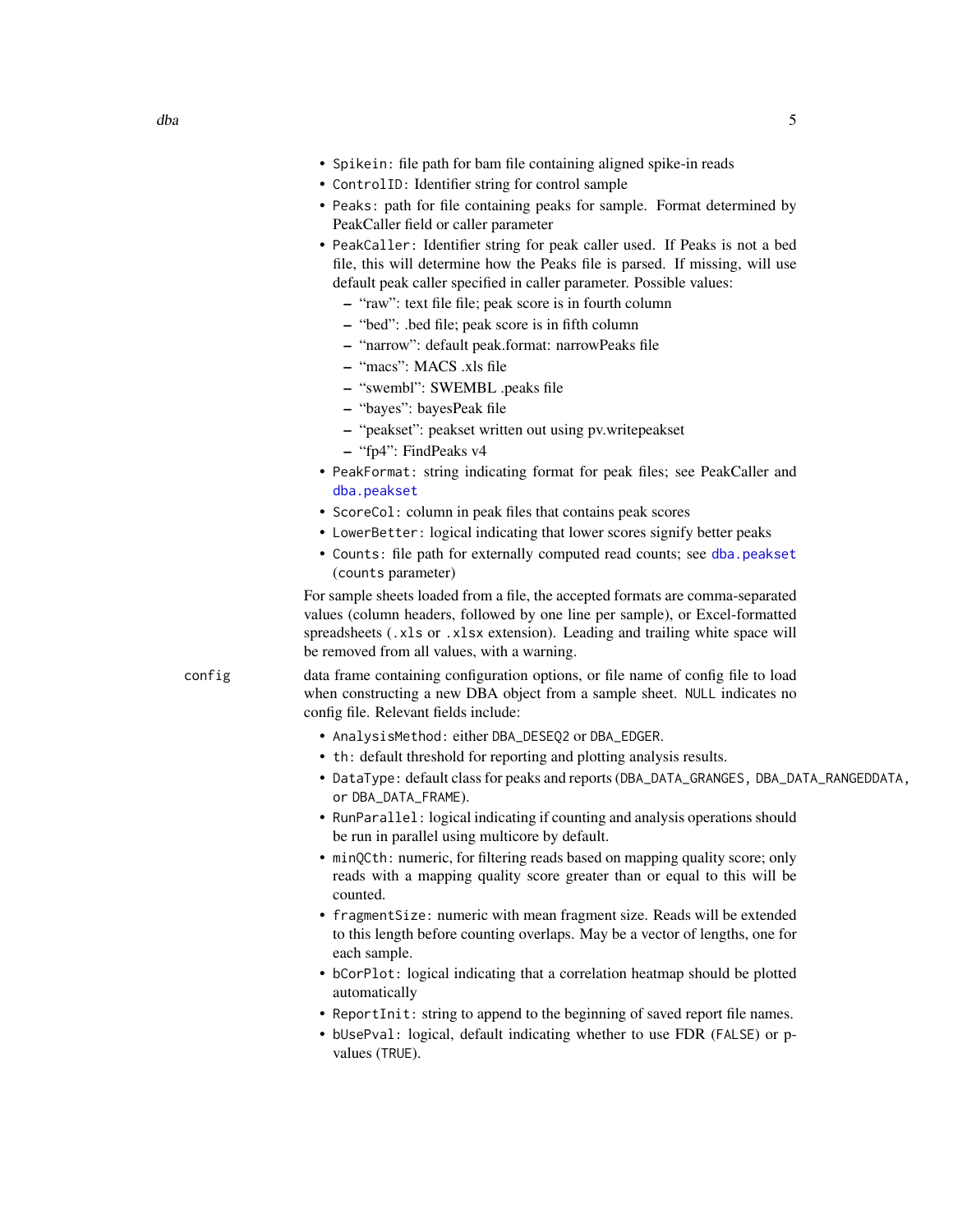- `Spikein`: file path for bam file containing aligned spike-in reads
- `ControlID`: Identifier string for control sample
- `Peaks`: path for file containing peaks for sample. Format determined by PeakCaller field or caller parameter
- `PeakCaller`: Identifier string for peak caller used. If Peaks is not a bed file, this will determine how the Peaks file is parsed. If missing, will use default peak caller specified in caller parameter. Possible values:
  - "raw": text file file; peak score is in fourth column
  - "bed": .bed file; peak score is in fifth column
  - "narrow": default peak.format: narrowPeaks file
  - "macs": MACS .xls file
  - "swembl": SWEMBL .peaks file
  - "bayes": bayesPeak file
  - "peakset": peakset written out using pv.writepeakset
  - "fp4": FindPeaks v4
- `PeakFormat`: string indicating format for peak files; see PeakCaller and `dba.peakset`
- `ScoreCol`: column in peak files that contains peak scores
- `LowerBetter`: logical indicating that lower scores signify better peaks
- `Counts`: file path for externally computed read counts; see `dba.peakset` (`counts` parameter)

For sample sheets loaded from a file, the accepted formats are comma-separated values (column headers, followed by one line per sample), or Excel-formatted spreadsheets (`.xls` or `.xlsx` extension). Leading and trailing white space will be removed from all values, with a warning.

`config` data frame containing configuration options, or file name of config file to load when constructing a new DBA object from a sample sheet. `NULL` indicates no config file. Relevant fields include:

- `AnalysisMethod`: either `DBA_DESEQ2` or `DBA_EDGER`.
- `th`: default threshold for reporting and plotting analysis results.
- `DataType`: default class for peaks and reports (`DBA_DATA_GRANGES`, `DBA_DATA_RANGEDDATA`, or `DBA_DATA_FRAME`).
- `RunParallel`: logical indicating if counting and analysis operations should be run in parallel using multicore by default.
- `minQCth`: numeric, for filtering reads based on mapping quality score; only reads with a mapping quality score greater than or equal to this will be counted.
- `fragmentSize`: numeric with mean fragment size. Reads will be extended to this length before counting overlaps. May be a vector of lengths, one for each sample.
- `bCorPlot`: logical indicating that a correlation heatmap should be plotted automatically
- `ReportInit`: string to append to the beginning of saved report file names.
- `bUsePval`: logical, default indicating whether to use FDR (`FALSE`) or p-values (`TRUE`).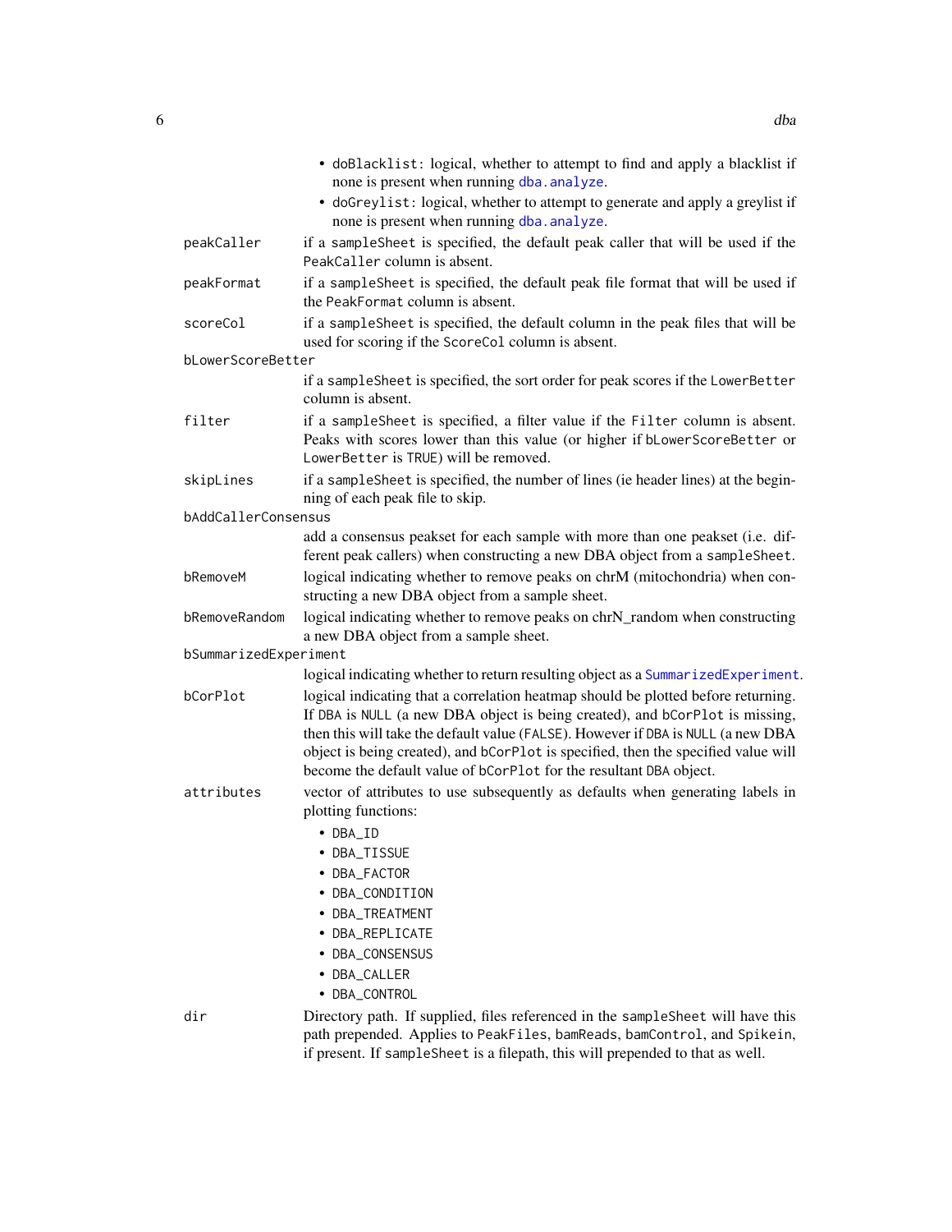- doBlacklist: logical, whether to attempt to find and apply a blacklist if none is present when running dba.analyze.
- doGreylist: logical, whether to attempt to generate and apply a greylist if none is present when running dba.analyze.

**peakCaller** if a sampleSheet is specified, the default peak caller that will be used if the PeakCaller column is absent.

**peakFormat** if a sampleSheet is specified, the default peak file format that will be used if the PeakFormat column is absent.

**scoreCol** if a sampleSheet is specified, the default column in the peak files that will be used for scoring if the ScoreCol column is absent.

**bLowerScoreBetter** if a sampleSheet is specified, the sort order for peak scores if the LowerBetter column is absent.

**filter** if a sampleSheet is specified, a filter value if the Filter column is absent. Peaks with scores lower than this value (or higher if bLowerScoreBetter or LowerBetter is TRUE) will be removed.

**skipLines** if a sampleSheet is specified, the number of lines (ie header lines) at the beginning of each peak file to skip.

**bAddCallerConsensus** add a consensus peakset for each sample with more than one peakset (i.e. different peak callers) when constructing a new DBA object from a sampleSheet.

**bRemoveM** logical indicating whether to remove peaks on chrM (mitochondria) when constructing a new DBA object from a sample sheet.

**bRemoveRandom** logical indicating whether to remove peaks on chrN_random when constructing a new DBA object from a sample sheet.

**bSummarizedExperiment** logical indicating whether to return resulting object as a SummarizedExperiment.

**bCorPlot** logical indicating that a correlation heatmap should be plotted before returning. If DBA is NULL (a new DBA object is being created), and bCorPlot is missing, then this will take the default value (FALSE). However if DBA is NULL (a new DBA object is being created), and bCorPlot is specified, then the specified value will become the default value of bCorPlot for the resultant DBA object.

**attributes** vector of attributes to use subsequently as defaults when generating labels in plotting functions:

- DBA_ID
- DBA_TISSUE
- DBA_FACTOR
- DBA_CONDITION
- DBA_TREATMENT
- DBA_REPLICATE
- DBA_CONSENSUS
- DBA_CALLER
- DBA_CONTROL

**dir** Directory path. If supplied, files referenced in the sampleSheet will have this path prepended. Applies to PeakFiles, bamReads, bamControl, and Spikein, if present. If sampleSheet is a filepath, this will prepended to that as well.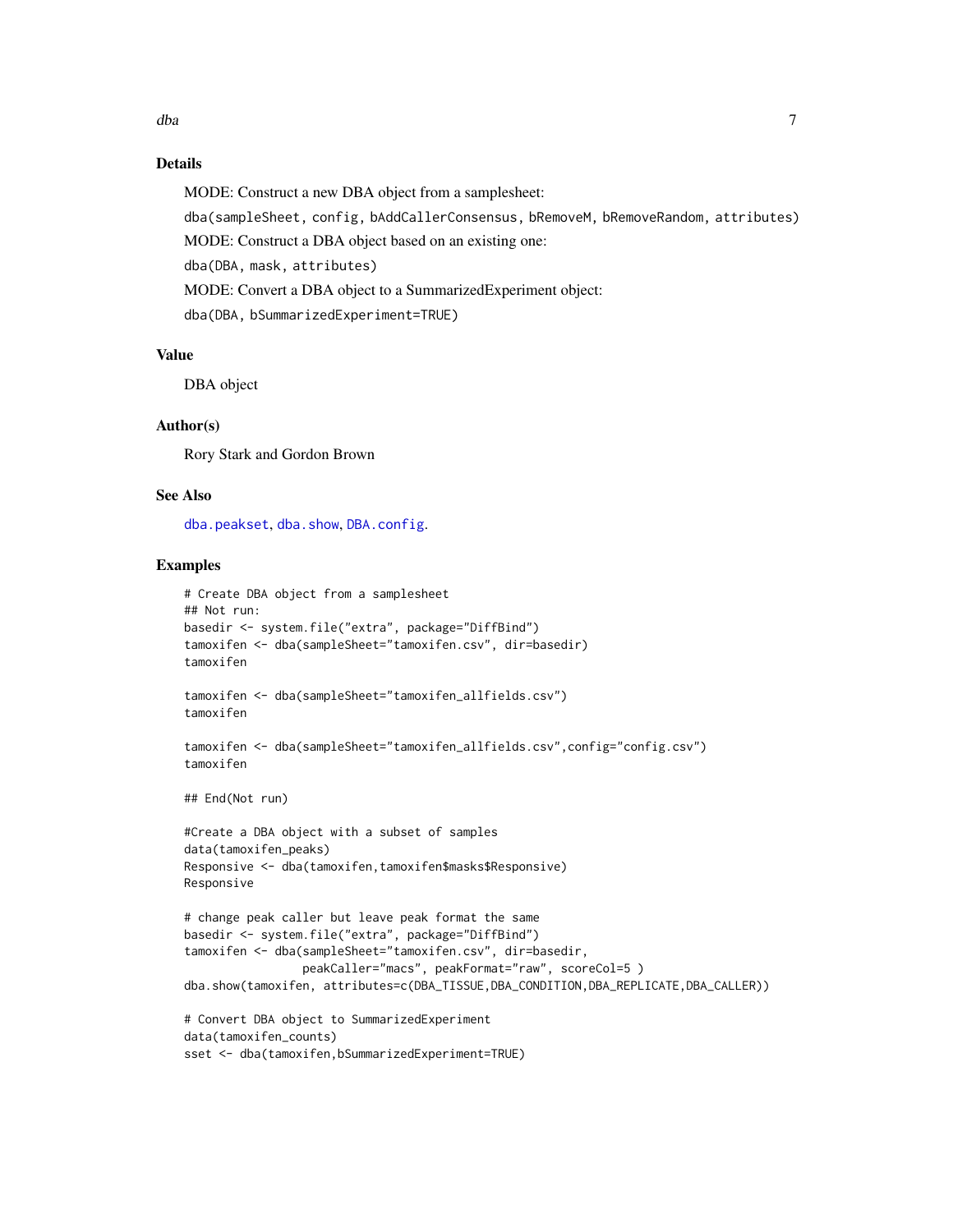## Details

MODE: Construct a new DBA object from a samplesheet:

`dba(sampleSheet, config, bAddCallerConsensus, bRemoveM, bRemoveRandom, attributes)`

MODE: Construct a DBA object based on an existing one:

`dba(DBA, mask, attributes)`

MODE: Convert a DBA object to a SummarizedExperiment object:

`dba(DBA, bSummarizedExperiment=TRUE)`

## Value

DBA object

## Author(s)

Rory Stark and Gordon Brown

## See Also

`dba.peakset`, `dba.show`, `DBA.config`.

## Examples

```
# Create DBA object from a samplesheet
## Not run:
basedir <- system.file("extra", package="DiffBind")
tamoxifen <- dba(sampleSheet="tamoxifen.csv", dir=basedir)
tamoxifen

tamoxifen <- dba(sampleSheet="tamoxifen_allfields.csv")
tamoxifen

tamoxifen <- dba(sampleSheet="tamoxifen_allfields.csv",config="config.csv")
tamoxifen

## End(Not run)

#Create a DBA object with a subset of samples
data(tamoxifen_peaks)
Responsive <- dba(tamoxifen,tamoxifen$masks$Responsive)
Responsive

# change peak caller but leave peak format the same
basedir <- system.file("extra", package="DiffBind")
tamoxifen <- dba(sampleSheet="tamoxifen.csv", dir=basedir,
                 peakCaller="macs", peakFormat="raw", scoreCol=5 )
dba.show(tamoxifen, attributes=c(DBA_TISSUE,DBA_CONDITION,DBA_REPLICATE,DBA_CALLER))

# Convert DBA object to SummarizedExperiment
data(tamoxifen_counts)
sset <- dba(tamoxifen,bSummarizedExperiment=TRUE)
```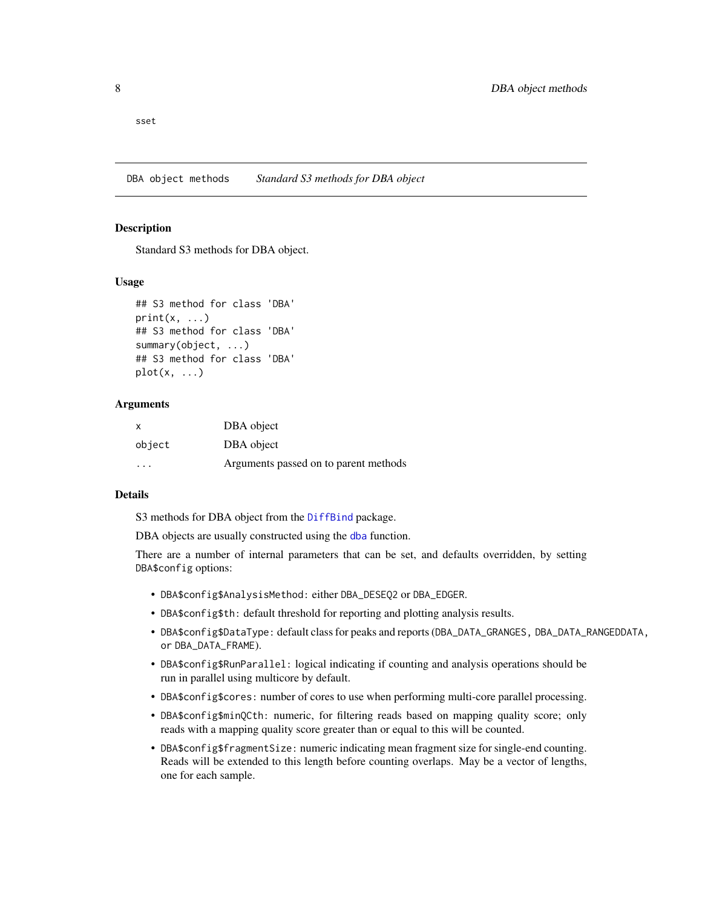sset

## DBA object methods *Standard S3 methods for DBA object*

### Description

Standard S3 methods for DBA object.

### Usage

```
## S3 method for class 'DBA'
print(x, ...)
## S3 method for class 'DBA'
summary(object, ...)
## S3 method for class 'DBA'
plot(x, ...)
```

### Arguments

| | |
|---|---|
| x | DBA object |
| object | DBA object |
| ... | Arguments passed on to parent methods |

### Details

S3 methods for DBA object from the DiffBind package.

DBA objects are usually constructed using the dba function.

There are a number of internal parameters that can be set, and defaults overridden, by setting DBA$config options:

- DBA$config$AnalysisMethod: either DBA_DESEQ2 or DBA_EDGER.
- DBA$config$th: default threshold for reporting and plotting analysis results.
- DBA$config$DataType: default class for peaks and reports (DBA_DATA_GRANGES, DBA_DATA_RANGEDDATA, or DBA_DATA_FRAME).
- DBA$config$RunParallel: logical indicating if counting and analysis operations should be run in parallel using multicore by default.
- DBA$config$cores: number of cores to use when performing multi-core parallel processing.
- DBA$config$minQCth: numeric, for filtering reads based on mapping quality score; only reads with a mapping quality score greater than or equal to this will be counted.
- DBA$config$fragmentSize: numeric indicating mean fragment size for single-end counting. Reads will be extended to this length before counting overlaps. May be a vector of lengths, one for each sample.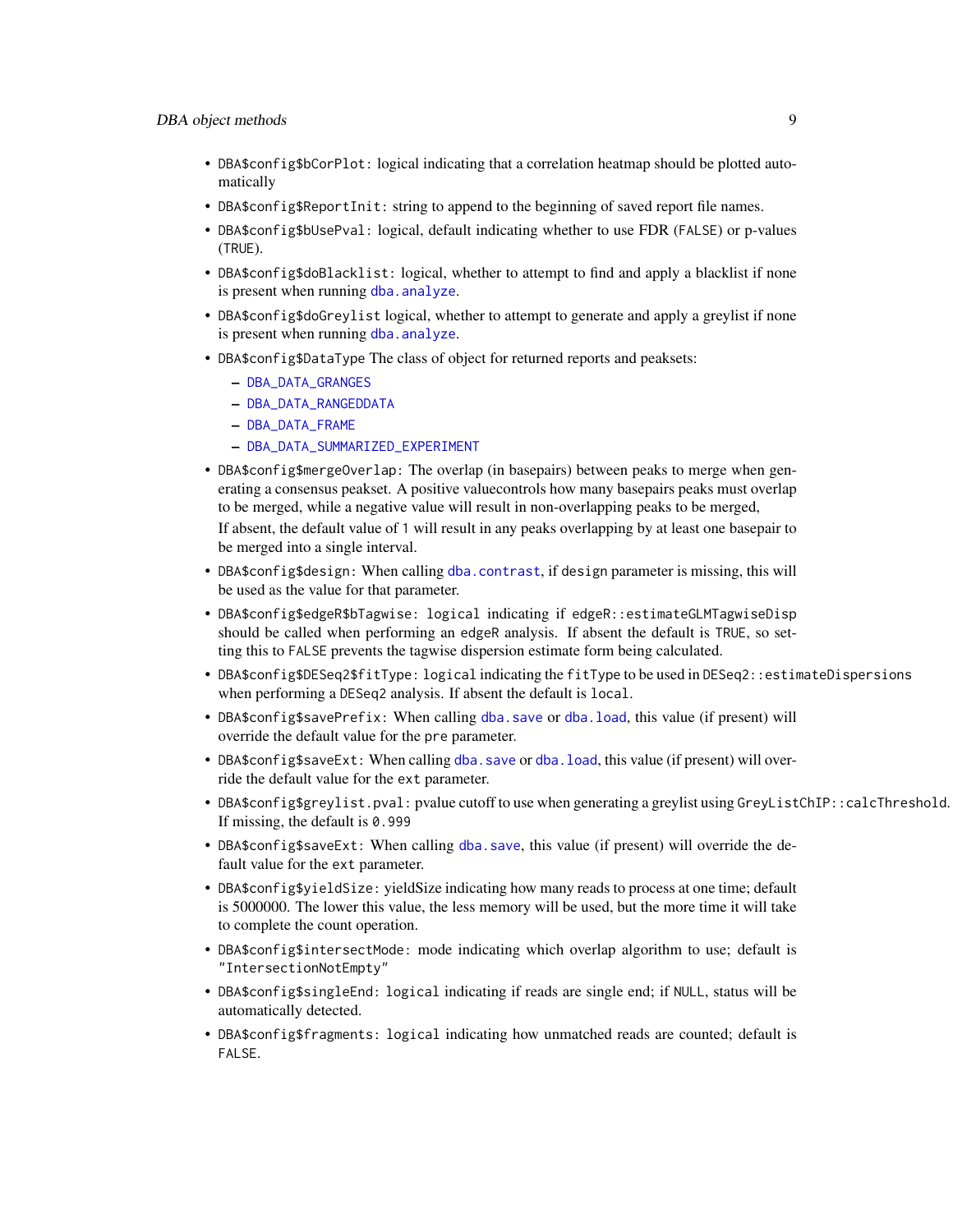- `DBA$config$bCorPlot`: logical indicating that a correlation heatmap should be plotted automatically
- `DBA$config$ReportInit`: string to append to the beginning of saved report file names.
- `DBA$config$bUsePval`: logical, default indicating whether to use FDR (`FALSE`) or p-values (`TRUE`).
- `DBA$config$doBlacklist`: logical, whether to attempt to find and apply a blacklist if none is present when running `dba.analyze`.
- `DBA$config$doGreylist` logical, whether to attempt to generate and apply a greylist if none is present when running `dba.analyze`.
- `DBA$config$DataType` The class of object for returned reports and peaksets:
  - `DBA_DATA_GRANGES`
  - `DBA_DATA_RANGEDDATA`
  - `DBA_DATA_FRAME`
  - `DBA_DATA_SUMMARIZED_EXPERIMENT`
- `DBA$config$mergeOverlap`: The overlap (in basepairs) between peaks to merge when generating a consensus peakset. A positive valuecontrols how many basepairs peaks must overlap to be merged, while a negative value will result in non-overlapping peaks to be merged,

  If absent, the default value of `1` will result in any peaks overlapping by at least one basepair to be merged into a single interval.
- `DBA$config$design`: When calling `dba.contrast`, if `design` parameter is missing, this will be used as the value for that parameter.
- `DBA$config$edgeR$bTagwise`: `logical` indicating if `edgeR::estimateGLMTagwiseDisp` should be called when performing an `edgeR` analysis. If absent the default is `TRUE`, so setting this to `FALSE` prevents the tagwise dispersion estimate form being calculated.
- `DBA$config$DESeq2$fitType`: `logical` indicating the `fitType` to be used in `DESeq2::estimateDispersions` when performing a `DESeq2` analysis. If absent the default is `local`.
- `DBA$config$savePrefix`: When calling `dba.save` or `dba.load`, this value (if present) will override the default value for the `pre` parameter.
- `DBA$config$saveExt`: When calling `dba.save` or `dba.load`, this value (if present) will override the default value for the `ext` parameter.
- `DBA$config$greylist.pval`: pvalue cutoff to use when generating a greylist using `GreyListChIP::calcThreshold`. If missing, the default is `0.999`
- `DBA$config$saveExt`: When calling `dba.save`, this value (if present) will override the default value for the `ext` parameter.
- `DBA$config$yieldSize`: yieldSize indicating how many reads to process at one time; default is 5000000. The lower this value, the less memory will be used, but the more time it will take to complete the count operation.
- `DBA$config$intersectMode`: mode indicating which overlap algorithm to use; default is `"IntersectionNotEmpty"`
- `DBA$config$singleEnd`: `logical` indicating if reads are single end; if `NULL`, status will be automatically detected.
- `DBA$config$fragments`: `logical` indicating how unmatched reads are counted; default is `FALSE`.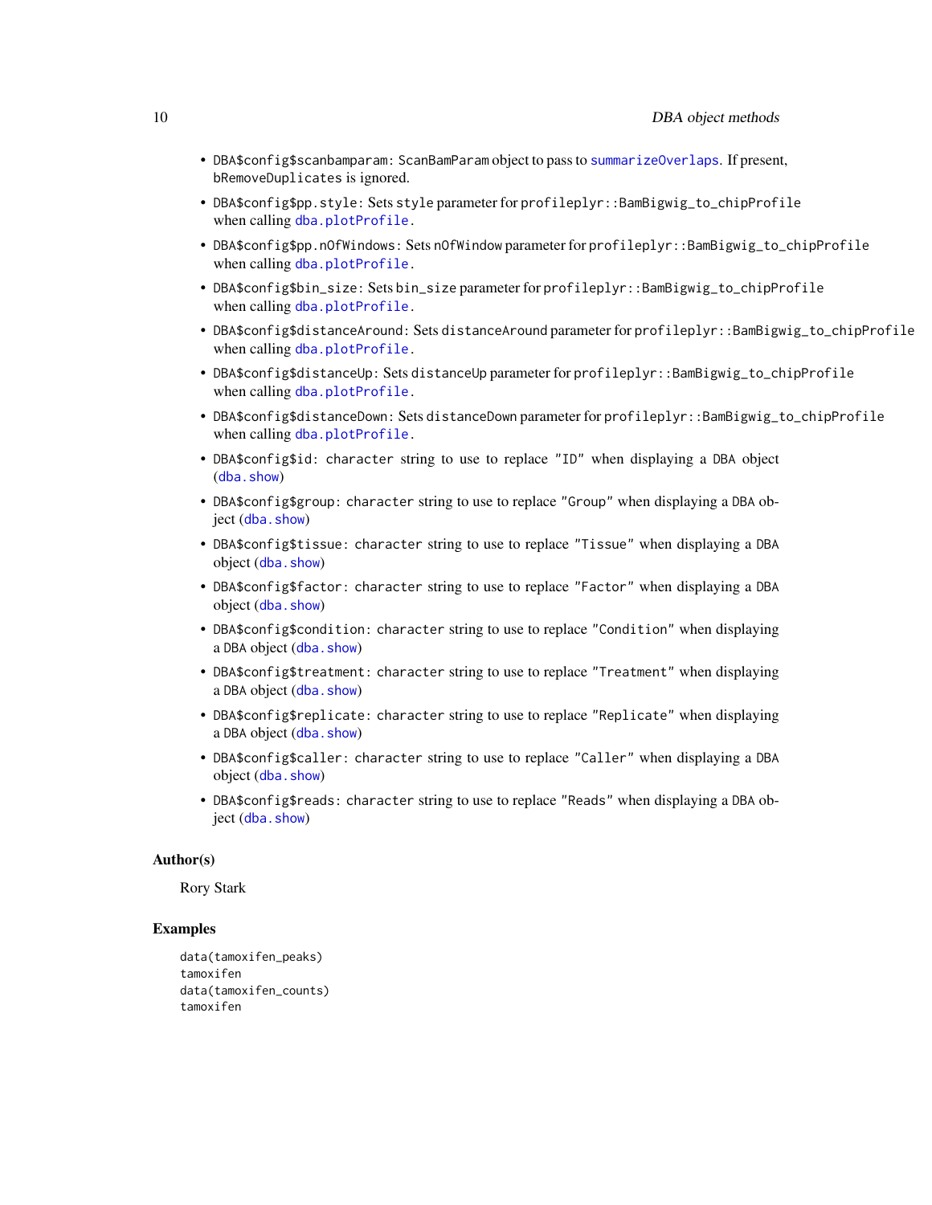- DBA$config$scanbamparam: ScanBamParam object to pass to summarizeOverlaps. If present, bRemoveDuplicates is ignored.
- DBA$config$pp.style: Sets style parameter for profileplyr::BamBigwig_to_chipProfile when calling dba.plotProfile.
- DBA$config$pp.nOfWindows: Sets nOfWindow parameter for profileplyr::BamBigwig_to_chipProfile when calling dba.plotProfile.
- DBA$config$bin_size: Sets bin_size parameter for profileplyr::BamBigwig_to_chipProfile when calling dba.plotProfile.
- DBA$config$distanceAround: Sets distanceAround parameter for profileplyr::BamBigwig_to_chipProfile when calling dba.plotProfile.
- DBA$config$distanceUp: Sets distanceUp parameter for profileplyr::BamBigwig_to_chipProfile when calling dba.plotProfile.
- DBA$config$distanceDown: Sets distanceDown parameter for profileplyr::BamBigwig_to_chipProfile when calling dba.plotProfile.
- DBA$config$id: character string to use to replace "ID" when displaying a DBA object (dba.show)
- DBA$config$group: character string to use to replace "Group" when displaying a DBA object (dba.show)
- DBA$config$tissue: character string to use to replace "Tissue" when displaying a DBA object (dba.show)
- DBA$config$factor: character string to use to replace "Factor" when displaying a DBA object (dba.show)
- DBA$config$condition: character string to use to replace "Condition" when displaying a DBA object (dba.show)
- DBA$config$treatment: character string to use to replace "Treatment" when displaying a DBA object (dba.show)
- DBA$config$replicate: character string to use to replace "Replicate" when displaying a DBA object (dba.show)
- DBA$config$caller: character string to use to replace "Caller" when displaying a DBA object (dba.show)
- DBA$config$reads: character string to use to replace "Reads" when displaying a DBA object (dba.show)

### Author(s)

Rory Stark

### Examples

```
data(tamoxifen_peaks)
tamoxifen
data(tamoxifen_counts)
tamoxifen
```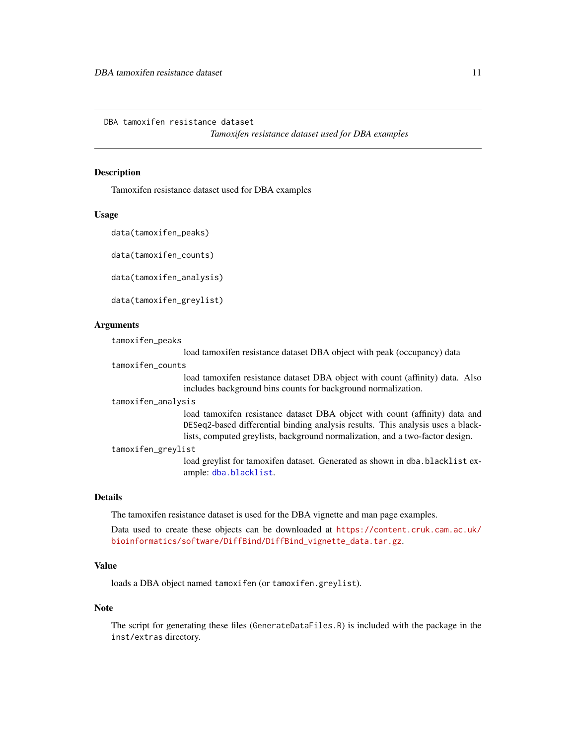DBA tamoxifen resistance dataset

*Tamoxifen resistance dataset used for DBA examples*

## Description

Tamoxifen resistance dataset used for DBA examples

## Usage

```
data(tamoxifen_peaks)

data(tamoxifen_counts)

data(tamoxifen_analysis)

data(tamoxifen_greylist)
```

## Arguments

`tamoxifen_peaks`
: load tamoxifen resistance dataset DBA object with peak (occupancy) data

`tamoxifen_counts`
: load tamoxifen resistance dataset DBA object with count (affinity) data. Also includes background bins counts for background normalization.

`tamoxifen_analysis`
: load tamoxifen resistance dataset DBA object with count (affinity) data and `DESeq2`-based differential binding analysis results. This analysis uses a blacklists, computed greylists, background normalization, and a two-factor design.

`tamoxifen_greylist`
: load greylist for tamoxifen dataset. Generated as shown in `dba.blacklist` example: `dba.blacklist`.

## Details

The tamoxifen resistance dataset is used for the DBA vignette and man page examples.

Data used to create these objects can be downloaded at https://content.cruk.cam.ac.uk/bioinformatics/software/DiffBind/DiffBind_vignette_data.tar.gz.

## Value

loads a DBA object named `tamoxifen` (or `tamoxifen.greylist`).

## Note

The script for generating these files (`GenerateDataFiles.R`) is included with the package in the `inst/extras` directory.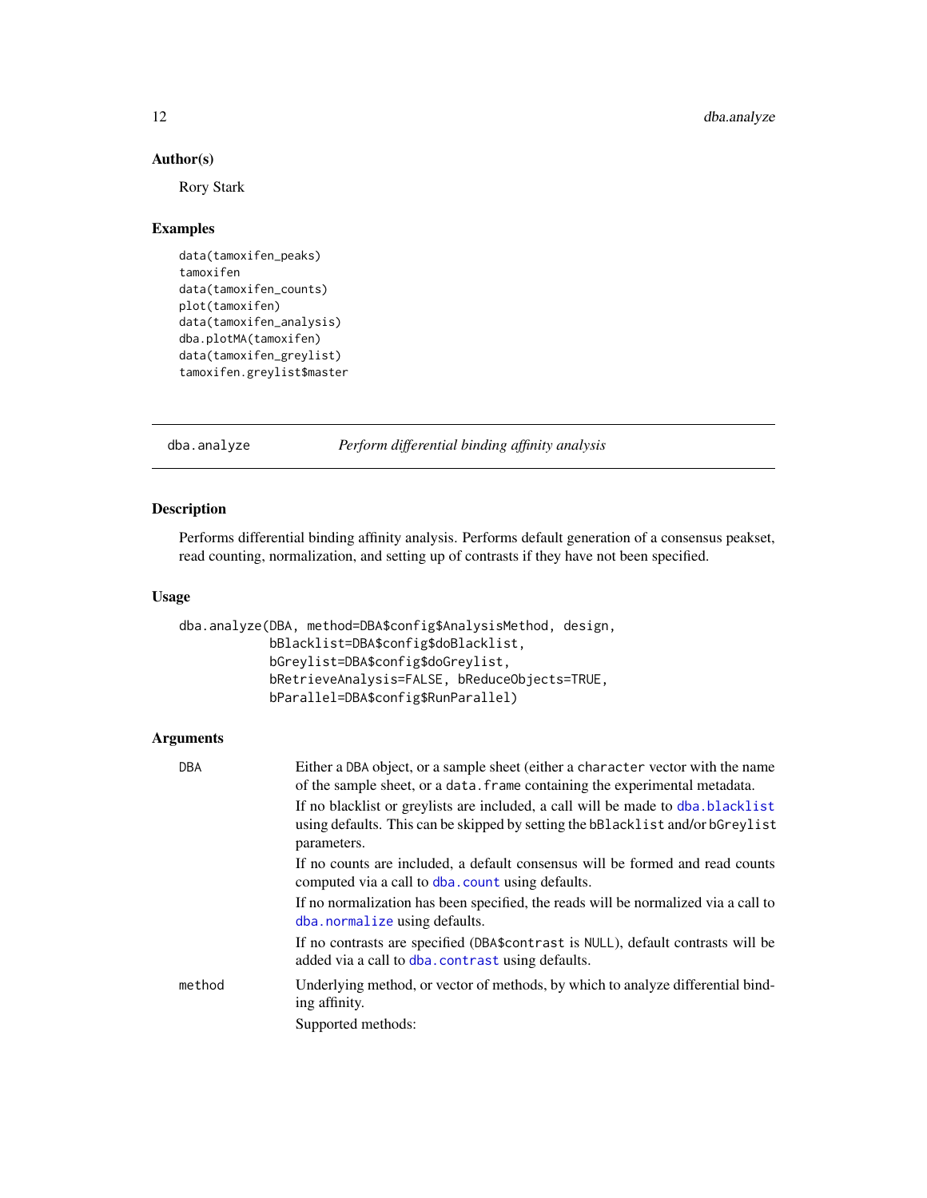### Author(s)

Rory Stark

### Examples

```
data(tamoxifen_peaks)
tamoxifen
data(tamoxifen_counts)
plot(tamoxifen)
data(tamoxifen_analysis)
dba.plotMA(tamoxifen)
data(tamoxifen_greylist)
tamoxifen.greylist$master
```

---

## dba.analyze — *Perform differential binding affinity analysis*

### Description

Performs differential binding affinity analysis. Performs default generation of a consensus peakset, read counting, normalization, and setting up of contrasts if they have not been specified.

### Usage

```
dba.analyze(DBA, method=DBA$config$AnalysisMethod, design,
            bBlacklist=DBA$config$doBlacklist,
            bGreylist=DBA$config$doGreylist,
            bRetrieveAnalysis=FALSE, bReduceObjects=TRUE,
            bParallel=DBA$config$RunParallel)
```

### Arguments

`DBA` — Either a `DBA` object, or a sample sheet (either a `character` vector with the name of the sample sheet, or a `data.frame` containing the experimental metadata.

If no blacklist or greylists are included, a call will be made to `dba.blacklist` using defaults. This can be skipped by setting the `bBlacklist` and/or `bGreylist` parameters.

If no counts are included, a default consensus will be formed and read counts computed via a call to `dba.count` using defaults.

If no normalization has been specified, the reads will be normalized via a call to `dba.normalize` using defaults.

If no contrasts are specified (`DBA$contrast` is `NULL`), default contrasts will be added via a call to `dba.contrast` using defaults.

`method` — Underlying method, or vector of methods, by which to analyze differential binding affinity.

Supported methods: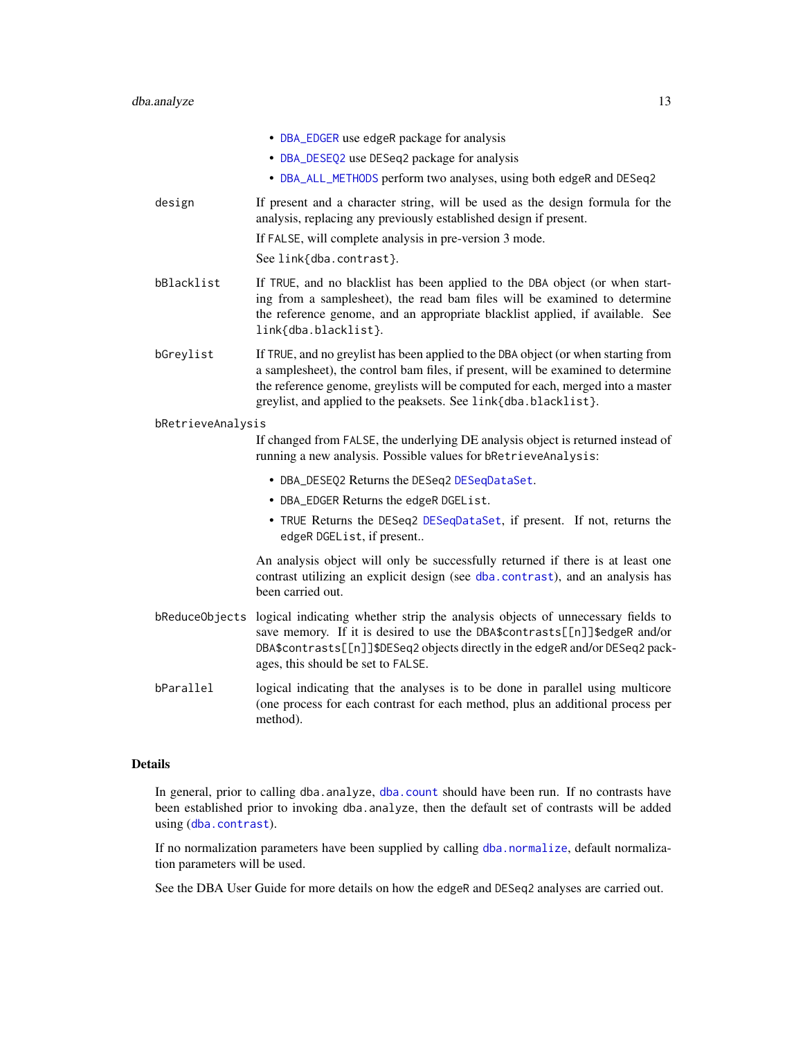- `DBA_EDGER` use edgeR package for analysis
- `DBA_DESEQ2` use DESeq2 package for analysis
- `DBA_ALL_METHODS` perform two analyses, using both edgeR and DESeq2

`design` If present and a character string, will be used as the design formula for the analysis, replacing any previously established design if present.

If `FALSE`, will complete analysis in pre-version 3 mode.

See `link{dba.contrast}`.

`bBlacklist` If `TRUE`, and no blacklist has been applied to the `DBA` object (or when starting from a samplesheet), the read bam files will be examined to determine the reference genome, and an appropriate blacklist applied, if available. See `link{dba.blacklist}`.

`bGreylist` If `TRUE`, and no greylist has been applied to the `DBA` object (or when starting from a samplesheet), the control bam files, if present, will be examined to determine the reference genome, greylists will be computed for each, merged into a master greylist, and applied to the peaksets. See `link{dba.blacklist}`.

`bRetrieveAnalysis`

If changed from `FALSE`, the underlying DE analysis object is returned instead of running a new analysis. Possible values for `bRetrieveAnalysis`:

- `DBA_DESEQ2` Returns the DESeq2 `DESeqDataSet`.
- `DBA_EDGER` Returns the edgeR `DGEList`.
- `TRUE` Returns the DESeq2 `DESeqDataSet`, if present. If not, returns the edgeR `DGEList`, if present..

An analysis object will only be successfully returned if there is at least one contrast utilizing an explicit design (see `dba.contrast`), and an analysis has been carried out.

`bReduceObjects` logical indicating whether strip the analysis objects of unnecessary fields to save memory. If it is desired to use the `DBA$contrasts[[n]]$edgeR` and/or `DBA$contrasts[[n]]$DESeq2` objects directly in the edgeR and/or DESeq2 packages, this should be set to `FALSE`.

`bParallel` logical indicating that the analyses is to be done in parallel using multicore (one process for each contrast for each method, plus an additional process per method).

## Details

In general, prior to calling `dba.analyze`, `dba.count` should have been run. If no contrasts have been established prior to invoking `dba.analyze`, then the default set of contrasts will be added using (`dba.contrast`).

If no normalization parameters have been supplied by calling `dba.normalize`, default normalization parameters will be used.

See the DBA User Guide for more details on how the edgeR and DESeq2 analyses are carried out.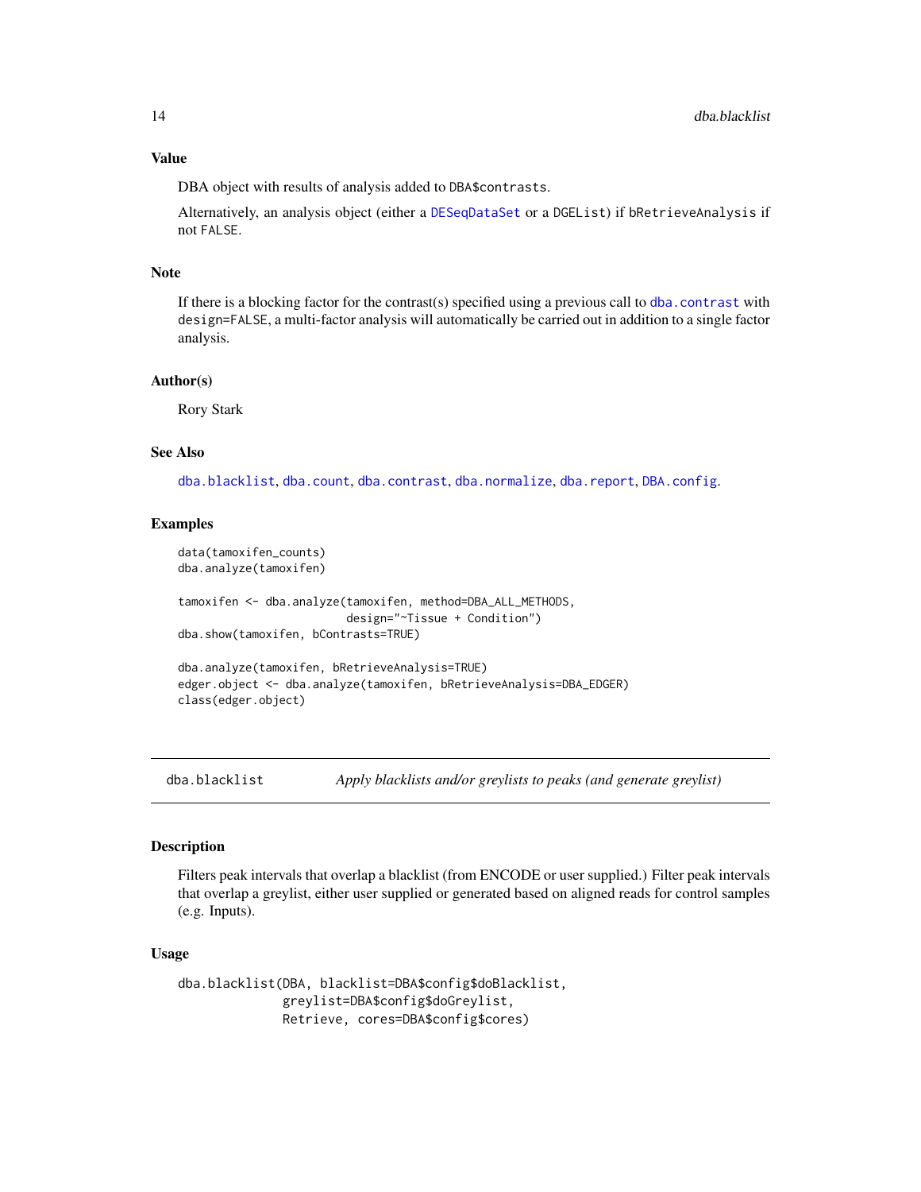### Value

DBA object with results of analysis added to DBA$contrasts.

Alternatively, an analysis object (either a DESeqDataSet or a DGEList) if bRetrieveAnalysis if not FALSE.

### Note

If there is a blocking factor for the contrast(s) specified using a previous call to dba.contrast with design=FALSE, a multi-factor analysis will automatically be carried out in addition to a single factor analysis.

### Author(s)

Rory Stark

### See Also

dba.blacklist, dba.count, dba.contrast, dba.normalize, dba.report, DBA.config.

### Examples

```
data(tamoxifen_counts)
dba.analyze(tamoxifen)

tamoxifen <- dba.analyze(tamoxifen, method=DBA_ALL_METHODS,
                         design="~Tissue + Condition")
dba.show(tamoxifen, bContrasts=TRUE)

dba.analyze(tamoxifen, bRetrieveAnalysis=TRUE)
edger.object <- dba.analyze(tamoxifen, bRetrieveAnalysis=DBA_EDGER)
class(edger.object)
```

---

## dba.blacklist — *Apply blacklists and/or greylists to peaks (and generate greylist)*

### Description

Filters peak intervals that overlap a blacklist (from ENCODE or user supplied.) Filter peak intervals that overlap a greylist, either user supplied or generated based on aligned reads for control samples (e.g. Inputs).

### Usage

```
dba.blacklist(DBA, blacklist=DBA$config$doBlacklist,
              greylist=DBA$config$doGreylist,
              Retrieve, cores=DBA$config$cores)
```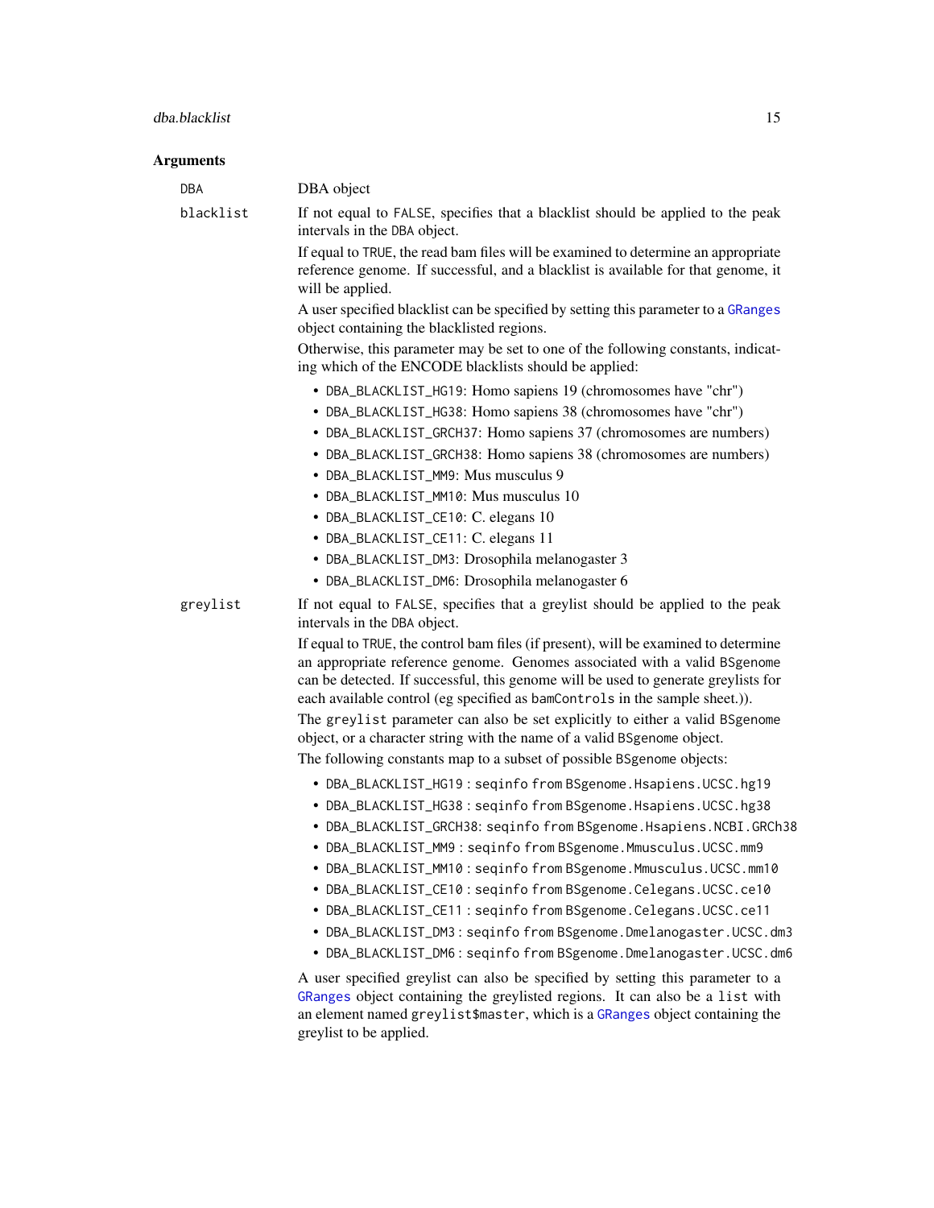## Arguments

**DBA**
DBA object

**blacklist**
If not equal to `FALSE`, specifies that a blacklist should be applied to the peak intervals in the `DBA` object.

If equal to `TRUE`, the read bam files will be examined to determine an appropriate reference genome. If successful, and a blacklist is available for that genome, it will be applied.

A user specified blacklist can be specified by setting this parameter to a `GRanges` object containing the blacklisted regions.

Otherwise, this parameter may be set to one of the following constants, indicating which of the ENCODE blacklists should be applied:

- `DBA_BLACKLIST_HG19`: Homo sapiens 19 (chromosomes have "chr")
- `DBA_BLACKLIST_HG38`: Homo sapiens 38 (chromosomes have "chr")
- `DBA_BLACKLIST_GRCH37`: Homo sapiens 37 (chromosomes are numbers)
- `DBA_BLACKLIST_GRCH38`: Homo sapiens 38 (chromosomes are numbers)
- `DBA_BLACKLIST_MM9`: Mus musculus 9
- `DBA_BLACKLIST_MM10`: Mus musculus 10
- `DBA_BLACKLIST_CE10`: C. elegans 10
- `DBA_BLACKLIST_CE11`: C. elegans 11
- `DBA_BLACKLIST_DM3`: Drosophila melanogaster 3
- `DBA_BLACKLIST_DM6`: Drosophila melanogaster 6

**greylist**
If not equal to `FALSE`, specifies that a greylist should be applied to the peak intervals in the `DBA` object.

If equal to `TRUE`, the control bam files (if present), will be examined to determine an appropriate reference genome. Genomes associated with a valid `BSgenome` can be detected. If successful, this genome will be used to generate greylists for each available control (eg specified as `bamControls` in the sample sheet.)).

The `greylist` parameter can also be set explicitly to either a valid `BSgenome` object, or a character string with the name of a valid `BSgenome` object.

The following constants map to a subset of possible `BSgenome` objects:

- `DBA_BLACKLIST_HG19` : `seqinfo` from `BSgenome.Hsapiens.UCSC.hg19`
- `DBA_BLACKLIST_HG38` : `seqinfo` from `BSgenome.Hsapiens.UCSC.hg38`
- `DBA_BLACKLIST_GRCH38`: `seqinfo` from `BSgenome.Hsapiens.NCBI.GRCh38`
- `DBA_BLACKLIST_MM9` : `seqinfo` from `BSgenome.Mmusculus.UCSC.mm9`
- `DBA_BLACKLIST_MM10` : `seqinfo` from `BSgenome.Mmusculus.UCSC.mm10`
- `DBA_BLACKLIST_CE10` : `seqinfo` from `BSgenome.Celegans.UCSC.ce10`
- `DBA_BLACKLIST_CE11` : `seqinfo` from `BSgenome.Celegans.UCSC.ce11`
- `DBA_BLACKLIST_DM3` : `seqinfo` from `BSgenome.Dmelanogaster.UCSC.dm3`
- `DBA_BLACKLIST_DM6` : `seqinfo` from `BSgenome.Dmelanogaster.UCSC.dm6`

A user specified greylist can also be specified by setting this parameter to a `GRanges` object containing the greylisted regions. It can also be a `list` with an element named `greylist$master`, which is a `GRanges` object containing the greylist to be applied.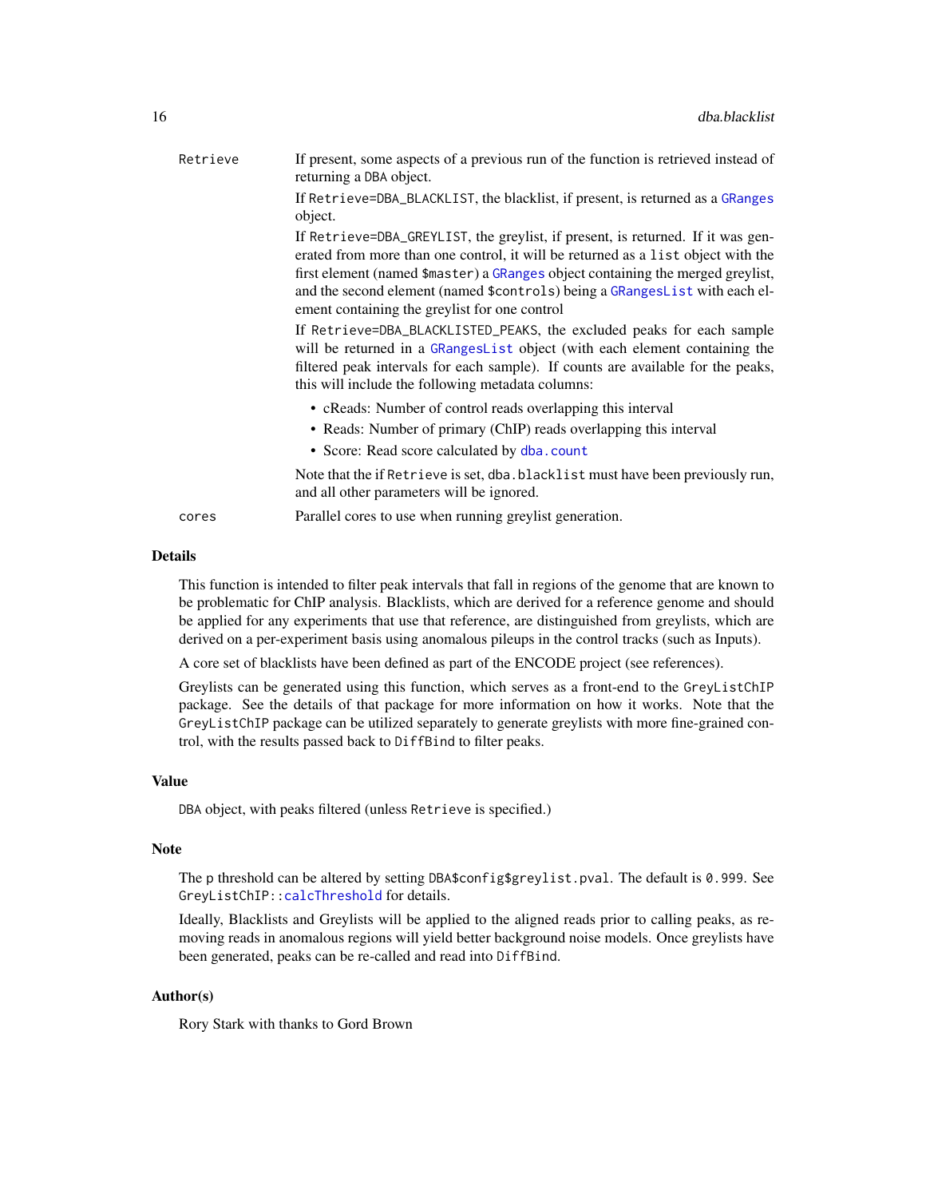| | |
|---|---|
| Retrieve | If present, some aspects of a previous run of the function is retrieved instead of returning a DBA object. |
| | If Retrieve=DBA_BLACKLIST, the blacklist, if present, is returned as a GRanges object. |
| | If Retrieve=DBA_GREYLIST, the greylist, if present, is returned. If it was generated from more than one control, it will be returned as a list object with the first element (named $master) a GRanges object containing the merged greylist, and the second element (named $controls) being a GRangesList with each element containing the greylist for one control |
| | If Retrieve=DBA_BLACKLISTED_PEAKS, the excluded peaks for each sample will be returned in a GRangesList object (with each element containing the filtered peak intervals for each sample). If counts are available for the peaks, this will include the following metadata columns: <br>• cReads: Number of control reads overlapping this interval <br>• Reads: Number of primary (ChIP) reads overlapping this interval <br>• Score: Read score calculated by dba.count |
| | Note that the if Retrieve is set, dba.blacklist must have been previously run, and all other parameters will be ignored. |
| cores | Parallel cores to use when running greylist generation. |

## Details

This function is intended to filter peak intervals that fall in regions of the genome that are known to be problematic for ChIP analysis. Blacklists, which are derived for a reference genome and should be applied for any experiments that use that reference, are distinguished from greylists, which are derived on a per-experiment basis using anomalous pileups in the control tracks (such as Inputs).

A core set of blacklists have been defined as part of the ENCODE project (see references).

Greylists can be generated using this function, which serves as a front-end to the GreyListChIP package. See the details of that package for more information on how it works. Note that the GreyListChIP package can be utilized separately to generate greylists with more fine-grained control, with the results passed back to DiffBind to filter peaks.

## Value

DBA object, with peaks filtered (unless Retrieve is specified.)

## Note

The p threshold can be altered by setting DBA$config$greylist.pval. The default is 0.999. See GreyListChIP::calcThreshold for details.

Ideally, Blacklists and Greylists will be applied to the aligned reads prior to calling peaks, as removing reads in anomalous regions will yield better background noise models. Once greylists have been generated, peaks can be re-called and read into DiffBind.

## Author(s)

Rory Stark with thanks to Gord Brown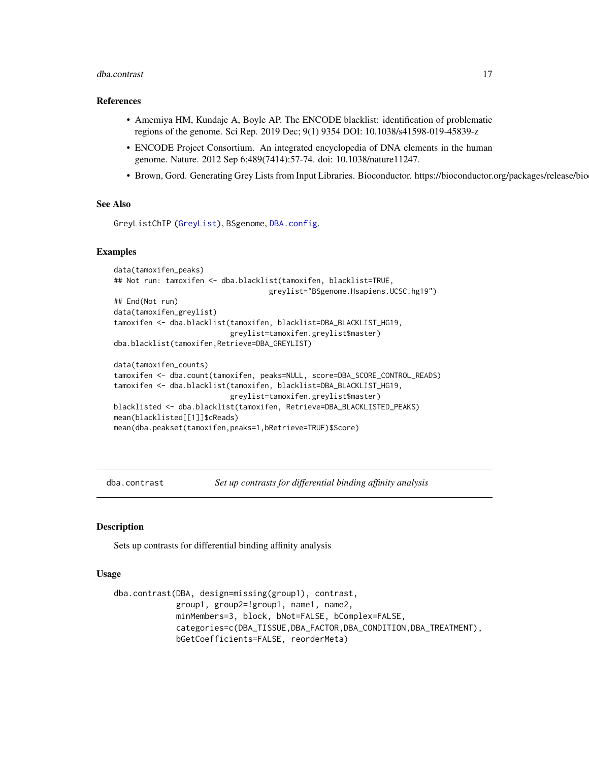## References

- Amemiya HM, Kundaje A, Boyle AP. The ENCODE blacklist: identification of problematic regions of the genome. Sci Rep. 2019 Dec; 9(1) 9354 DOI: 10.1038/s41598-019-45839-z
- ENCODE Project Consortium. An integrated encyclopedia of DNA elements in the human genome. Nature. 2012 Sep 6;489(7414):57-74. doi: 10.1038/nature11247.
- Brown, Gord. Generating Grey Lists from Input Libraries. Bioconductor. https://bioconductor.org/packages/release/bio

## See Also

GreyListChIP (GreyList), BSgenome, DBA.config.

## Examples

```
data(tamoxifen_peaks)
## Not run: tamoxifen <- dba.blacklist(tamoxifen, blacklist=TRUE,
                                    greylist="BSgenome.Hsapiens.UCSC.hg19")
## End(Not run)
data(tamoxifen_greylist)
tamoxifen <- dba.blacklist(tamoxifen, blacklist=DBA_BLACKLIST_HG19,
                           greylist=tamoxifen.greylist$master)
dba.blacklist(tamoxifen,Retrieve=DBA_GREYLIST)

data(tamoxifen_counts)
tamoxifen <- dba.count(tamoxifen, peaks=NULL, score=DBA_SCORE_CONTROL_READS)
tamoxifen <- dba.blacklist(tamoxifen, blacklist=DBA_BLACKLIST_HG19,
                           greylist=tamoxifen.greylist$master)
blacklisted <- dba.blacklist(tamoxifen, Retrieve=DBA_BLACKLISTED_PEAKS)
mean(blacklisted[[1]]$cReads)
mean(dba.peakset(tamoxifen,peaks=1,bRetrieve=TRUE)$Score)
```

---

# dba.contrast — *Set up contrasts for differential binding affinity analysis*

---

## Description

Sets up contrasts for differential binding affinity analysis

## Usage

```
dba.contrast(DBA, design=missing(group1), contrast,
             group1, group2=!group1, name1, name2,
             minMembers=3, block, bNot=FALSE, bComplex=FALSE,
             categories=c(DBA_TISSUE,DBA_FACTOR,DBA_CONDITION,DBA_TREATMENT),
             bGetCoefficients=FALSE, reorderMeta)
```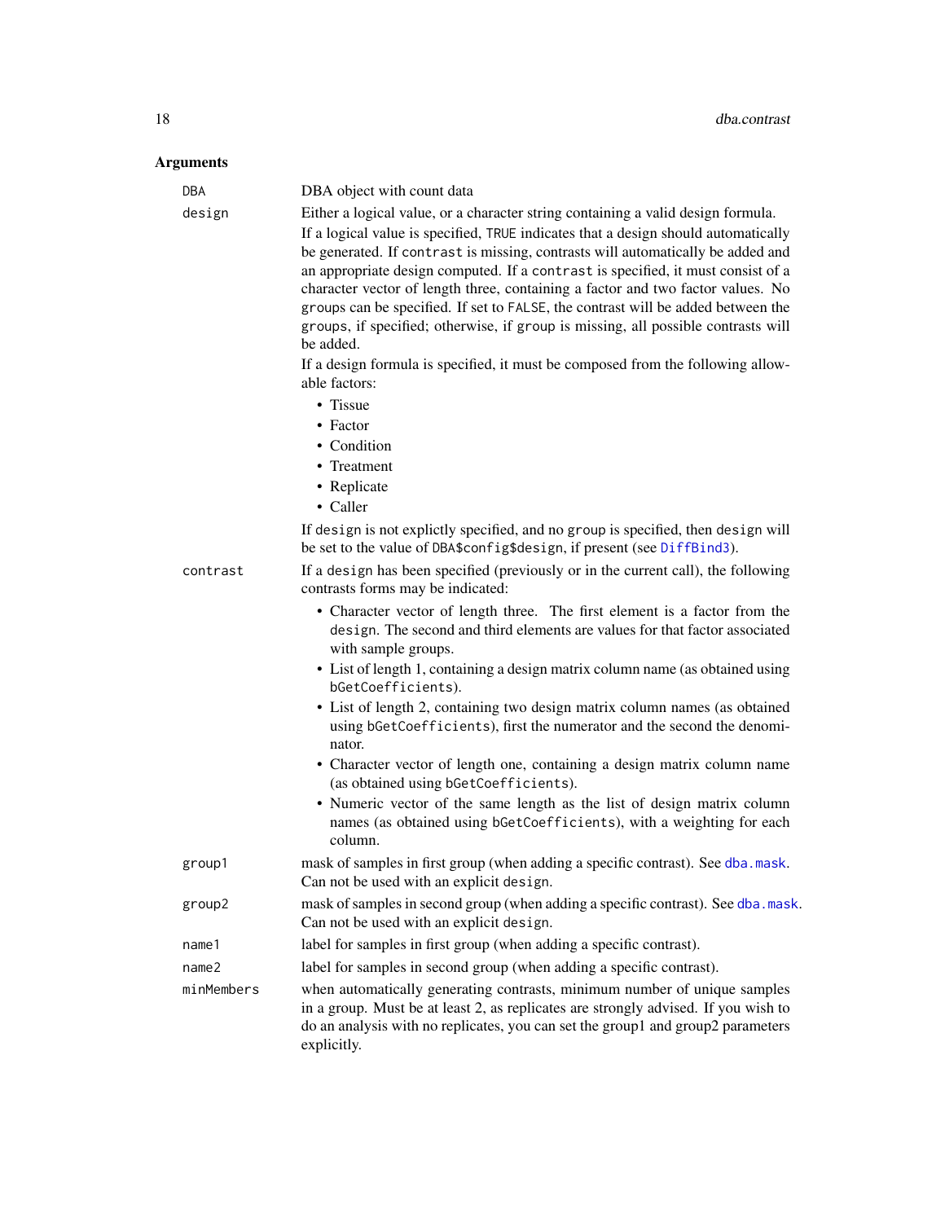## Arguments

| | |
|---|---|
| `DBA` | DBA object with count data |
| `design` | Either a logical value, or a character string containing a valid design formula. If a logical value is specified, `TRUE` indicates that a design should automatically be generated. If `contrast` is missing, contrasts will automatically be added and an appropriate design computed. If a `contrast` is specified, it must consist of a character vector of length three, containing a factor and two factor values. No `groups` can be specified. If set to `FALSE`, the contrast will be added between the `groups`, if specified; otherwise, if `group` is missing, all possible contrasts will be added. <br><br> If a design formula is specified, it must be composed from the following allowable factors: <br> • Tissue <br> • Factor <br> • Condition <br> • Treatment <br> • Replicate <br> • Caller <br><br> If `design` is not explictly specified, and no `group` is specified, then `design` will be set to the value of `DBA$config$design`, if present (see `DiffBind3`). |
| `contrast` | If a `design` has been specified (previously or in the current call), the following contrasts forms may be indicated: <br> • Character vector of length three. The first element is a factor from the `design`. The second and third elements are values for that factor associated with sample groups. <br> • List of length 1, containing a design matrix column name (as obtained using `bGetCoefficients`). <br> • List of length 2, containing two design matrix column names (as obtained using `bGetCoefficients`), first the numerator and the second the denominator. <br> • Character vector of length one, containing a design matrix column name (as obtained using `bGetCoefficients`). <br> • Numeric vector of the same length as the list of design matrix column names (as obtained using `bGetCoefficients`), with a weighting for each column. |
| `group1` | mask of samples in first group (when adding a specific contrast). See `dba.mask`. Can not be used with an explicit `design`. |
| `group2` | mask of samples in second group (when adding a specific contrast). See `dba.mask`. Can not be used with an explicit `design`. |
| `name1` | label for samples in first group (when adding a specific contrast). |
| `name2` | label for samples in second group (when adding a specific contrast). |
| `minMembers` | when automatically generating contrasts, minimum number of unique samples in a group. Must be at least 2, as replicates are strongly advised. If you wish to do an analysis with no replicates, you can set the group1 and group2 parameters explicitly. |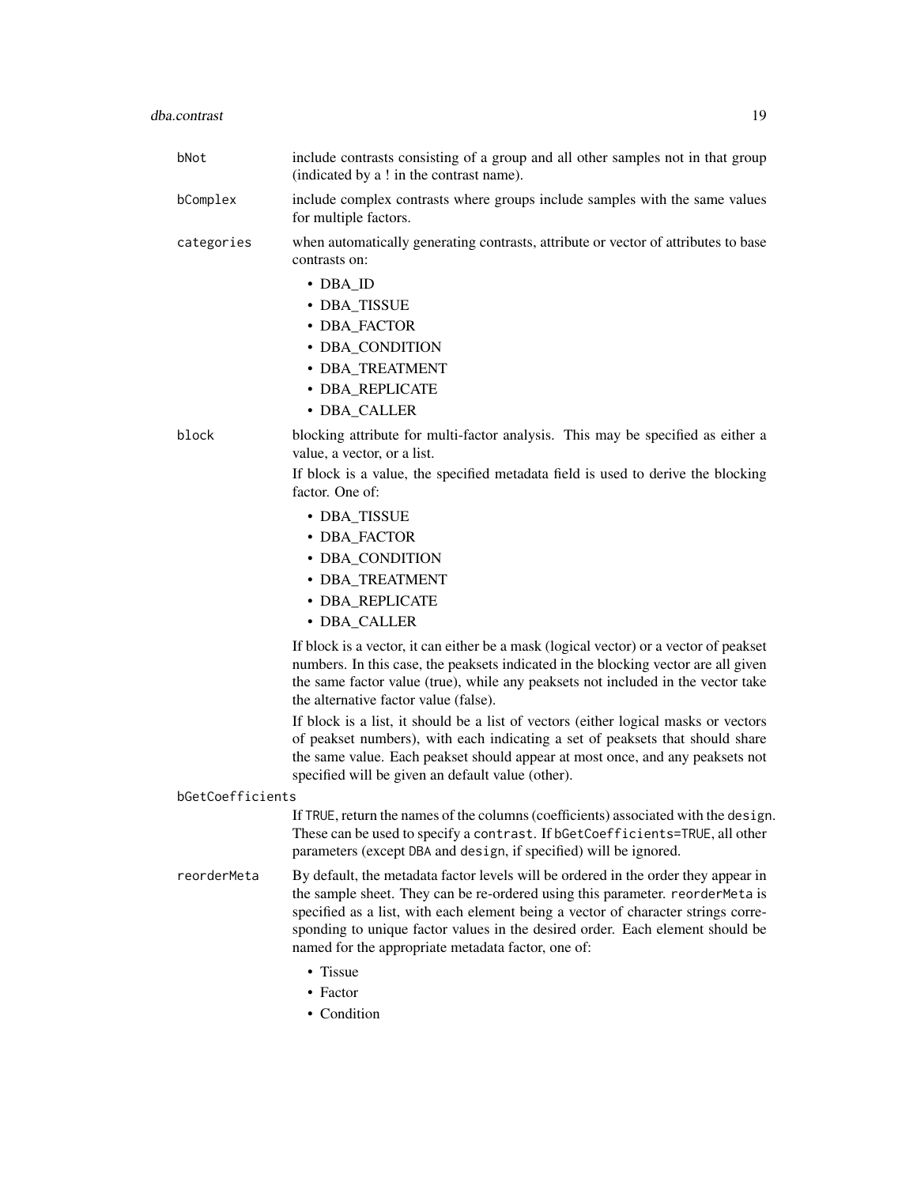`bNot`
: include contrasts consisting of a group and all other samples not in that group (indicated by a ! in the contrast name).

`bComplex`
: include complex contrasts where groups include samples with the same values for multiple factors.

`categories`
: when automatically generating contrasts, attribute or vector of attributes to base contrasts on:

- DBA_ID
- DBA_TISSUE
- DBA_FACTOR
- DBA_CONDITION
- DBA_TREATMENT
- DBA_REPLICATE
- DBA_CALLER

`block`
: blocking attribute for multi-factor analysis. This may be specified as either a value, a vector, or a list.

If block is a value, the specified metadata field is used to derive the blocking factor. One of:

- DBA_TISSUE
- DBA_FACTOR
- DBA_CONDITION
- DBA_TREATMENT
- DBA_REPLICATE
- DBA_CALLER

If block is a vector, it can either be a mask (logical vector) or a vector of peakset numbers. In this case, the peaksets indicated in the blocking vector are all given the same factor value (true), while any peaksets not included in the vector take the alternative factor value (false).

If block is a list, it should be a list of vectors (either logical masks or vectors of peakset numbers), with each indicating a set of peaksets that should share the same value. Each peakset should appear at most once, and any peaksets not specified will be given an default value (other).

`bGetCoefficients`
: If `TRUE`, return the names of the columns (coefficients) associated with the `design`. These can be used to specify a `contrast`. If `bGetCoefficients=TRUE`, all other parameters (except `DBA` and `design`, if specified) will be ignored.

`reorderMeta`
: By default, the metadata factor levels will be ordered in the order they appear in the sample sheet. They can be re-ordered using this parameter. `reorderMeta` is specified as a list, with each element being a vector of character strings corresponding to unique factor values in the desired order. Each element should be named for the appropriate metadata factor, one of:

- Tissue
- Factor
- Condition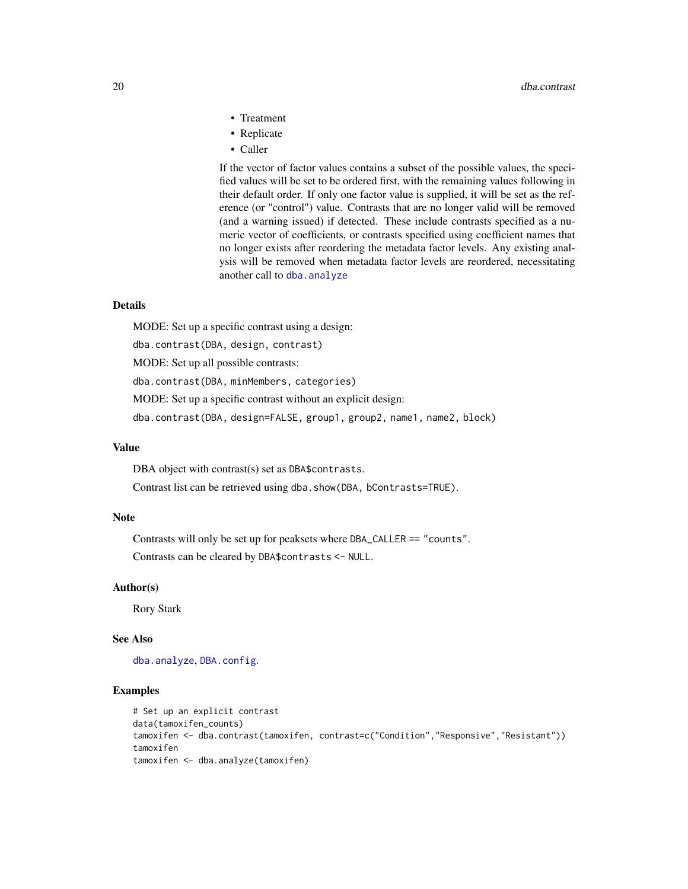- Treatment
- Replicate
- Caller

If the vector of factor values contains a subset of the possible values, the specified values will be set to be ordered first, with the remaining values following in their default order. If only one factor value is supplied, it will be set as the reference (or "control") value. Contrasts that are no longer valid will be removed (and a warning issued) if detected. These include contrasts specified as a numeric vector of coefficients, or contrasts specified using coefficient names that no longer exists after reordering the metadata factor levels. Any existing analysis will be removed when metadata factor levels are reordered, necessitating another call to `dba.analyze`

## Details

MODE: Set up a specific contrast using a design:

`dba.contrast(DBA, design, contrast)`

MODE: Set up all possible contrasts:

`dba.contrast(DBA, minMembers, categories)`

MODE: Set up a specific contrast without an explicit design:

`dba.contrast(DBA, design=FALSE, group1, group2, name1, name2, block)`

## Value

DBA object with contrast(s) set as `DBA$contrasts`.

Contrast list can be retrieved using `dba.show(DBA, bContrasts=TRUE)`.

## Note

Contrasts will only be set up for peaksets where `DBA_CALLER == "counts"`.

Contrasts can be cleared by `DBA$contrasts <- NULL`.

## Author(s)

Rory Stark

## See Also

`dba.analyze`, `DBA.config`.

## Examples

```
# Set up an explicit contrast
data(tamoxifen_counts)
tamoxifen <- dba.contrast(tamoxifen, contrast=c("Condition","Responsive","Resistant"))
tamoxifen
tamoxifen <- dba.analyze(tamoxifen)
```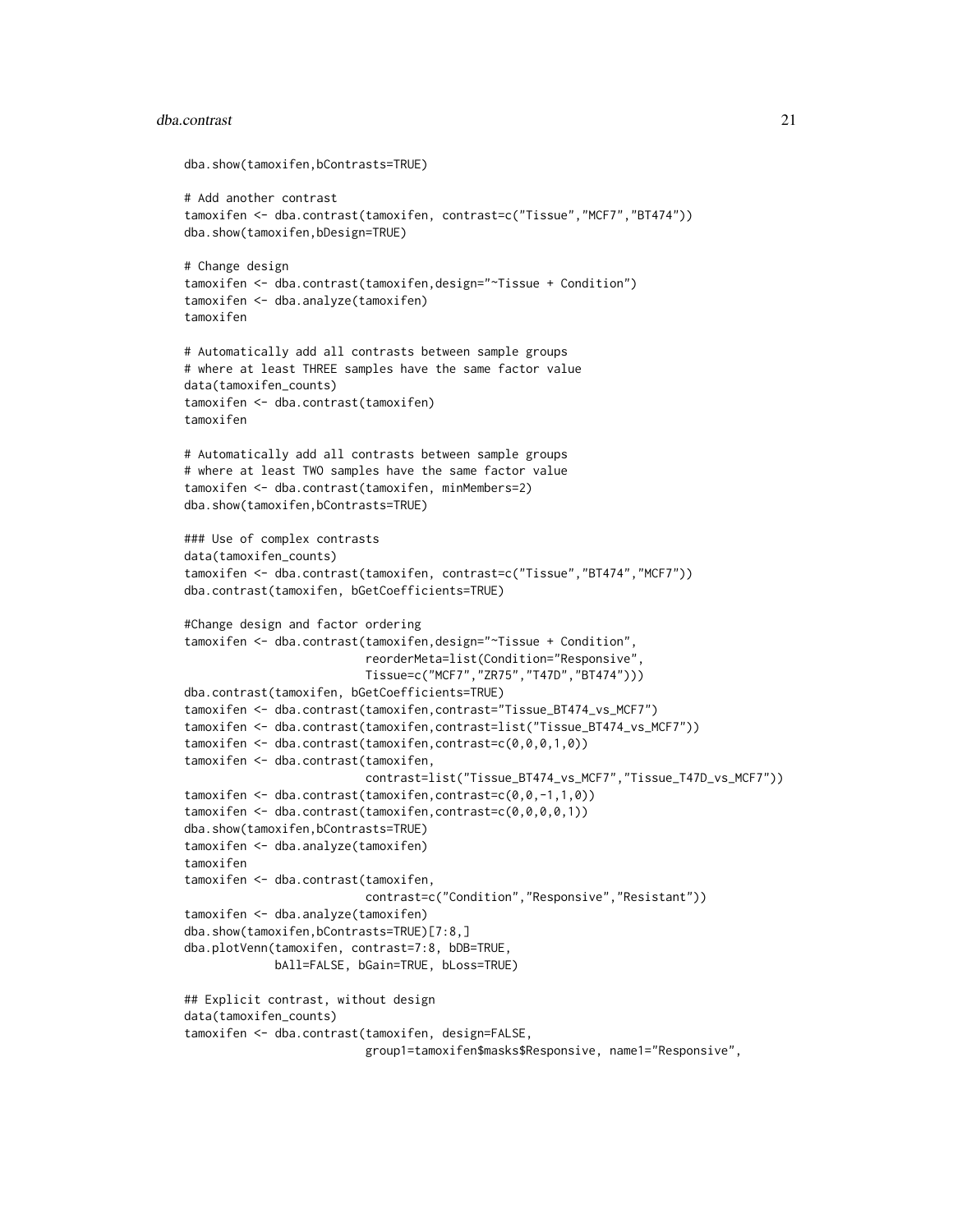```
dba.show(tamoxifen,bContrasts=TRUE)

# Add another contrast
tamoxifen <- dba.contrast(tamoxifen, contrast=c("Tissue","MCF7","BT474"))
dba.show(tamoxifen,bDesign=TRUE)

# Change design
tamoxifen <- dba.contrast(tamoxifen,design="~Tissue + Condition")
tamoxifen <- dba.analyze(tamoxifen)
tamoxifen

# Automatically add all contrasts between sample groups
# where at least THREE samples have the same factor value
data(tamoxifen_counts)
tamoxifen <- dba.contrast(tamoxifen)
tamoxifen

# Automatically add all contrasts between sample groups
# where at least TWO samples have the same factor value
tamoxifen <- dba.contrast(tamoxifen, minMembers=2)
dba.show(tamoxifen,bContrasts=TRUE)

### Use of complex contrasts
data(tamoxifen_counts)
tamoxifen <- dba.contrast(tamoxifen, contrast=c("Tissue","BT474","MCF7"))
dba.contrast(tamoxifen, bGetCoefficients=TRUE)

#Change design and factor ordering
tamoxifen <- dba.contrast(tamoxifen,design="~Tissue + Condition",
                          reorderMeta=list(Condition="Responsive",
                          Tissue=c("MCF7","ZR75","T47D","BT474")))
dba.contrast(tamoxifen, bGetCoefficients=TRUE)
tamoxifen <- dba.contrast(tamoxifen,contrast="Tissue_BT474_vs_MCF7")
tamoxifen <- dba.contrast(tamoxifen,contrast=list("Tissue_BT474_vs_MCF7"))
tamoxifen <- dba.contrast(tamoxifen,contrast=c(0,0,0,1,0))
tamoxifen <- dba.contrast(tamoxifen,
                          contrast=list("Tissue_BT474_vs_MCF7","Tissue_T47D_vs_MCF7"))
tamoxifen <- dba.contrast(tamoxifen,contrast=c(0,0,-1,1,0))
tamoxifen <- dba.contrast(tamoxifen,contrast=c(0,0,0,0,1))
dba.show(tamoxifen,bContrasts=TRUE)
tamoxifen <- dba.analyze(tamoxifen)
tamoxifen
tamoxifen <- dba.contrast(tamoxifen,
                          contrast=c("Condition","Responsive","Resistant"))
tamoxifen <- dba.analyze(tamoxifen)
dba.show(tamoxifen,bContrasts=TRUE)[7:8,]
dba.plotVenn(tamoxifen, contrast=7:8, bDB=TRUE,
             bAll=FALSE, bGain=TRUE, bLoss=TRUE)

## Explicit contrast, without design
data(tamoxifen_counts)
tamoxifen <- dba.contrast(tamoxifen, design=FALSE,
                          group1=tamoxifen$masks$Responsive, name1="Responsive",
```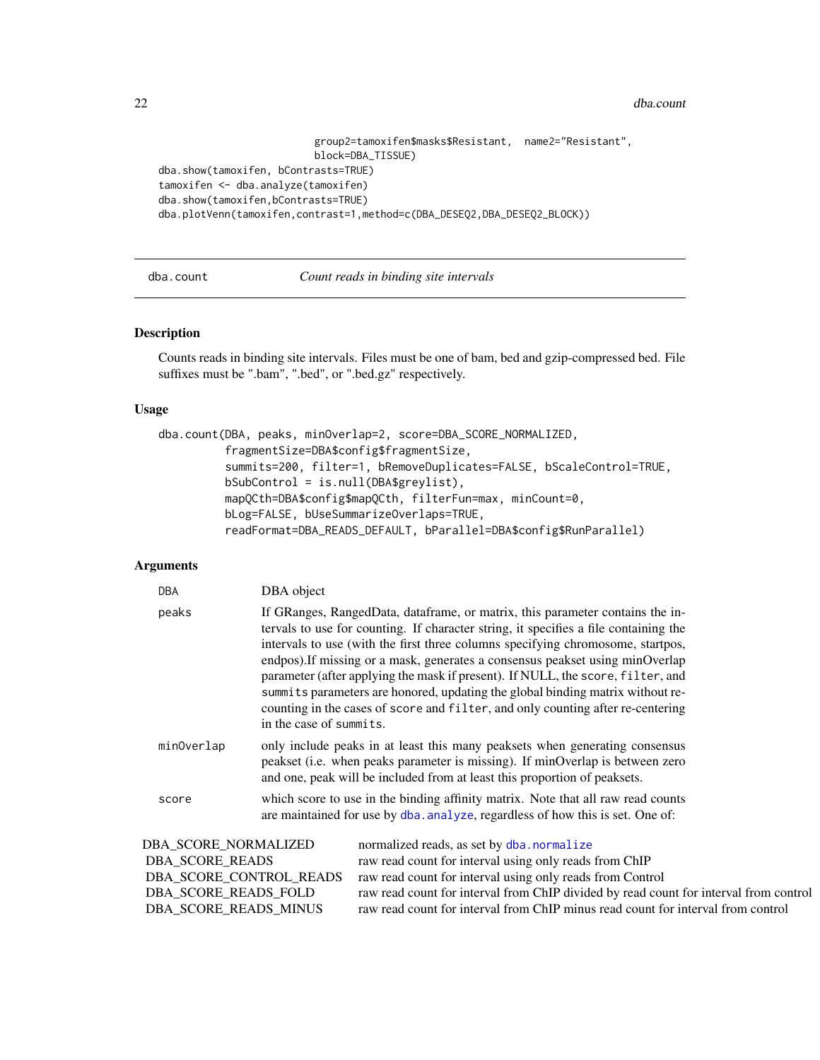```
                          group2=tamoxifen$masks$Resistant,  name2="Resistant",
                          block=DBA_TISSUE)
dba.show(tamoxifen, bContrasts=TRUE)
tamoxifen <- dba.analyze(tamoxifen)
dba.show(tamoxifen,bContrasts=TRUE)
dba.plotVenn(tamoxifen,contrast=1,method=c(DBA_DESEQ2,DBA_DESEQ2_BLOCK))
```

---

## dba.count — *Count reads in binding site intervals*

---

### Description

Counts reads in binding site intervals. Files must be one of bam, bed and gzip-compressed bed. File suffixes must be ".bam", ".bed", or ".bed.gz" respectively.

### Usage

```
dba.count(DBA, peaks, minOverlap=2, score=DBA_SCORE_NORMALIZED,
          fragmentSize=DBA$config$fragmentSize,
          summits=200, filter=1, bRemoveDuplicates=FALSE, bScaleControl=TRUE,
          bSubControl = is.null(DBA$greylist),
          mapQCth=DBA$config$mapQCth, filterFun=max, minCount=0,
          bLog=FALSE, bUseSummarizeOverlaps=TRUE,
          readFormat=DBA_READS_DEFAULT, bParallel=DBA$config$RunParallel)
```

### Arguments

| | |
|---|---|
| `DBA` | DBA object |
| `peaks` | If GRanges, RangedData, dataframe, or matrix, this parameter contains the intervals to use for counting. If character string, it specifies a file containing the intervals to use (with the first three columns specifying chromosome, startpos, endpos).If missing or a mask, generates a consensus peakset using minOverlap parameter (after applying the mask if present). If NULL, the `score`, `filter`, and `summits` parameters are honored, updating the global binding matrix without re-counting in the cases of `score` and `filter`, and only counting after re-centering in the case of `summits`. |
| `minOverlap` | only include peaks in at least this many peaksets when generating consensus peakset (i.e. when peaks parameter is missing). If minOverlap is between zero and one, peak will be included from at least this proportion of peaksets. |
| `score` | which score to use in the binding affinity matrix. Note that all raw read counts are maintained for use by `dba.analyze`, regardless of how this is set. One of: |

| | |
|---|---|
| DBA_SCORE_NORMALIZED | normalized reads, as set by `dba.normalize` |
| DBA_SCORE_READS | raw read count for interval using only reads from ChIP |
| DBA_SCORE_CONTROL_READS | raw read count for interval using only reads from Control |
| DBA_SCORE_READS_FOLD | raw read count for interval from ChIP divided by read count for interval from control |
| DBA_SCORE_READS_MINUS | raw read count for interval from ChIP minus read count for interval from control |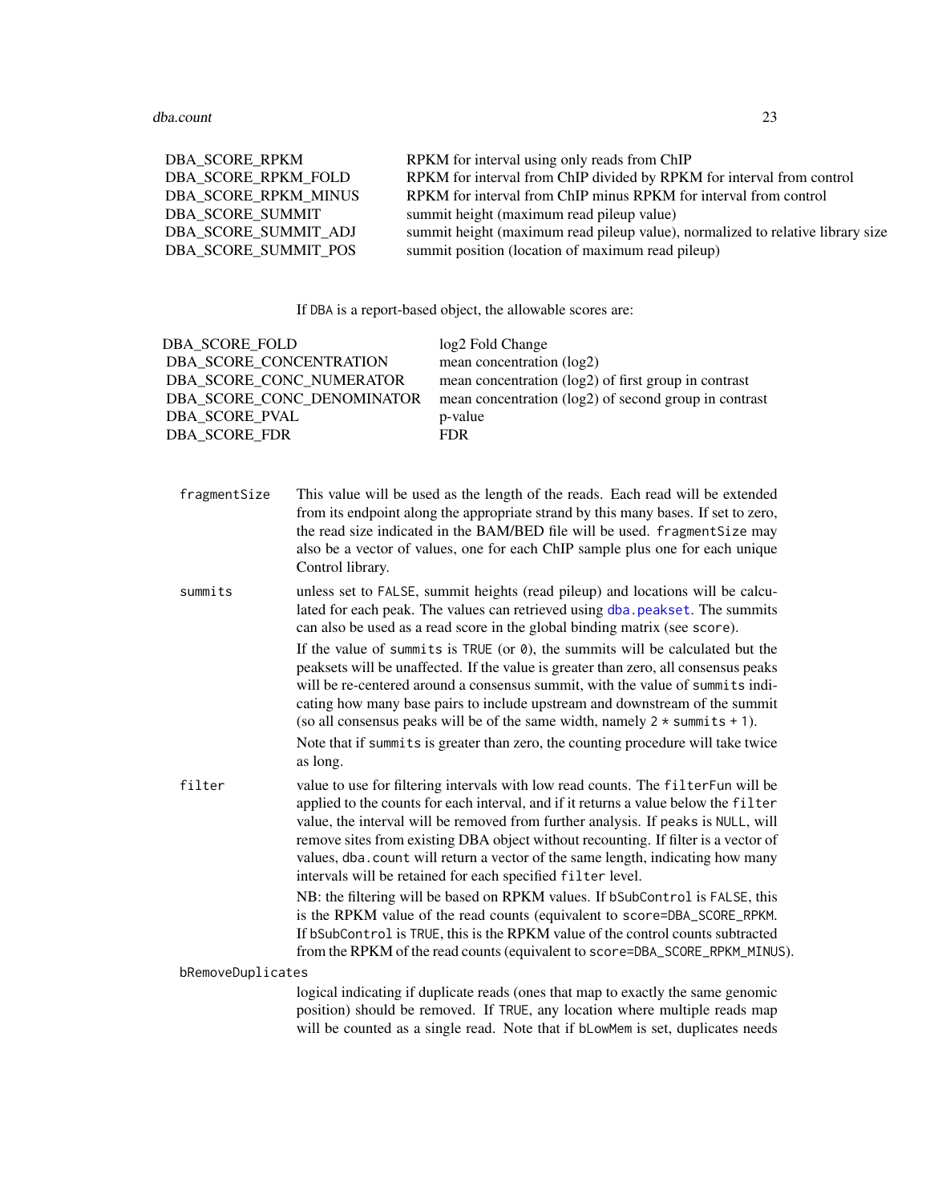| | |
|---|---|
| DBA_SCORE_RPKM | RPKM for interval using only reads from ChIP |
| DBA_SCORE_RPKM_FOLD | RPKM for interval from ChIP divided by RPKM for interval from control |
| DBA_SCORE_RPKM_MINUS | RPKM for interval from ChIP minus RPKM for interval from control |
| DBA_SCORE_SUMMIT | summit height (maximum read pileup value) |
| DBA_SCORE_SUMMIT_ADJ | summit height (maximum read pileup value), normalized to relative library size |
| DBA_SCORE_SUMMIT_POS | summit position (location of maximum read pileup) |

If DBA is a report-based object, the allowable scores are:

| | |
|---|---|
| DBA_SCORE_FOLD | log2 Fold Change |
| DBA_SCORE_CONCENTRATION | mean concentration (log2) |
| DBA_SCORE_CONC_NUMERATOR | mean concentration (log2) of first group in contrast |
| DBA_SCORE_CONC_DENOMINATOR | mean concentration (log2) of second group in contrast |
| DBA_SCORE_PVAL | p-value |
| DBA_SCORE_FDR | FDR |

`fragmentSize`
: This value will be used as the length of the reads. Each read will be extended from its endpoint along the appropriate strand by this many bases. If set to zero, the read size indicated in the BAM/BED file will be used. `fragmentSize` may also be a vector of values, one for each ChIP sample plus one for each unique Control library.

`summits`
: unless set to `FALSE`, summit heights (read pileup) and locations will be calculated for each peak. The values can retrieved using `dba.peakset`. The summits can also be used as a read score in the global binding matrix (see `score`).

  If the value of `summits` is `TRUE` (or `0`), the summits will be calculated but the peaksets will be unaffected. If the value is greater than zero, all consensus peaks will be re-centered around a consensus summit, with the value of `summits` indicating how many base pairs to include upstream and downstream of the summit (so all consensus peaks will be of the same width, namely `2 * summits + 1`).

  Note that if `summits` is greater than zero, the counting procedure will take twice as long.

`filter`
: value to use for filtering intervals with low read counts. The `filterFun` will be applied to the counts for each interval, and if it returns a value below the `filter` value, the interval will be removed from further analysis. If `peaks` is `NULL`, will remove sites from existing DBA object without recounting. If filter is a vector of values, `dba.count` will return a vector of the same length, indicating how many intervals will be retained for each specified `filter` level.

  NB: the filtering will be based on RPKM values. If `bSubControl` is `FALSE`, this is the RPKM value of the read counts (equivalent to `score=DBA_SCORE_RPKM`. If `bSubControl` is `TRUE`, this is the RPKM value of the control counts subtracted from the RPKM of the read counts (equivalent to `score=DBA_SCORE_RPKM_MINUS`).

`bRemoveDuplicates`
: logical indicating if duplicate reads (ones that map to exactly the same genomic position) should be removed. If `TRUE`, any location where multiple reads map will be counted as a single read. Note that if `bLowMem` is set, duplicates needs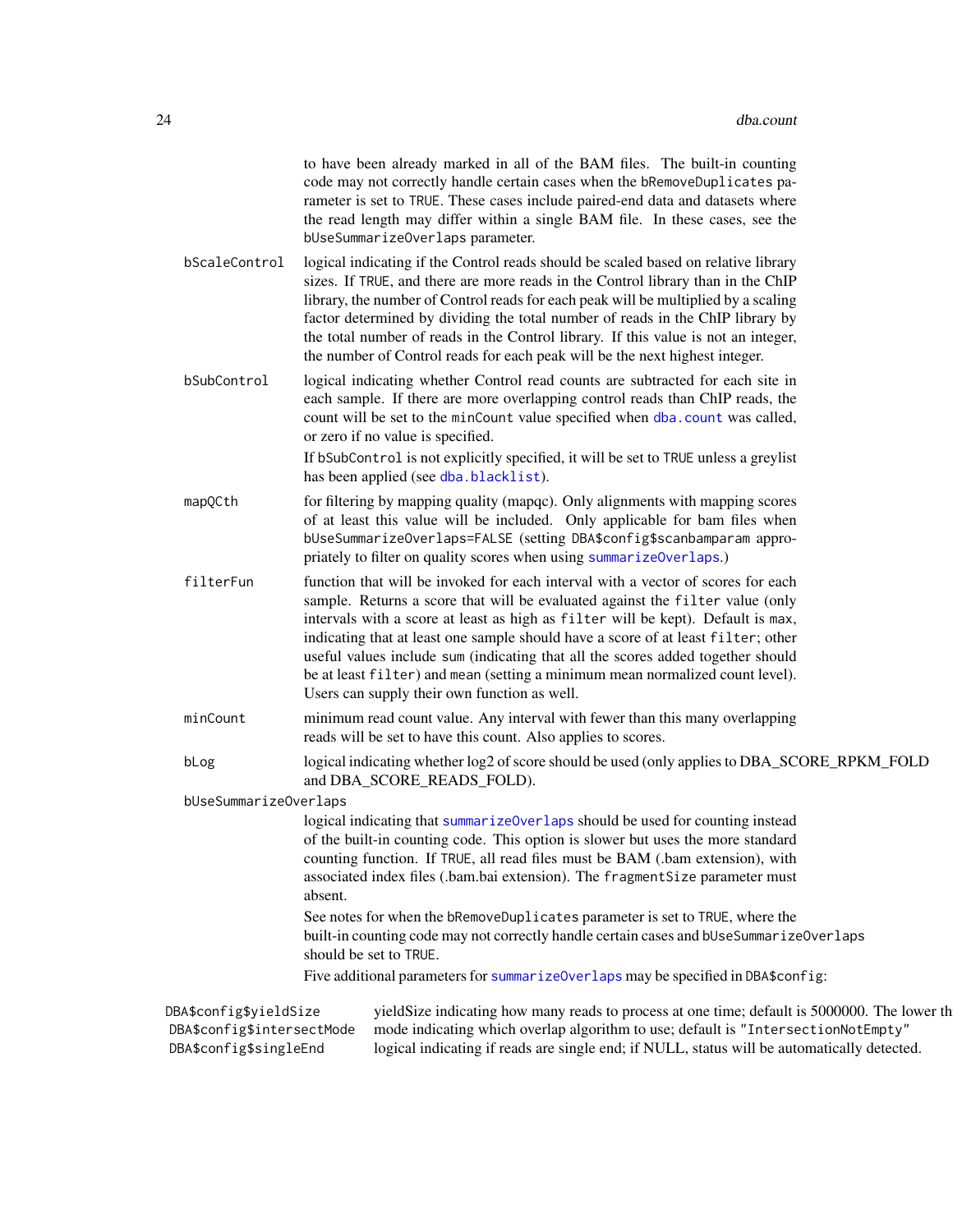to have been already marked in all of the BAM files. The built-in counting code may not correctly handle certain cases when the `bRemoveDuplicates` parameter is set to `TRUE`. These cases include paired-end data and datasets where the read length may differ within a single BAM file. In these cases, see the `bUseSummarizeOverlaps` parameter.

`bScaleControl`
: logical indicating if the Control reads should be scaled based on relative library sizes. If `TRUE`, and there are more reads in the Control library than in the ChIP library, the number of Control reads for each peak will be multiplied by a scaling factor determined by dividing the total number of reads in the ChIP library by the total number of reads in the Control library. If this value is not an integer, the number of Control reads for each peak will be the next highest integer.

`bSubControl`
: logical indicating whether Control read counts are subtracted for each site in each sample. If there are more overlapping control reads than ChIP reads, the count will be set to the `minCount` value specified when `dba.count` was called, or zero if no value is specified.

  If `bSubControl` is not explicitly specified, it will be set to `TRUE` unless a greylist has been applied (see `dba.blacklist`).

`mapQCth`
: for filtering by mapping quality (mapqc). Only alignments with mapping scores of at least this value will be included. Only applicable for bam files when `bUseSummarizeOverlaps=FALSE` (setting `DBA$config$scanbamparam` appropriately to filter on quality scores when using `summarizeOverlaps`.)

`filterFun`
: function that will be invoked for each interval with a vector of scores for each sample. Returns a score that will be evaluated against the `filter` value (only intervals with a score at least as high as `filter` will be kept). Default is `max`, indicating that at least one sample should have a score of at least `filter`; other useful values include `sum` (indicating that all the scores added together should be at least `filter`) and `mean` (setting a minimum mean normalized count level). Users can supply their own function as well.

`minCount`
: minimum read count value. Any interval with fewer than this many overlapping reads will be set to have this count. Also applies to scores.

`bLog`
: logical indicating whether log2 of score should be used (only applies to DBA_SCORE_RPKM_FOLD and DBA_SCORE_READS_FOLD).

`bUseSummarizeOverlaps`
: logical indicating that `summarizeOverlaps` should be used for counting instead of the built-in counting code. This option is slower but uses the more standard counting function. If `TRUE`, all read files must be BAM (.bam extension), with associated index files (.bam.bai extension). The `fragmentSize` parameter must absent.

  See notes for when the `bRemoveDuplicates` parameter is set to `TRUE`, where the built-in counting code may not correctly handle certain cases and `bUseSummarizeOverlaps` should be set to `TRUE`.

  Five additional parameters for `summarizeOverlaps` may be specified in `DBA$config`:

| | |
|---|---|
| `DBA$config$yieldSize` | yieldSize indicating how many reads to process at one time; default is 5000000. The lower th |
| `DBA$config$intersectMode` | mode indicating which overlap algorithm to use; default is `"IntersectionNotEmpty"` |
| `DBA$config$singleEnd` | logical indicating if reads are single end; if NULL, status will be automatically detected. |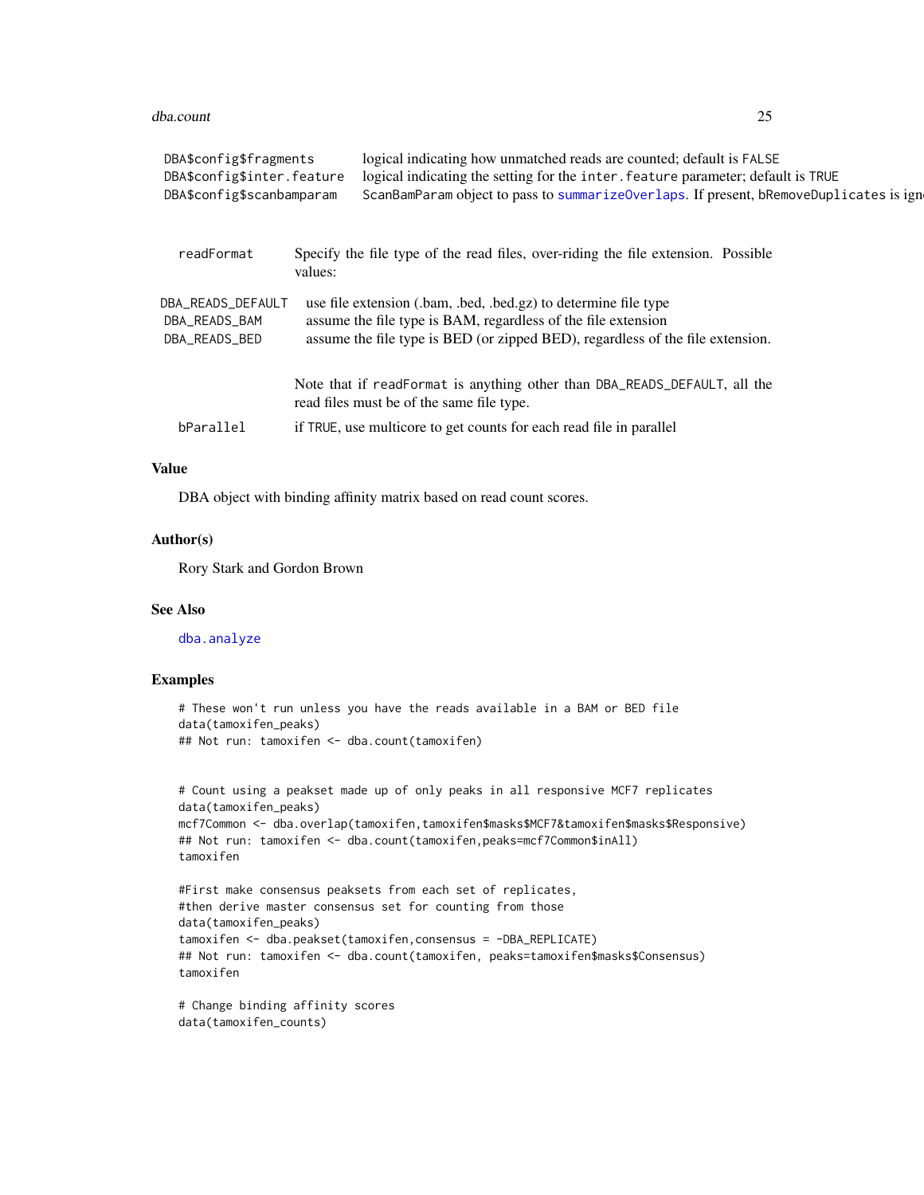| | |
|---|---|
| DBA$config$fragments | logical indicating how unmatched reads are counted; default is FALSE |
| DBA$config$inter.feature | logical indicating the setting for the inter.feature parameter; default is TRUE |
| DBA$config$scanbamparam | ScanBamParam object to pass to summarizeOverlaps. If present, bRemoveDuplicates is ign |

readFormat
: Specify the file type of the read files, over-riding the file extension. Possible values:

| | |
|---|---|
| DBA_READS_DEFAULT | use file extension (.bam, .bed, .bed.gz) to determine file type |
| DBA_READS_BAM | assume the file type is BAM, regardless of the file extension |
| DBA_READS_BED | assume the file type is BED (or zipped BED), regardless of the file extension. |

Note that if readFormat is anything other than DBA_READS_DEFAULT, all the read files must be of the same file type.

bParallel
: if TRUE, use multicore to get counts for each read file in parallel

## Value

DBA object with binding affinity matrix based on read count scores.

## Author(s)

Rory Stark and Gordon Brown

## See Also

dba.analyze

## Examples

```
# These won't run unless you have the reads available in a BAM or BED file
data(tamoxifen_peaks)
## Not run: tamoxifen <- dba.count(tamoxifen)


# Count using a peakset made up of only peaks in all responsive MCF7 replicates
data(tamoxifen_peaks)
mcf7Common <- dba.overlap(tamoxifen,tamoxifen$masks$MCF7&tamoxifen$masks$Responsive)
## Not run: tamoxifen <- dba.count(tamoxifen,peaks=mcf7Common$inAll)
tamoxifen

#First make consensus peaksets from each set of replicates,
#then derive master consensus set for counting from those
data(tamoxifen_peaks)
tamoxifen <- dba.peakset(tamoxifen,consensus = -DBA_REPLICATE)
## Not run: tamoxifen <- dba.count(tamoxifen, peaks=tamoxifen$masks$Consensus)
tamoxifen

# Change binding affinity scores
data(tamoxifen_counts)
```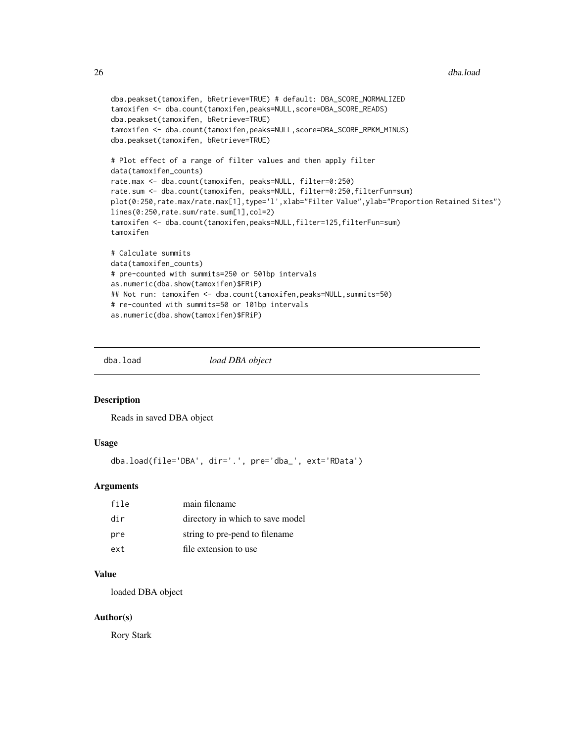```
dba.peakset(tamoxifen, bRetrieve=TRUE) # default: DBA_SCORE_NORMALIZED
tamoxifen <- dba.count(tamoxifen,peaks=NULL,score=DBA_SCORE_READS)
dba.peakset(tamoxifen, bRetrieve=TRUE)
tamoxifen <- dba.count(tamoxifen,peaks=NULL,score=DBA_SCORE_RPKM_MINUS)
dba.peakset(tamoxifen, bRetrieve=TRUE)

# Plot effect of a range of filter values and then apply filter
data(tamoxifen_counts)
rate.max <- dba.count(tamoxifen, peaks=NULL, filter=0:250)
rate.sum <- dba.count(tamoxifen, peaks=NULL, filter=0:250,filterFun=sum)
plot(0:250,rate.max/rate.max[1],type='l',xlab="Filter Value",ylab="Proportion Retained Sites")
lines(0:250,rate.sum/rate.sum[1],col=2)
tamoxifen <- dba.count(tamoxifen,peaks=NULL,filter=125,filterFun=sum)
tamoxifen

# Calculate summits
data(tamoxifen_counts)
# pre-counted with summits=250 or 501bp intervals
as.numeric(dba.show(tamoxifen)$FRiP)
## Not run: tamoxifen <- dba.count(tamoxifen,peaks=NULL,summits=50)
# re-counted with summits=50 or 101bp intervals
as.numeric(dba.show(tamoxifen)$FRiP)
```

## dba.load *load DBA object*

### Description

Reads in saved DBA object

### Usage

```
dba.load(file='DBA', dir='.', pre='dba_', ext='RData')
```

### Arguments

| | |
|---|---|
| file | main filename |
| dir | directory in which to save model |
| pre | string to pre-pend to filename |
| ext | file extension to use |

### Value

loaded DBA object

### Author(s)

Rory Stark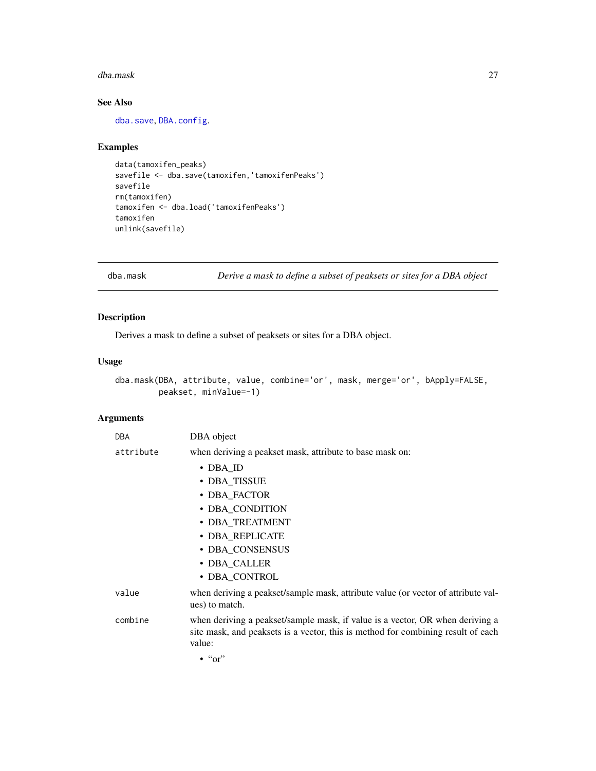### See Also

dba.save, DBA.config.

### Examples

```
data(tamoxifen_peaks)
savefile <- dba.save(tamoxifen,'tamoxifenPeaks')
savefile
rm(tamoxifen)
tamoxifen <- dba.load('tamoxifenPeaks')
tamoxifen
unlink(savefile)
```

---

## dba.mask — *Derive a mask to define a subset of peaksets or sites for a DBA object*

### Description

Derives a mask to define a subset of peaksets or sites for a DBA object.

### Usage

```
dba.mask(DBA, attribute, value, combine='or', mask, merge='or', bApply=FALSE,
         peakset, minValue=-1)
```

### Arguments

`DBA` DBA object

`attribute` when deriving a peakset mask, attribute to base mask on:

- DBA_ID
- DBA_TISSUE
- DBA_FACTOR
- DBA_CONDITION
- DBA_TREATMENT
- DBA_REPLICATE
- DBA_CONSENSUS
- DBA_CALLER
- DBA_CONTROL

`value` when deriving a peakset/sample mask, attribute value (or vector of attribute values) to match.

`combine` when deriving a peakset/sample mask, if value is a vector, OR when deriving a site mask, and peaksets is a vector, this is method for combining result of each value:

- "or"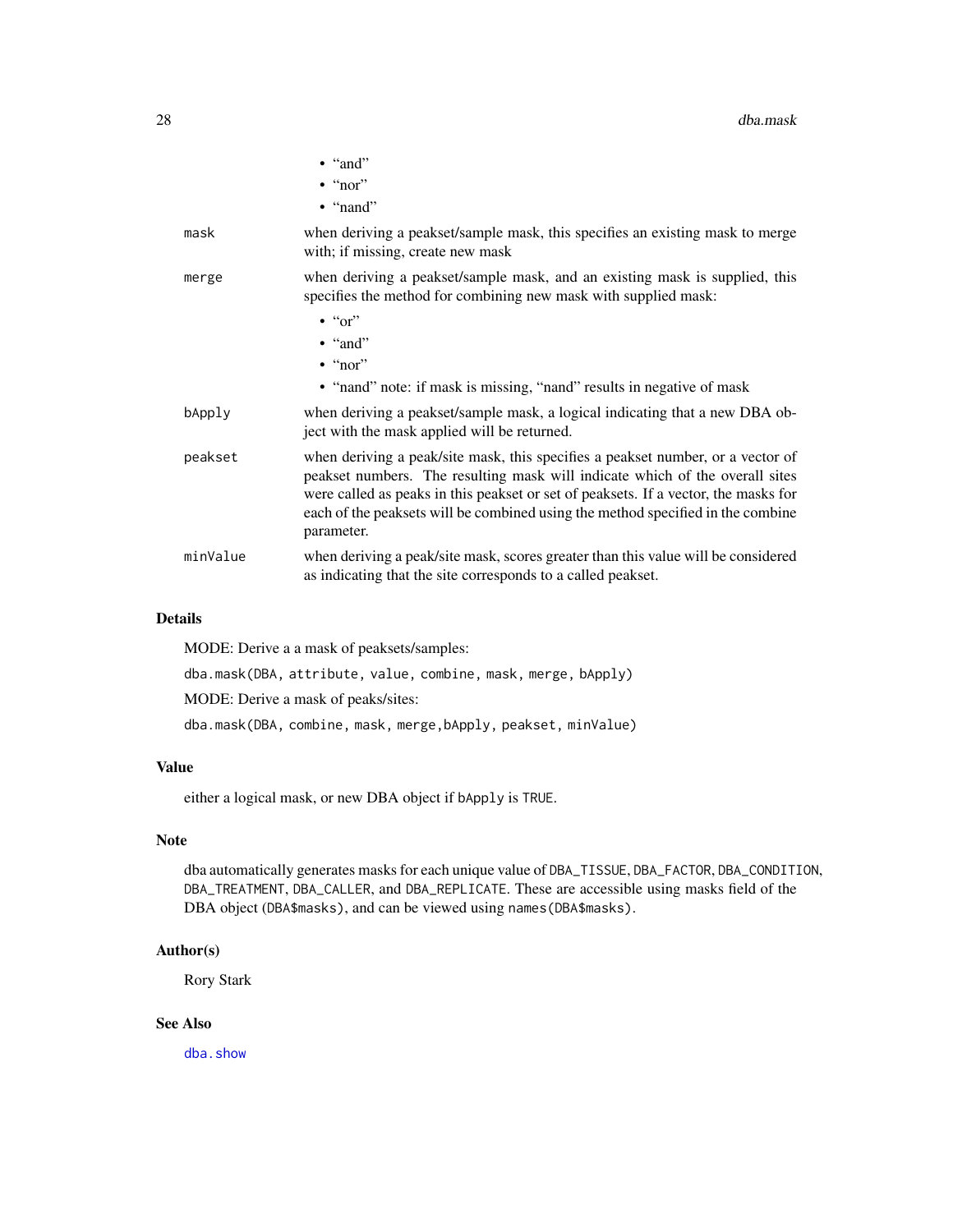- "and"
- "nor"
- "nand"

| | |
|---|---|
| mask | when deriving a peakset/sample mask, this specifies an existing mask to merge with; if missing, create new mask |
| merge | when deriving a peakset/sample mask, and an existing mask is supplied, this specifies the method for combining new mask with supplied mask: • "or" • "and" • "nor" • "nand" note: if mask is missing, "nand" results in negative of mask |
| bApply | when deriving a peakset/sample mask, a logical indicating that a new DBA object with the mask applied will be returned. |
| peakset | when deriving a peak/site mask, this specifies a peakset number, or a vector of peakset numbers. The resulting mask will indicate which of the overall sites were called as peaks in this peakset or set of peaksets. If a vector, the masks for each of the peaksets will be combined using the method specified in the combine parameter. |
| minValue | when deriving a peak/site mask, scores greater than this value will be considered as indicating that the site corresponds to a called peakset. |

### Details

MODE: Derive a a mask of peaksets/samples:

`dba.mask(DBA, attribute, value, combine, mask, merge, bApply)`

MODE: Derive a mask of peaks/sites:

`dba.mask(DBA, combine, mask, merge,bApply, peakset, minValue)`

### Value

either a logical mask, or new DBA object if `bApply` is `TRUE`.

### Note

dba automatically generates masks for each unique value of `DBA_TISSUE`, `DBA_FACTOR`, `DBA_CONDITION`, `DBA_TREATMENT`, `DBA_CALLER`, and `DBA_REPLICATE`. These are accessible using masks field of the DBA object (`DBA$masks`), and can be viewed using `names(DBA$masks)`.

### Author(s)

Rory Stark

### See Also

`dba.show`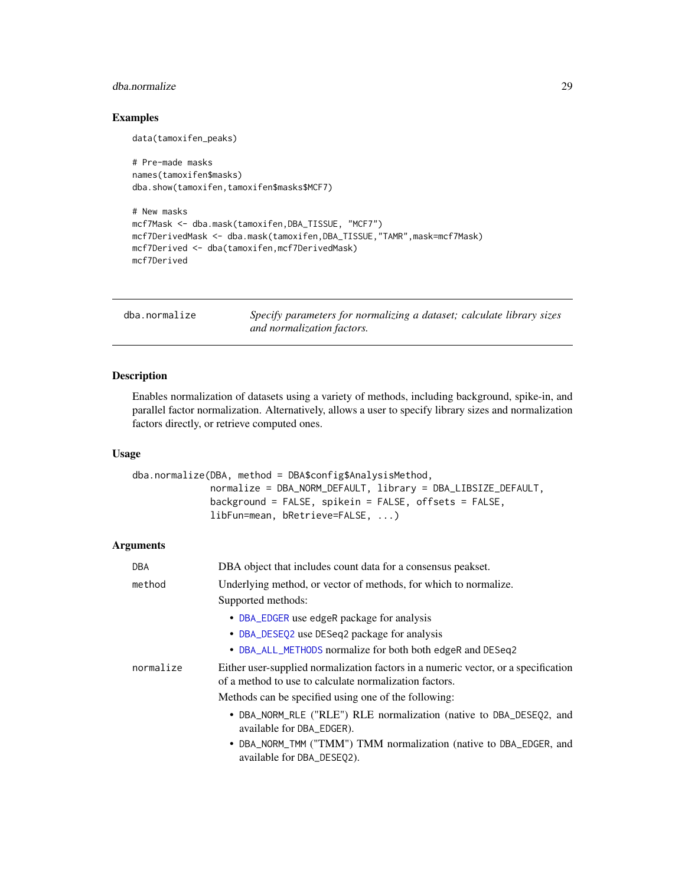### Examples

```
data(tamoxifen_peaks)

# Pre-made masks
names(tamoxifen$masks)
dba.show(tamoxifen,tamoxifen$masks$MCF7)

# New masks
mcf7Mask <- dba.mask(tamoxifen,DBA_TISSUE, "MCF7")
mcf7DerivedMask <- dba.mask(tamoxifen,DBA_TISSUE,"TAMR",mask=mcf7Mask)
mcf7Derived <- dba(tamoxifen,mcf7DerivedMask)
mcf7Derived
```

---

## dba.normalize — *Specify parameters for normalizing a dataset; calculate library sizes and normalization factors.*

---

### Description

Enables normalization of datasets using a variety of methods, including background, spike-in, and parallel factor normalization. Alternatively, allows a user to specify library sizes and normalization factors directly, or retrieve computed ones.

### Usage

```
dba.normalize(DBA, method = DBA$config$AnalysisMethod,
              normalize = DBA_NORM_DEFAULT, library = DBA_LIBSIZE_DEFAULT,
              background = FALSE, spikein = FALSE, offsets = FALSE,
              libFun=mean, bRetrieve=FALSE, ...)
```

### Arguments

`DBA` DBA object that includes count data for a consensus peakset.

`method` Underlying method, or vector of methods, for which to normalize.

Supported methods:

- `DBA_EDGER` use edgeR package for analysis
- `DBA_DESEQ2` use DESeq2 package for analysis
- `DBA_ALL_METHODS` normalize for both both edgeR and DESeq2

`normalize` Either user-supplied normalization factors in a numeric vector, or a specification of a method to use to calculate normalization factors.

Methods can be specified using one of the following:

- `DBA_NORM_RLE` ("RLE") RLE normalization (native to `DBA_DESEQ2`, and available for `DBA_EDGER`).
- `DBA_NORM_TMM` ("TMM") TMM normalization (native to `DBA_EDGER`, and available for `DBA_DESEQ2`).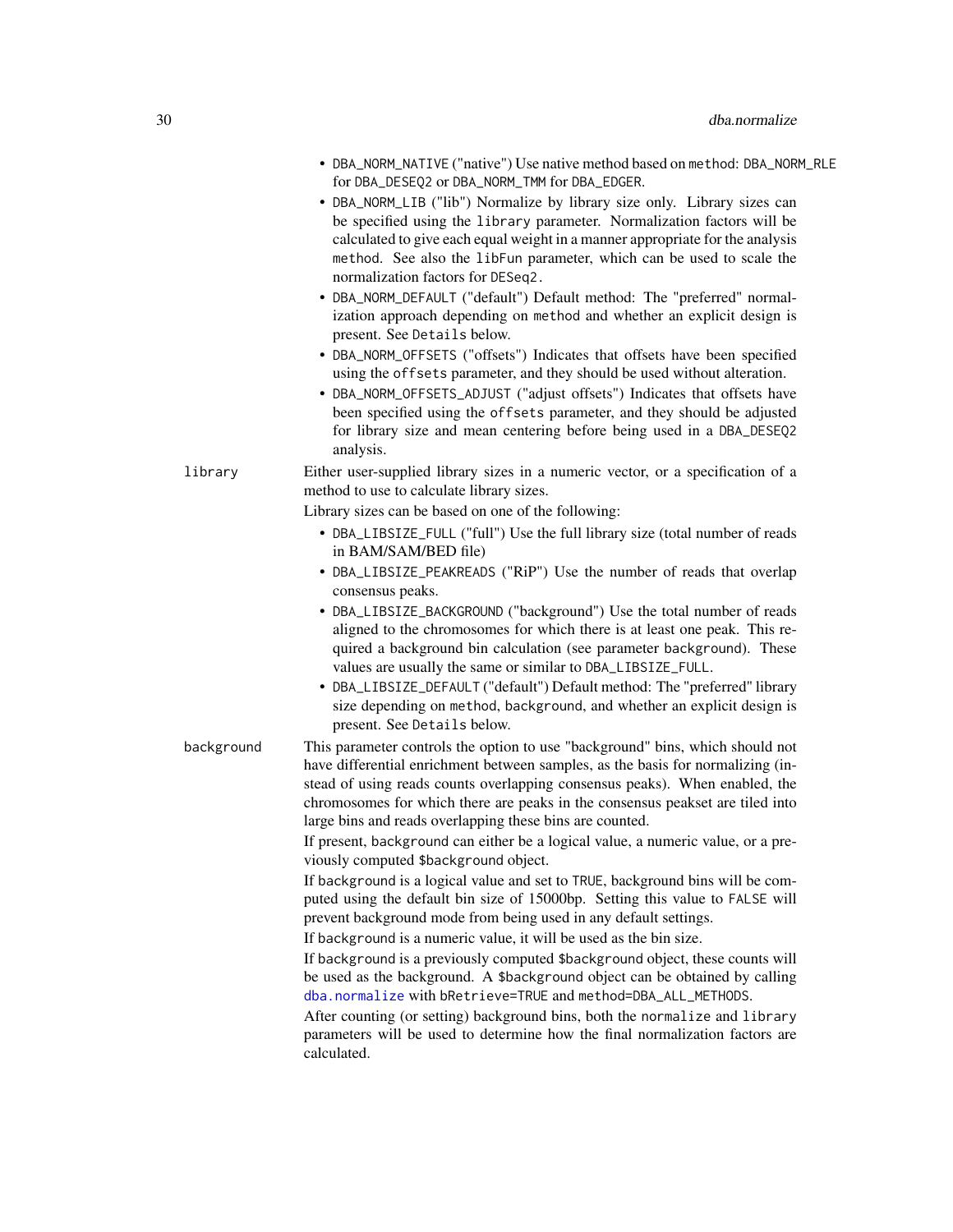- DBA_NORM_NATIVE ("native") Use native method based on method: DBA_NORM_RLE for DBA_DESEQ2 or DBA_NORM_TMM for DBA_EDGER.
- DBA_NORM_LIB ("lib") Normalize by library size only. Library sizes can be specified using the library parameter. Normalization factors will be calculated to give each equal weight in a manner appropriate for the analysis method. See also the libFun parameter, which can be used to scale the normalization factors for DESeq2.
- DBA_NORM_DEFAULT ("default") Default method: The "preferred" normalization approach depending on method and whether an explicit design is present. See Details below.
- DBA_NORM_OFFSETS ("offsets") Indicates that offsets have been specified using the offsets parameter, and they should be used without alteration.
- DBA_NORM_OFFSETS_ADJUST ("adjust offsets") Indicates that offsets have been specified using the offsets parameter, and they should be adjusted for library size and mean centering before being used in a DBA_DESEQ2 analysis.

**library** Either user-supplied library sizes in a numeric vector, or a specification of a method to use to calculate library sizes.

Library sizes can be based on one of the following:

- DBA_LIBSIZE_FULL ("full") Use the full library size (total number of reads in BAM/SAM/BED file)
- DBA_LIBSIZE_PEAKREADS ("RiP") Use the number of reads that overlap consensus peaks.
- DBA_LIBSIZE_BACKGROUND ("background") Use the total number of reads aligned to the chromosomes for which there is at least one peak. This required a background bin calculation (see parameter background). These values are usually the same or similar to DBA_LIBSIZE_FULL.
- DBA_LIBSIZE_DEFAULT ("default") Default method: The "preferred" library size depending on method, background, and whether an explicit design is present. See Details below.

**background** This parameter controls the option to use "background" bins, which should not have differential enrichment between samples, as the basis for normalizing (instead of using reads counts overlapping consensus peaks). When enabled, the chromosomes for which there are peaks in the consensus peakset are tiled into large bins and reads overlapping these bins are counted.

If present, background can either be a logical value, a numeric value, or a previously computed $background object.

If background is a logical value and set to TRUE, background bins will be computed using the default bin size of 15000bp. Setting this value to FALSE will prevent background mode from being used in any default settings.

If background is a numeric value, it will be used as the bin size.

If background is a previously computed $background object, these counts will be used as the background. A $background object can be obtained by calling dba.normalize with bRetrieve=TRUE and method=DBA_ALL_METHODS.

After counting (or setting) background bins, both the normalize and library parameters will be used to determine how the final normalization factors are calculated.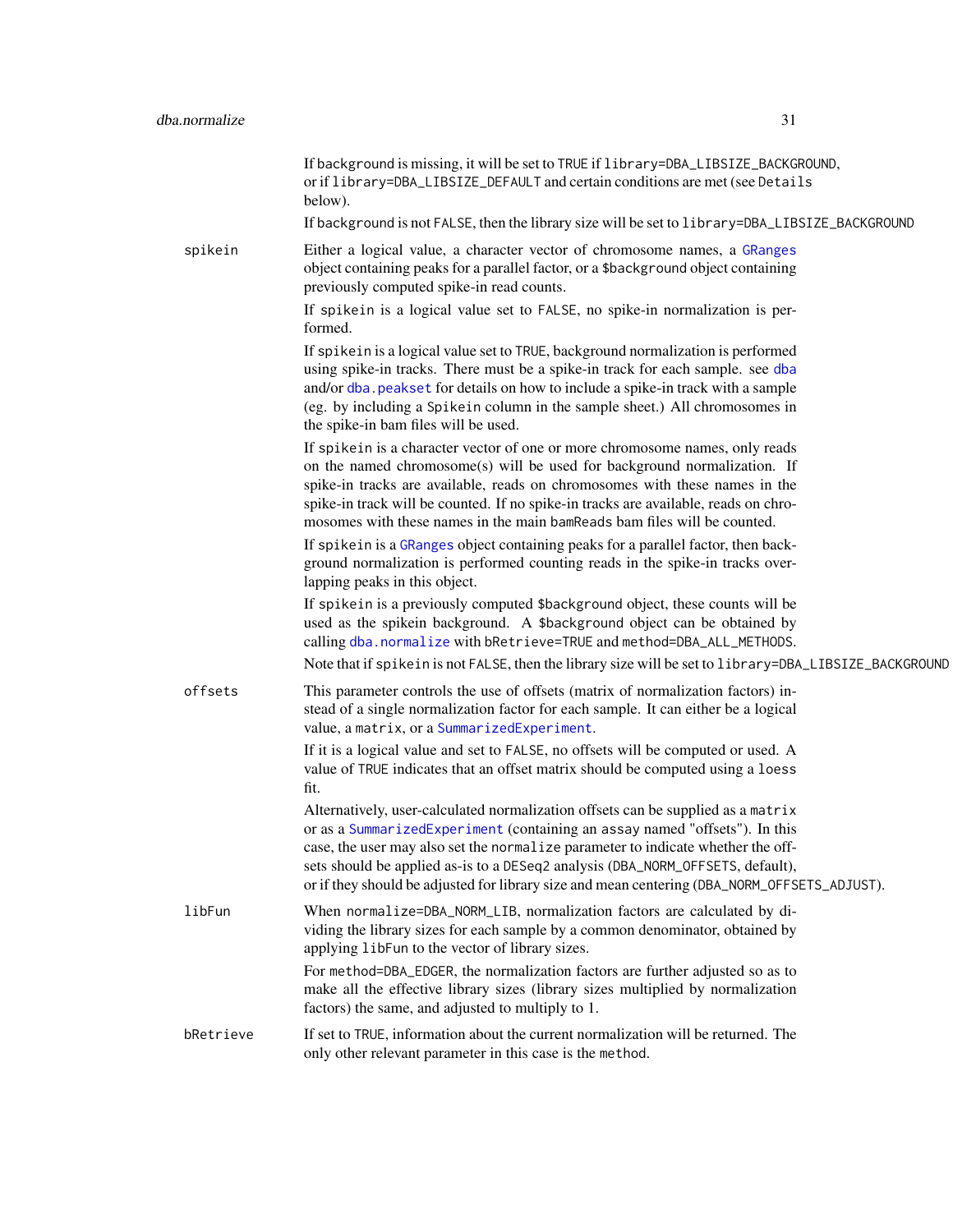If background is missing, it will be set to TRUE if library=DBA_LIBSIZE_BACKGROUND, or if library=DBA_LIBSIZE_DEFAULT and certain conditions are met (see Details below).

If background is not FALSE, then the library size will be set to library=DBA_LIBSIZE_BACKGROUND

**spikein**
: Either a logical value, a character vector of chromosome names, a GRanges object containing peaks for a parallel factor, or a $background object containing previously computed spike-in read counts.

  If spikein is a logical value set to FALSE, no spike-in normalization is performed.

  If spikein is a logical value set to TRUE, background normalization is performed using spike-in tracks. There must be a spike-in track for each sample. see dba and/or dba.peakset for details on how to include a spike-in track with a sample (eg. by including a Spikein column in the sample sheet.) All chromosomes in the spike-in bam files will be used.

  If spikein is a character vector of one or more chromosome names, only reads on the named chromosome(s) will be used for background normalization. If spike-in tracks are available, reads on chromosomes with these names in the spike-in track will be counted. If no spike-in tracks are available, reads on chromosomes with these names in the main bamReads bam files will be counted.

  If spikein is a GRanges object containing peaks for a parallel factor, then background normalization is performed counting reads in the spike-in tracks overlapping peaks in this object.

  If spikein is a previously computed $background object, these counts will be used as the spikein background. A $background object can be obtained by calling dba.normalize with bRetrieve=TRUE and method=DBA_ALL_METHODS.

  Note that if spikein is not FALSE, then the library size will be set to library=DBA_LIBSIZE_BACKGROUND

**offsets**
: This parameter controls the use of offsets (matrix of normalization factors) instead of a single normalization factor for each sample. It can either be a logical value, a matrix, or a SummarizedExperiment.

  If it is a logical value and set to FALSE, no offsets will be computed or used. A value of TRUE indicates that an offset matrix should be computed using a loess fit.

  Alternatively, user-calculated normalization offsets can be supplied as a matrix or as a SummarizedExperiment (containing an assay named "offsets"). In this case, the user may also set the normalize parameter to indicate whether the offsets should be applied as-is to a DESeq2 analysis (DBA_NORM_OFFSETS, default), or if they should be adjusted for library size and mean centering (DBA_NORM_OFFSETS_ADJUST).

**libFun**
: When normalize=DBA_NORM_LIB, normalization factors are calculated by dividing the library sizes for each sample by a common denominator, obtained by applying libFun to the vector of library sizes.

  For method=DBA_EDGER, the normalization factors are further adjusted so as to make all the effective library sizes (library sizes multiplied by normalization factors) the same, and adjusted to multiply to 1.

**bRetrieve**
: If set to TRUE, information about the current normalization will be returned. The only other relevant parameter in this case is the method.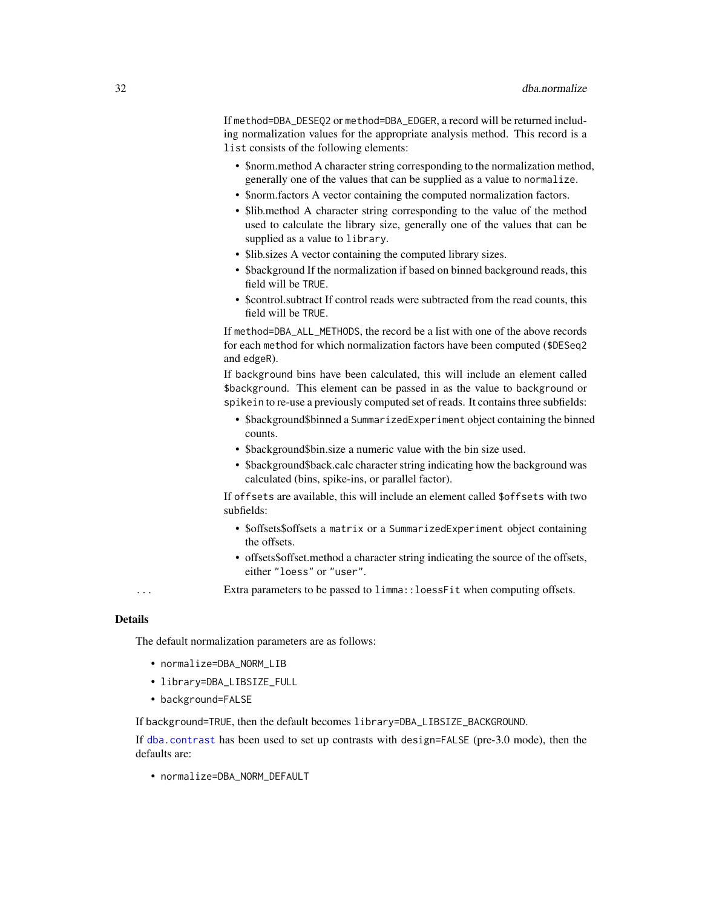If method=DBA_DESEQ2 or method=DBA_EDGER, a record will be returned including normalization values for the appropriate analysis method. This record is a list consists of the following elements:

- $norm.method A character string corresponding to the normalization method, generally one of the values that can be supplied as a value to normalize.
- $norm.factors A vector containing the computed normalization factors.
- $lib.method A character string corresponding to the value of the method used to calculate the library size, generally one of the values that can be supplied as a value to library.
- $lib.sizes A vector containing the computed library sizes.
- $background If the normalization if based on binned background reads, this field will be TRUE.
- $control.subtract If control reads were subtracted from the read counts, this field will be TRUE.

If method=DBA_ALL_METHODS, the record be a list with one of the above records for each method for which normalization factors have been computed ($DESeq2 and edgeR).

If background bins have been calculated, this will include an element called $background. This element can be passed in as the value to background or spikein to re-use a previously computed set of reads. It contains three subfields:

- $background$binned a SummarizedExperiment object containing the binned counts.
- $background$bin.size a numeric value with the bin size used.
- $background$back.calc character string indicating how the background was calculated (bins, spike-ins, or parallel factor).

If offsets are available, this will include an element called $offsets with two subfields:

- $offsets$offsets a matrix or a SummarizedExperiment object containing the offsets.
- offsets$offset.method a character string indicating the source of the offsets, either "loess" or "user".

... Extra parameters to be passed to limma::loessFit when computing offsets.

## Details

The default normalization parameters are as follows:

- normalize=DBA_NORM_LIB
- library=DBA_LIBSIZE_FULL
- background=FALSE

If background=TRUE, then the default becomes library=DBA_LIBSIZE_BACKGROUND.

If dba.contrast has been used to set up contrasts with design=FALSE (pre-3.0 mode), then the defaults are:

- normalize=DBA_NORM_DEFAULT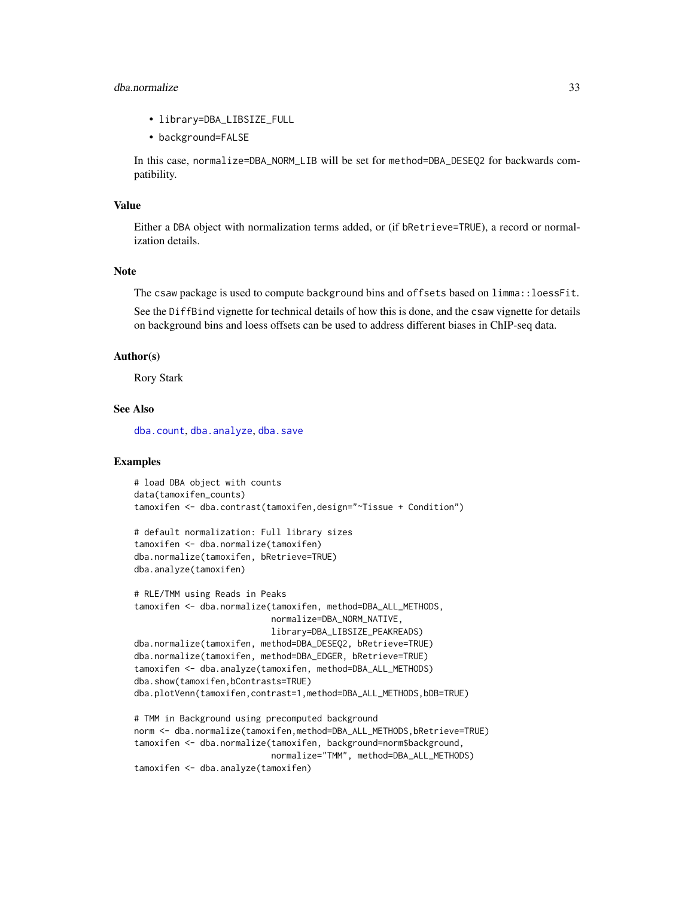- `library=DBA_LIBSIZE_FULL`
- `background=FALSE`

In this case, `normalize=DBA_NORM_LIB` will be set for `method=DBA_DESEQ2` for backwards compatibility.

## Value

Either a `DBA` object with normalization terms added, or (if `bRetrieve=TRUE`), a record or normalization details.

## Note

The `csaw` package is used to compute `background` bins and `offsets` based on `limma::loessFit`.

See the `DiffBind` vignette for technical details of how this is done, and the `csaw` vignette for details on background bins and loess offsets can be used to address different biases in ChIP-seq data.

## Author(s)

Rory Stark

## See Also

`dba.count`, `dba.analyze`, `dba.save`

## Examples

```
# load DBA object with counts
data(tamoxifen_counts)
tamoxifen <- dba.contrast(tamoxifen,design="~Tissue + Condition")

# default normalization: Full library sizes
tamoxifen <- dba.normalize(tamoxifen)
dba.normalize(tamoxifen, bRetrieve=TRUE)
dba.analyze(tamoxifen)

# RLE/TMM using Reads in Peaks
tamoxifen <- dba.normalize(tamoxifen, method=DBA_ALL_METHODS,
                           normalize=DBA_NORM_NATIVE,
                           library=DBA_LIBSIZE_PEAKREADS)
dba.normalize(tamoxifen, method=DBA_DESEQ2, bRetrieve=TRUE)
dba.normalize(tamoxifen, method=DBA_EDGER, bRetrieve=TRUE)
tamoxifen <- dba.analyze(tamoxifen, method=DBA_ALL_METHODS)
dba.show(tamoxifen,bContrasts=TRUE)
dba.plotVenn(tamoxifen,contrast=1,method=DBA_ALL_METHODS,bDB=TRUE)

# TMM in Background using precomputed background
norm <- dba.normalize(tamoxifen,method=DBA_ALL_METHODS,bRetrieve=TRUE)
tamoxifen <- dba.normalize(tamoxifen, background=norm$background,
                           normalize="TMM", method=DBA_ALL_METHODS)
tamoxifen <- dba.analyze(tamoxifen)
```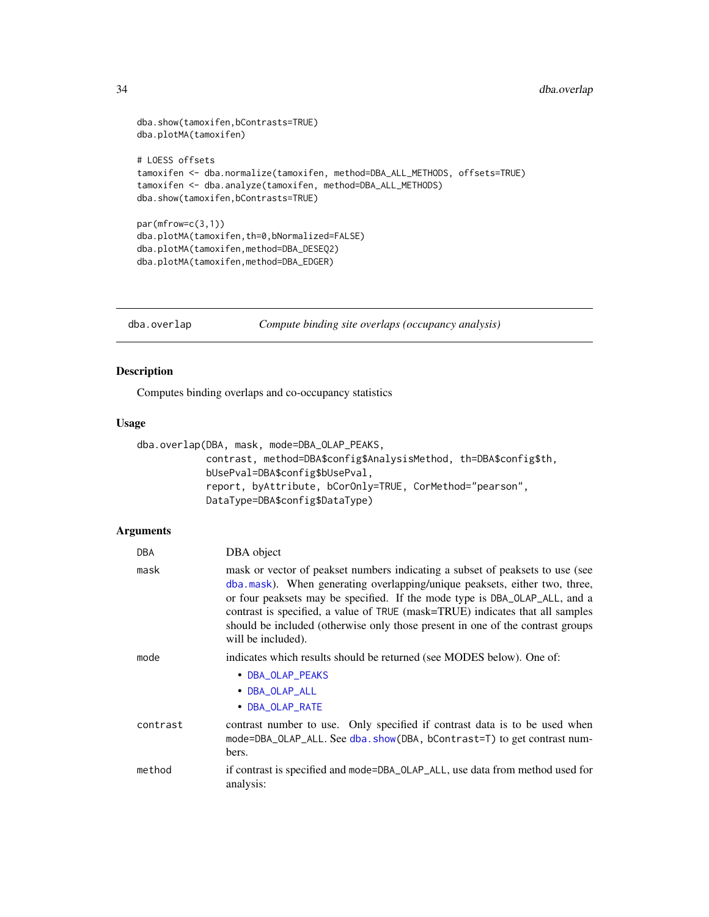```
dba.show(tamoxifen,bContrasts=TRUE)
dba.plotMA(tamoxifen)

# LOESS offsets
tamoxifen <- dba.normalize(tamoxifen, method=DBA_ALL_METHODS, offsets=TRUE)
tamoxifen <- dba.analyze(tamoxifen, method=DBA_ALL_METHODS)
dba.show(tamoxifen,bContrasts=TRUE)

par(mfrow=c(3,1))
dba.plotMA(tamoxifen,th=0,bNormalized=FALSE)
dba.plotMA(tamoxifen,method=DBA_DESEQ2)
dba.plotMA(tamoxifen,method=DBA_EDGER)
```

## dba.overlap — *Compute binding site overlaps (occupancy analysis)*

### Description

Computes binding overlaps and co-occupancy statistics

### Usage

```
dba.overlap(DBA, mask, mode=DBA_OLAP_PEAKS,
            contrast, method=DBA$config$AnalysisMethod, th=DBA$config$th,
            bUsePval=DBA$config$bUsePval,
            report, byAttribute, bCorOnly=TRUE, CorMethod="pearson",
            DataType=DBA$config$DataType)
```

### Arguments

`DBA` DBA object

`mask` mask or vector of peakset numbers indicating a subset of peaksets to use (see `dba.mask`). When generating overlapping/unique peaksets, either two, three, or four peaksets may be specified. If the mode type is `DBA_OLAP_ALL`, and a contrast is specified, a value of `TRUE` (mask=TRUE) indicates that all samples should be included (otherwise only those present in one of the contrast groups will be included).

`mode` indicates which results should be returned (see MODES below). One of:

- `DBA_OLAP_PEAKS`
- `DBA_OLAP_ALL`
- `DBA_OLAP_RATE`

`contrast` contrast number to use. Only specified if contrast data is to be used when `mode=DBA_OLAP_ALL`. See `dba.show(DBA, bContrast=T)` to get contrast numbers.

`method` if contrast is specified and `mode=DBA_OLAP_ALL`, use data from method used for analysis: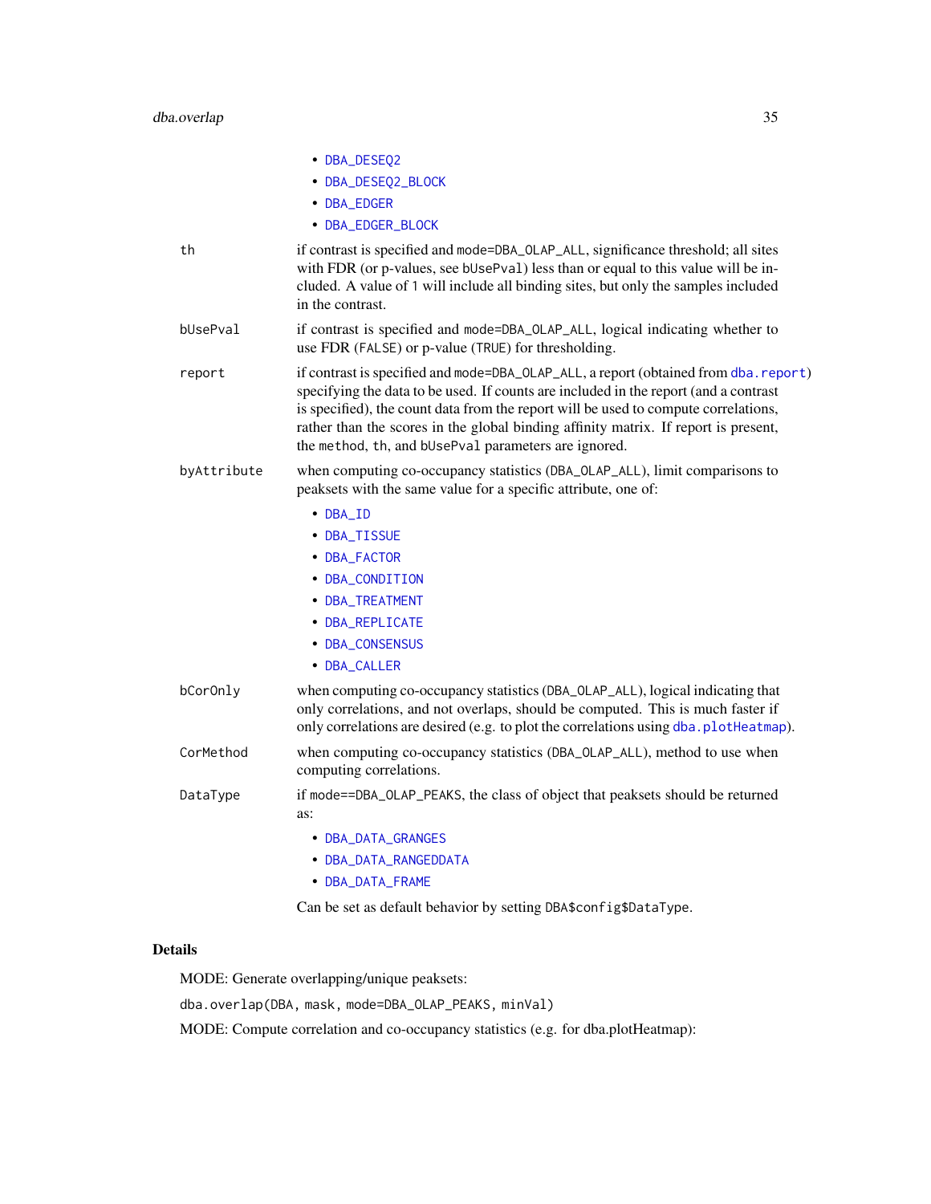- DBA_DESEQ2
- DBA_DESEQ2_BLOCK
- DBA_EDGER
- DBA_EDGER_BLOCK

`th` — if contrast is specified and mode=DBA_OLAP_ALL, significance threshold; all sites with FDR (or p-values, see bUsePval) less than or equal to this value will be included. A value of 1 will include all binding sites, but only the samples included in the contrast.

`bUsePval` — if contrast is specified and mode=DBA_OLAP_ALL, logical indicating whether to use FDR (FALSE) or p-value (TRUE) for thresholding.

`report` — if contrast is specified and mode=DBA_OLAP_ALL, a report (obtained from dba.report) specifying the data to be used. If counts are included in the report (and a contrast is specified), the count data from the report will be used to compute correlations, rather than the scores in the global binding affinity matrix. If report is present, the method, th, and bUsePval parameters are ignored.

`byAttribute` — when computing co-occupancy statistics (DBA_OLAP_ALL), limit comparisons to peaksets with the same value for a specific attribute, one of:

- DBA_ID
- DBA_TISSUE
- DBA_FACTOR
- DBA_CONDITION
- DBA_TREATMENT
- DBA_REPLICATE
- DBA_CONSENSUS
- DBA_CALLER

`bCorOnly` — when computing co-occupancy statistics (DBA_OLAP_ALL), logical indicating that only correlations, and not overlaps, should be computed. This is much faster if only correlations are desired (e.g. to plot the correlations using dba.plotHeatmap).

`CorMethod` — when computing co-occupancy statistics (DBA_OLAP_ALL), method to use when computing correlations.

`DataType` — if mode==DBA_OLAP_PEAKS, the class of object that peaksets should be returned as:

- DBA_DATA_GRANGES
- DBA_DATA_RANGEDDATA
- DBA_DATA_FRAME

Can be set as default behavior by setting DBA$config$DataType.

## Details

MODE: Generate overlapping/unique peaksets:

```
dba.overlap(DBA, mask, mode=DBA_OLAP_PEAKS, minVal)
```

MODE: Compute correlation and co-occupancy statistics (e.g. for dba.plotHeatmap):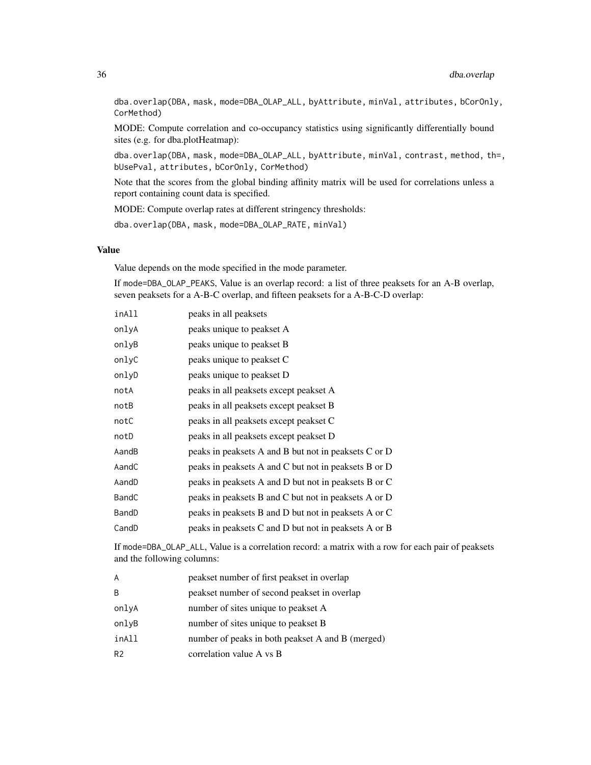```
dba.overlap(DBA, mask, mode=DBA_OLAP_ALL, byAttribute, minVal, attributes, bCorOnly,
CorMethod)
```

MODE: Compute correlation and co-occupancy statistics using significantly differentially bound sites (e.g. for dba.plotHeatmap):

```
dba.overlap(DBA, mask, mode=DBA_OLAP_ALL, byAttribute, minVal, contrast, method, th=,
bUsePval, attributes, bCorOnly, CorMethod)
```

Note that the scores from the global binding affinity matrix will be used for correlations unless a report containing count data is specified.

MODE: Compute overlap rates at different stringency thresholds:

```
dba.overlap(DBA, mask, mode=DBA_OLAP_RATE, minVal)
```

## Value

Value depends on the mode specified in the mode parameter.

If `mode=DBA_OLAP_PEAKS`, Value is an overlap record: a list of three peaksets for an A-B overlap, seven peaksets for a A-B-C overlap, and fifteen peaksets for a A-B-C-D overlap:

| | |
|---|---|
| `inAll` | peaks in all peaksets |
| `onlyA` | peaks unique to peakset A |
| `onlyB` | peaks unique to peakset B |
| `onlyC` | peaks unique to peakset C |
| `onlyD` | peaks unique to peakset D |
| `notA` | peaks in all peaksets except peakset A |
| `notB` | peaks in all peaksets except peakset B |
| `notC` | peaks in all peaksets except peakset C |
| `notD` | peaks in all peaksets except peakset D |
| `AandB` | peaks in peaksets A and B but not in peaksets C or D |
| `AandC` | peaks in peaksets A and C but not in peaksets B or D |
| `AandD` | peaks in peaksets A and D but not in peaksets B or C |
| `BandC` | peaks in peaksets B and C but not in peaksets A or D |
| `BandD` | peaks in peaksets B and D but not in peaksets A or C |
| `CandD` | peaks in peaksets C and D but not in peaksets A or B |

If `mode=DBA_OLAP_ALL`, Value is a correlation record: a matrix with a row for each pair of peaksets and the following columns:

| | |
|---|---|
| `A` | peakset number of first peakset in overlap |
| `B` | peakset number of second peakset in overlap |
| `onlyA` | number of sites unique to peakset A |
| `onlyB` | number of sites unique to peakset B |
| `inAll` | number of peaks in both peakset A and B (merged) |
| `R2` | correlation value A vs B |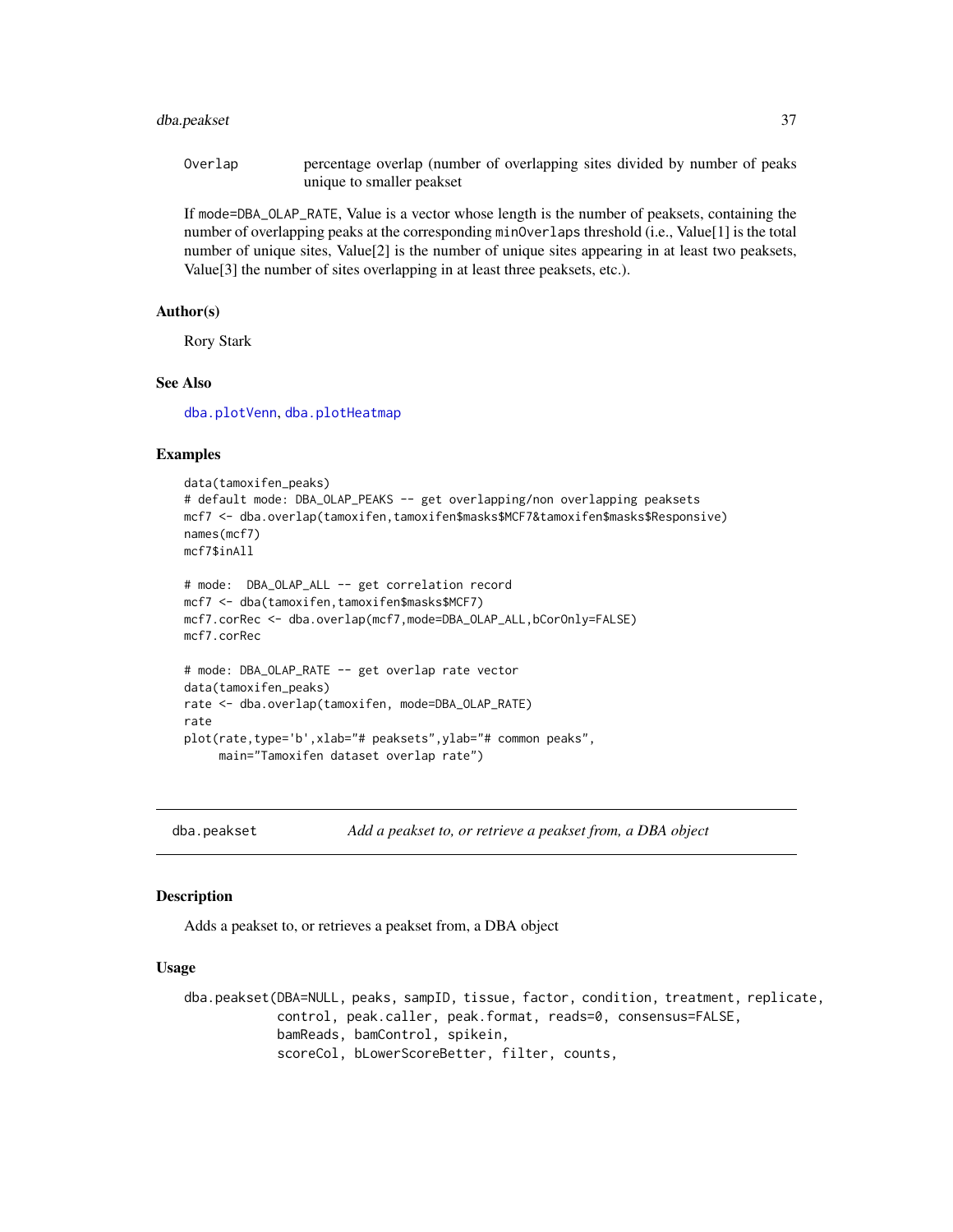| | |
|---|---|
| Overlap | percentage overlap (number of overlapping sites divided by number of peaks unique to smaller peakset |

If mode=DBA_OLAP_RATE, Value is a vector whose length is the number of peaksets, containing the number of overlapping peaks at the corresponding minOverlaps threshold (i.e., Value[1] is the total number of unique sites, Value[2] is the number of unique sites appearing in at least two peaksets, Value[3] the number of sites overlapping in at least three peaksets, etc.).

### Author(s)

Rory Stark

### See Also

dba.plotVenn, dba.plotHeatmap

### Examples

```
data(tamoxifen_peaks)
# default mode: DBA_OLAP_PEAKS -- get overlapping/non overlapping peaksets
mcf7 <- dba.overlap(tamoxifen,tamoxifen$masks$MCF7&tamoxifen$masks$Responsive)
names(mcf7)
mcf7$inAll

# mode:  DBA_OLAP_ALL -- get correlation record
mcf7 <- dba(tamoxifen,tamoxifen$masks$MCF7)
mcf7.corRec <- dba.overlap(mcf7,mode=DBA_OLAP_ALL,bCorOnly=FALSE)
mcf7.corRec

# mode: DBA_OLAP_RATE -- get overlap rate vector
data(tamoxifen_peaks)
rate <- dba.overlap(tamoxifen, mode=DBA_OLAP_RATE)
rate
plot(rate,type='b',xlab="# peaksets",ylab="# common peaks",
     main="Tamoxifen dataset overlap rate")
```

---

## dba.peakset    *Add a peakset to, or retrieve a peakset from, a DBA object*

### Description

Adds a peakset to, or retrieves a peakset from, a DBA object

### Usage

```
dba.peakset(DBA=NULL, peaks, sampID, tissue, factor, condition, treatment, replicate,
            control, peak.caller, peak.format, reads=0, consensus=FALSE,
            bamReads, bamControl, spikein,
            scoreCol, bLowerScoreBetter, filter, counts,
```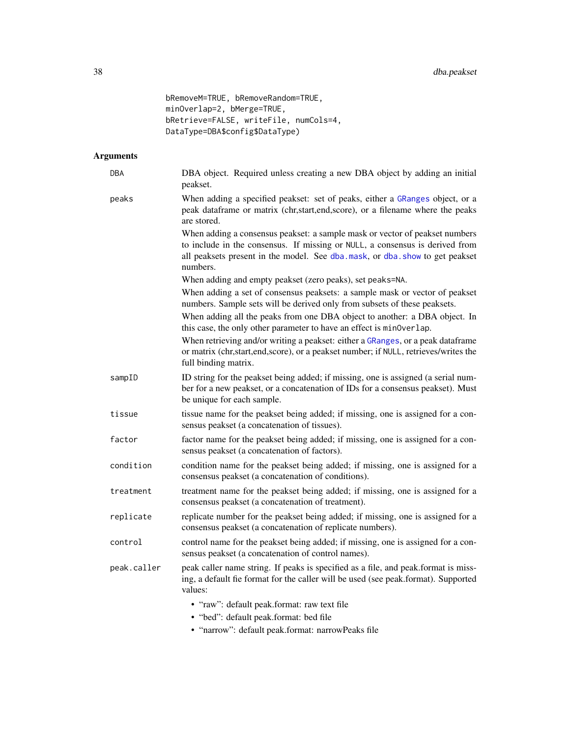```
bRemoveM=TRUE, bRemoveRandom=TRUE,
minOverlap=2, bMerge=TRUE,
bRetrieve=FALSE, writeFile, numCols=4,
DataType=DBA$config$DataType)
```

## Arguments

**DBA**
DBA object. Required unless creating a new DBA object by adding an initial peakset.

**peaks**
When adding a specified peakset: set of peaks, either a GRanges object, or a peak dataframe or matrix (chr,start,end,score), or a filename where the peaks are stored.

When adding a consensus peakset: a sample mask or vector of peakset numbers to include in the consensus. If missing or NULL, a consensus is derived from all peaksets present in the model. See dba.mask, or dba.show to get peakset numbers.

When adding and empty peakset (zero peaks), set peaks=NA.

When adding a set of consensus peaksets: a sample mask or vector of peakset numbers. Sample sets will be derived only from subsets of these peaksets.

When adding all the peaks from one DBA object to another: a DBA object. In this case, the only other parameter to have an effect is minOverlap.

When retrieving and/or writing a peakset: either a GRanges, or a peak dataframe or matrix (chr,start,end,score), or a peakset number; if NULL, retrieves/writes the full binding matrix.

**sampID**
ID string for the peakset being added; if missing, one is assigned (a serial number for a new peakset, or a concatenation of IDs for a consensus peakset). Must be unique for each sample.

**tissue**
tissue name for the peakset being added; if missing, one is assigned for a consensus peakset (a concatenation of tissues).

**factor**
factor name for the peakset being added; if missing, one is assigned for a consensus peakset (a concatenation of factors).

**condition**
condition name for the peakset being added; if missing, one is assigned for a consensus peakset (a concatenation of conditions).

**treatment**
treatment name for the peakset being added; if missing, one is assigned for a consensus peakset (a concatenation of treatment).

**replicate**
replicate number for the peakset being added; if missing, one is assigned for a consensus peakset (a concatenation of replicate numbers).

**control**
control name for the peakset being added; if missing, one is assigned for a consensus peakset (a concatenation of control names).

**peak.caller**
peak caller name string. If peaks is specified as a file, and peak.format is missing, a default fie file format for the caller will be used (see peak.format). Supported values:

- “raw”: default peak.format: raw text file
- “bed”: default peak.format: bed file
- “narrow”: default peak.format: narrowPeaks file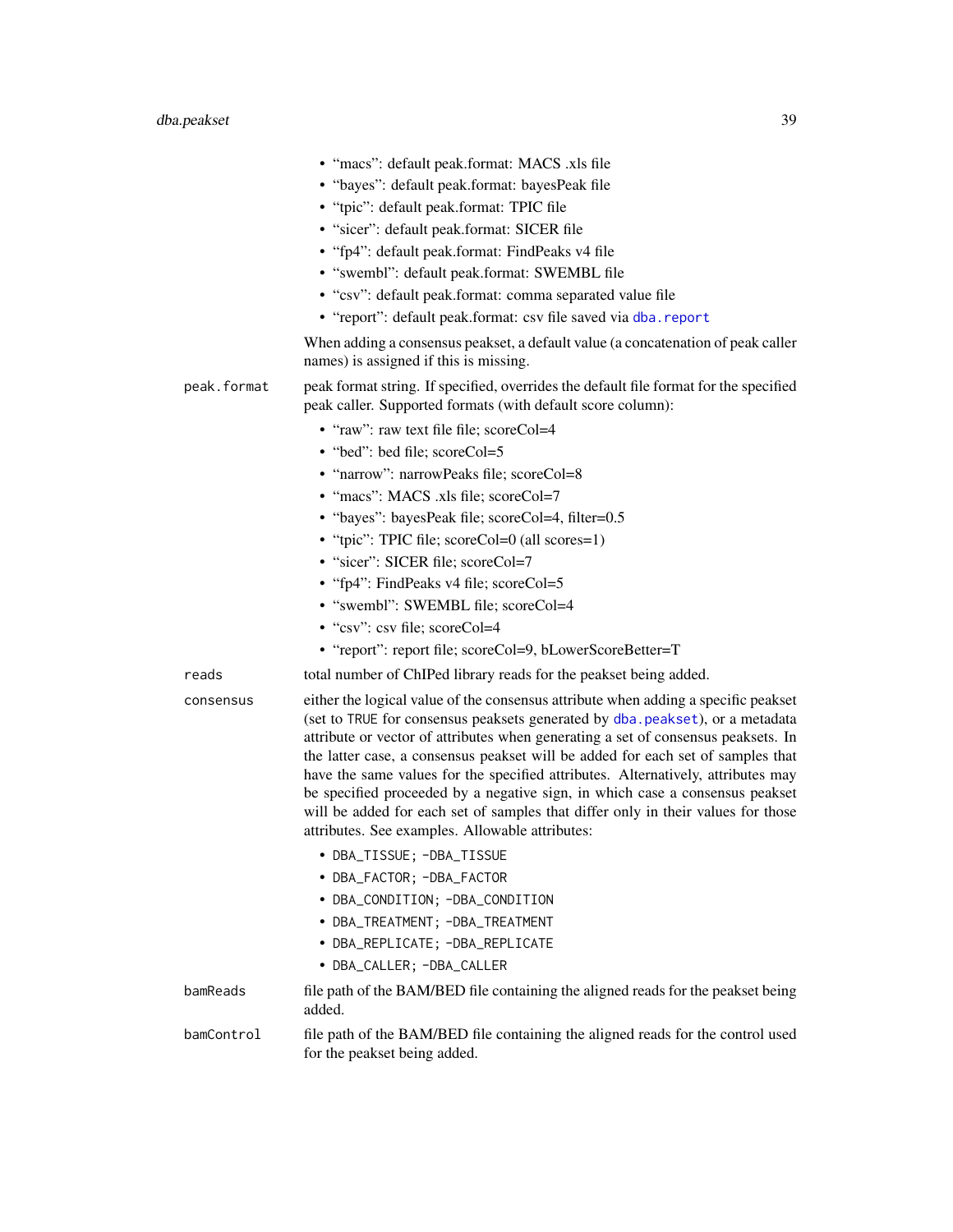- "macs": default peak.format: MACS .xls file
- "bayes": default peak.format: bayesPeak file
- "tpic": default peak.format: TPIC file
- "sicer": default peak.format: SICER file
- "fp4": default peak.format: FindPeaks v4 file
- "swembl": default peak.format: SWEMBL file
- "csv": default peak.format: comma separated value file
- "report": default peak.format: csv file saved via `dba.report`

When adding a consensus peakset, a default value (a concatenation of peak caller names) is assigned if this is missing.

`peak.format` peak format string. If specified, overrides the default file format for the specified peak caller. Supported formats (with default score column):

- "raw": raw text file file; scoreCol=4
- "bed": bed file; scoreCol=5
- "narrow": narrowPeaks file; scoreCol=8
- "macs": MACS .xls file; scoreCol=7
- "bayes": bayesPeak file; scoreCol=4, filter=0.5
- "tpic": TPIC file; scoreCol=0 (all scores=1)
- "sicer": SICER file; scoreCol=7
- "fp4": FindPeaks v4 file; scoreCol=5
- "swembl": SWEMBL file; scoreCol=4
- "csv": csv file; scoreCol=4
- "report": report file; scoreCol=9, bLowerScoreBetter=T

`reads` total number of ChIPed library reads for the peakset being added.

`consensus` either the logical value of the consensus attribute when adding a specific peakset (set to `TRUE` for consensus peaksets generated by `dba.peakset`), or a metadata attribute or vector of attributes when generating a set of consensus peaksets. In the latter case, a consensus peakset will be added for each set of samples that have the same values for the specified attributes. Alternatively, attributes may be specified proceeded by a negative sign, in which case a consensus peakset will be added for each set of samples that differ only in their values for those attributes. See examples. Allowable attributes:

- `DBA_TISSUE; -DBA_TISSUE`
- `DBA_FACTOR; -DBA_FACTOR`
- `DBA_CONDITION; -DBA_CONDITION`
- `DBA_TREATMENT; -DBA_TREATMENT`
- `DBA_REPLICATE; -DBA_REPLICATE`
- `DBA_CALLER; -DBA_CALLER`

`bamReads` file path of the BAM/BED file containing the aligned reads for the peakset being added.

`bamControl` file path of the BAM/BED file containing the aligned reads for the control used for the peakset being added.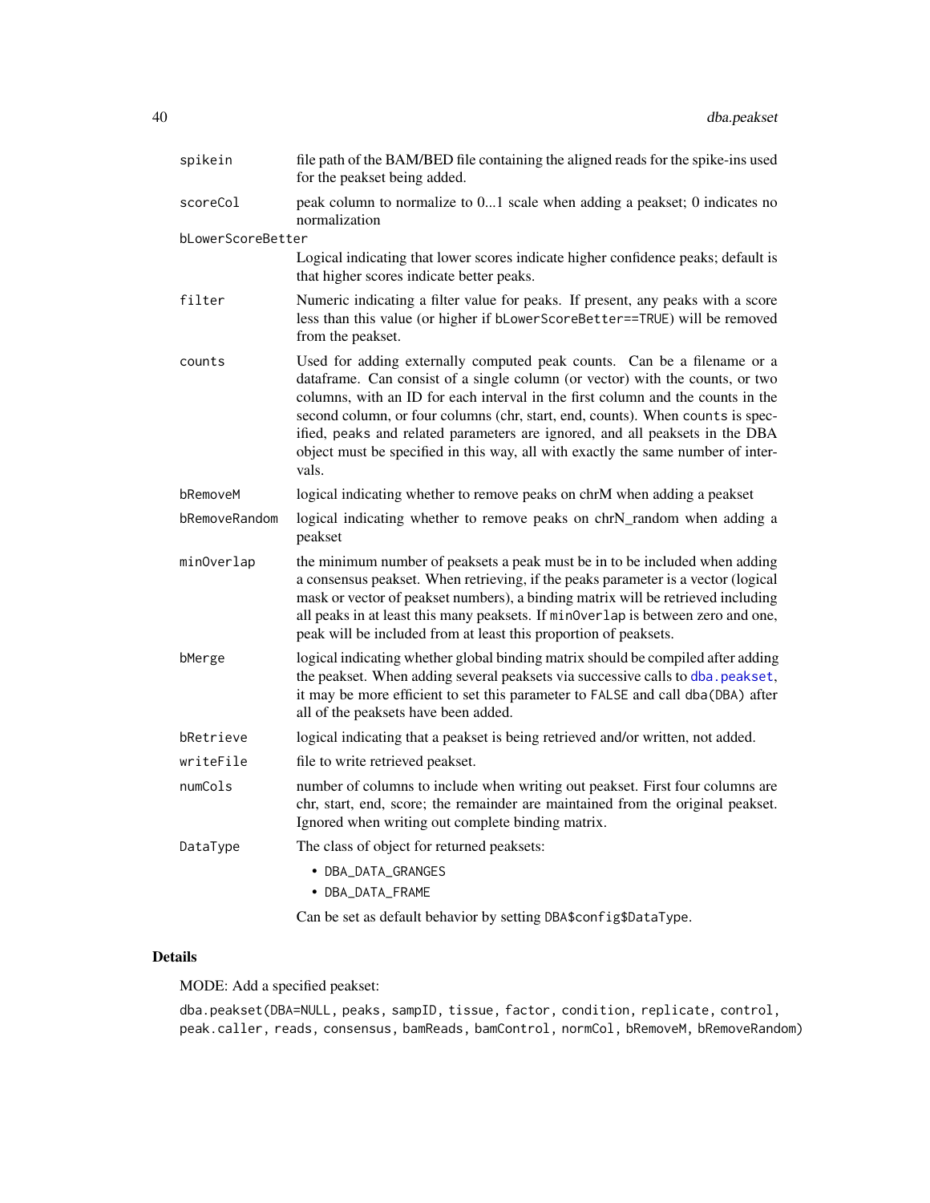| | |
|---|---|
| spikein | file path of the BAM/BED file containing the aligned reads for the spike-ins used for the peakset being added. |
| scoreCol | peak column to normalize to 0...1 scale when adding a peakset; 0 indicates no normalization |
| bLowerScoreBetter | Logical indicating that lower scores indicate higher confidence peaks; default is that higher scores indicate better peaks. |
| filter | Numeric indicating a filter value for peaks. If present, any peaks with a score less than this value (or higher if `bLowerScoreBetter==TRUE`) will be removed from the peakset. |
| counts | Used for adding externally computed peak counts. Can be a filename or a dataframe. Can consist of a single column (or vector) with the counts, or two columns, with an ID for each interval in the first column and the counts in the second column, or four columns (chr, start, end, counts). When `counts` is specified, `peaks` and related parameters are ignored, and all peaksets in the DBA object must be specified in this way, all with exactly the same number of intervals. |
| bRemoveM | logical indicating whether to remove peaks on chrM when adding a peakset |
| bRemoveRandom | logical indicating whether to remove peaks on chrN_random when adding a peakset |
| minOverlap | the minimum number of peaksets a peak must be in to be included when adding a consensus peakset. When retrieving, if the peaks parameter is a vector (logical mask or vector of peakset numbers), a binding matrix will be retrieved including all peaks in at least this many peaksets. If `minOverlap` is between zero and one, peak will be included from at least this proportion of peaksets. |
| bMerge | logical indicating whether global binding matrix should be compiled after adding the peakset. When adding several peaksets via successive calls to `dba.peakset`, it may be more efficient to set this parameter to `FALSE` and call `dba(DBA)` after all of the peaksets have been added. |
| bRetrieve | logical indicating that a peakset is being retrieved and/or written, not added. |
| writeFile | file to write retrieved peakset. |
| numCols | number of columns to include when writing out peakset. First four columns are chr, start, end, score; the remainder are maintained from the original peakset. Ignored when writing out complete binding matrix. |
| DataType | The class of object for returned peaksets: <br>• `DBA_DATA_GRANGES` <br>• `DBA_DATA_FRAME` <br>Can be set as default behavior by setting `DBA$config$DataType`. |

## Details

MODE: Add a specified peakset:

```
dba.peakset(DBA=NULL, peaks, sampID, tissue, factor, condition, replicate, control,
peak.caller, reads, consensus, bamReads, bamControl, normCol, bRemoveM, bRemoveRandom)
```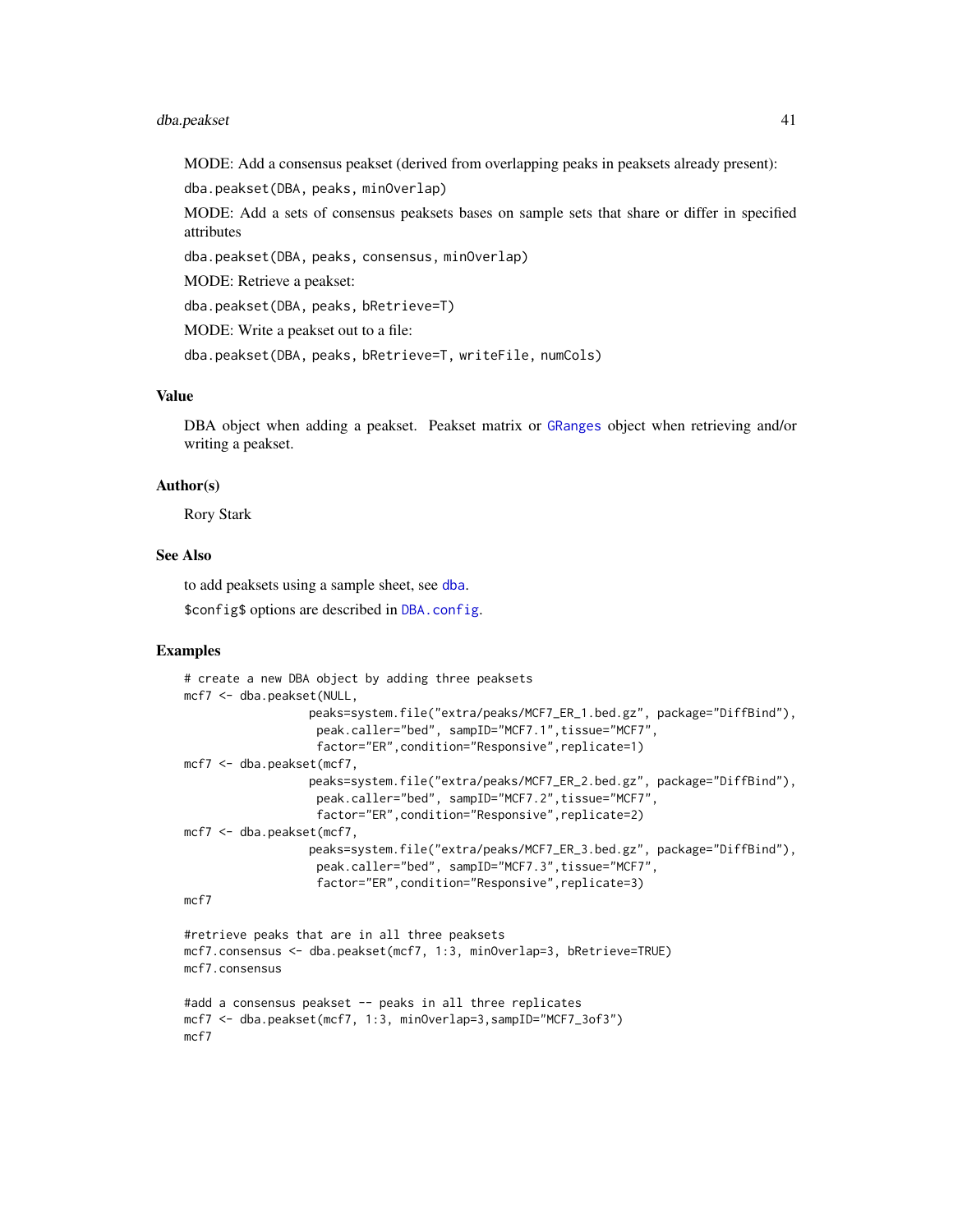MODE: Add a consensus peakset (derived from overlapping peaks in peaksets already present):

`dba.peakset(DBA, peaks, minOverlap)`

MODE: Add a sets of consensus peaksets bases on sample sets that share or differ in specified attributes

`dba.peakset(DBA, peaks, consensus, minOverlap)`

MODE: Retrieve a peakset:

`dba.peakset(DBA, peaks, bRetrieve=T)`

MODE: Write a peakset out to a file:

`dba.peakset(DBA, peaks, bRetrieve=T, writeFile, numCols)`

## Value

DBA object when adding a peakset. Peakset matrix or GRanges object when retrieving and/or writing a peakset.

## Author(s)

Rory Stark

## See Also

to add peaksets using a sample sheet, see dba.

$config$ options are described in DBA.config.

## Examples

```
# create a new DBA object by adding three peaksets
mcf7 <- dba.peakset(NULL,
                 peaks=system.file("extra/peaks/MCF7_ER_1.bed.gz", package="DiffBind"),
                  peak.caller="bed", sampID="MCF7.1",tissue="MCF7",
                  factor="ER",condition="Responsive",replicate=1)
mcf7 <- dba.peakset(mcf7,
                 peaks=system.file("extra/peaks/MCF7_ER_2.bed.gz", package="DiffBind"),
                  peak.caller="bed", sampID="MCF7.2",tissue="MCF7",
                  factor="ER",condition="Responsive",replicate=2)
mcf7 <- dba.peakset(mcf7,
                 peaks=system.file("extra/peaks/MCF7_ER_3.bed.gz", package="DiffBind"),
                  peak.caller="bed", sampID="MCF7.3",tissue="MCF7",
                  factor="ER",condition="Responsive",replicate=3)
mcf7

#retrieve peaks that are in all three peaksets
mcf7.consensus <- dba.peakset(mcf7, 1:3, minOverlap=3, bRetrieve=TRUE)
mcf7.consensus

#add a consensus peakset -- peaks in all three replicates
mcf7 <- dba.peakset(mcf7, 1:3, minOverlap=3,sampID="MCF7_3of3")
mcf7
```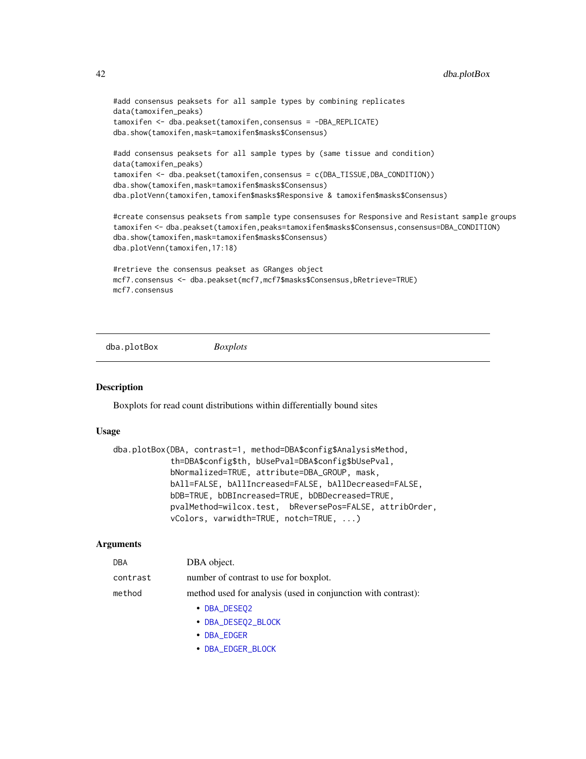```
#add consensus peaksets for all sample types by combining replicates
data(tamoxifen_peaks)
tamoxifen <- dba.peakset(tamoxifen,consensus = -DBA_REPLICATE)
dba.show(tamoxifen,mask=tamoxifen$masks$Consensus)

#add consensus peaksets for all sample types by (same tissue and condition)
data(tamoxifen_peaks)
tamoxifen <- dba.peakset(tamoxifen,consensus = c(DBA_TISSUE,DBA_CONDITION))
dba.show(tamoxifen,mask=tamoxifen$masks$Consensus)
dba.plotVenn(tamoxifen,tamoxifen$masks$Responsive & tamoxifen$masks$Consensus)

#create consensus peaksets from sample type consensuses for Responsive and Resistant sample groups
tamoxifen <- dba.peakset(tamoxifen,peaks=tamoxifen$masks$Consensus,consensus=DBA_CONDITION)
dba.show(tamoxifen,mask=tamoxifen$masks$Consensus)
dba.plotVenn(tamoxifen,17:18)

#retrieve the consensus peakset as GRanges object
mcf7.consensus <- dba.peakset(mcf7,mcf7$masks$Consensus,bRetrieve=TRUE)
mcf7.consensus
```

---

## dba.plotBox    *Boxplots*

---

### Description

Boxplots for read count distributions within differentially bound sites

### Usage

```
dba.plotBox(DBA, contrast=1, method=DBA$config$AnalysisMethod,
            th=DBA$config$th, bUsePval=DBA$config$bUsePval,
            bNormalized=TRUE, attribute=DBA_GROUP, mask,
            bAll=FALSE, bAllIncreased=FALSE, bAllDecreased=FALSE,
            bDB=TRUE, bDBIncreased=TRUE, bDBDecreased=TRUE,
            pvalMethod=wilcox.test,  bReversePos=FALSE, attribOrder,
            vColors, varwidth=TRUE, notch=TRUE, ...)
```

### Arguments

| | |
|---|---|
| `DBA` | DBA object. |
| `contrast` | number of contrast to use for boxplot. |
| `method` | method used for analysis (used in conjunction with contrast):<br>• `DBA_DESEQ2`<br>• `DBA_DESEQ2_BLOCK`<br>• `DBA_EDGER`<br>• `DBA_EDGER_BLOCK` |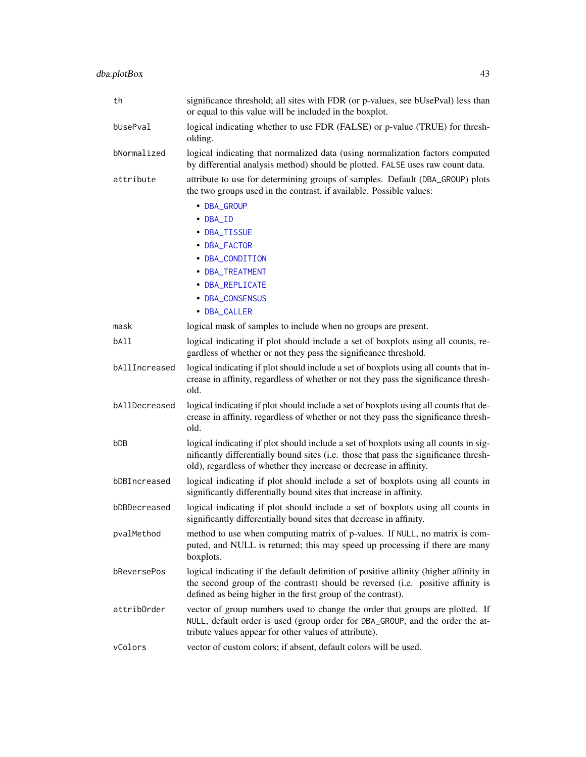| | |
|---|---|
| th | significance threshold; all sites with FDR (or p-values, see bUsePval) less than or equal to this value will be included in the boxplot. |
| bUsePval | logical indicating whether to use FDR (FALSE) or p-value (TRUE) for thresholding. |
| bNormalized | logical indicating that normalized data (using normalization factors computed by differential analysis method) should be plotted. FALSE uses raw count data. |
| attribute | attribute to use for determining groups of samples. Default (DBA_GROUP) plots the two groups used in the contrast, if available. Possible values: <br>• DBA_GROUP<br>• DBA_ID<br>• DBA_TISSUE<br>• DBA_FACTOR<br>• DBA_CONDITION<br>• DBA_TREATMENT<br>• DBA_REPLICATE<br>• DBA_CONSENSUS<br>• DBA_CALLER |
| mask | logical mask of samples to include when no groups are present. |
| bAll | logical indicating if plot should include a set of boxplots using all counts, regardless of whether or not they pass the significance threshold. |
| bAllIncreased | logical indicating if plot should include a set of boxplots using all counts that increase in affinity, regardless of whether or not they pass the significance threshold. |
| bAllDecreased | logical indicating if plot should include a set of boxplots using all counts that decrease in affinity, regardless of whether or not they pass the significance threshold. |
| bDB | logical indicating if plot should include a set of boxplots using all counts in significantly differentially bound sites (i.e. those that pass the significance threshold), regardless of whether they increase or decrease in affinity. |
| bDBIncreased | logical indicating if plot should include a set of boxplots using all counts in significantly differentially bound sites that increase in affinity. |
| bDBDecreased | logical indicating if plot should include a set of boxplots using all counts in significantly differentially bound sites that decrease in affinity. |
| pvalMethod | method to use when computing matrix of p-values. If NULL, no matrix is computed, and NULL is returned; this may speed up processing if there are many boxplots. |
| bReversePos | logical indicating if the default definition of positive affinity (higher affinity in the second group of the contrast) should be reversed (i.e. positive affinity is defined as being higher in the first group of the contrast). |
| attribOrder | vector of group numbers used to change the order that groups are plotted. If NULL, default order is used (group order for DBA_GROUP, and the order the attribute values appear for other values of attribute). |
| vColors | vector of custom colors; if absent, default colors will be used. |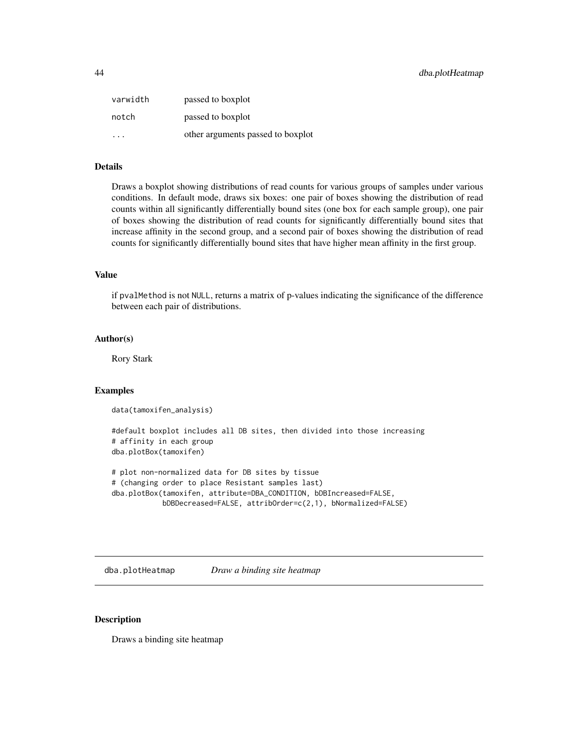| | |
|---|---|
| varwidth | passed to boxplot |
| notch | passed to boxplot |
| ... | other arguments passed to boxplot |

## Details

Draws a boxplot showing distributions of read counts for various groups of samples under various conditions. In default mode, draws six boxes: one pair of boxes showing the distribution of read counts within all significantly differentially bound sites (one box for each sample group), one pair of boxes showing the distribution of read counts for significantly differentially bound sites that increase affinity in the second group, and a second pair of boxes showing the distribution of read counts for significantly differentially bound sites that have higher mean affinity in the first group.

## Value

if pvalMethod is not NULL, returns a matrix of p-values indicating the significance of the difference between each pair of distributions.

## Author(s)

Rory Stark

## Examples

```
data(tamoxifen_analysis)

#default boxplot includes all DB sites, then divided into those increasing
# affinity in each group
dba.plotBox(tamoxifen)

# plot non-normalized data for DB sites by tissue
# (changing order to place Resistant samples last)
dba.plotBox(tamoxifen, attribute=DBA_CONDITION, bDBIncreased=FALSE,
            bDBDecreased=FALSE, attribOrder=c(2,1), bNormalized=FALSE)
```

---

# dba.plotHeatmap *Draw a binding site heatmap*

---

## Description

Draws a binding site heatmap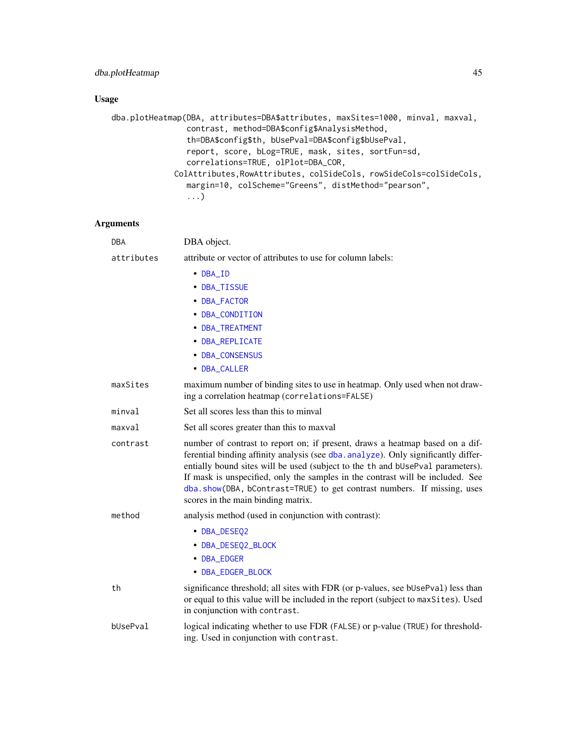## Usage

```
dba.plotHeatmap(DBA, attributes=DBA$attributes, maxSites=1000, minval, maxval,
                contrast, method=DBA$config$AnalysisMethod,
                th=DBA$config$th, bUsePval=DBA$config$bUsePval,
                report, score, bLog=TRUE, mask, sites, sortFun=sd,
                correlations=TRUE, olPlot=DBA_COR,
              ColAttributes,RowAttributes, colSideCols, rowSideCols=colSideCols,
                margin=10, colScheme="Greens", distMethod="pearson",
                ...)
```

## Arguments

**DBA** — DBA object.

**attributes** — attribute or vector of attributes to use for column labels:

- DBA_ID
- DBA_TISSUE
- DBA_FACTOR
- DBA_CONDITION
- DBA_TREATMENT
- DBA_REPLICATE
- DBA_CONSENSUS
- DBA_CALLER

**maxSites** — maximum number of binding sites to use in heatmap. Only used when not drawing a correlation heatmap (`correlations=FALSE`)

**minval** — Set all scores less than this to minval

**maxval** — Set all scores greater than this to maxval

**contrast** — number of contrast to report on; if present, draws a heatmap based on a differential binding affinity analysis (see `dba.analyze`). Only significantly differentially bound sites will be used (subject to the `th` and `bUsePval` parameters). If mask is unspecified, only the samples in the contrast will be included. See `dba.show(DBA, bContrast=TRUE)` to get contrast numbers. If missing, uses scores in the main binding matrix.

**method** — analysis method (used in conjunction with contrast):

- DBA_DESEQ2
- DBA_DESEQ2_BLOCK
- DBA_EDGER
- DBA_EDGER_BLOCK

**th** — significance threshold; all sites with FDR (or p-values, see `bUsePval`) less than or equal to this value will be included in the report (subject to `maxSites`). Used in conjunction with `contrast`.

**bUsePval** — logical indicating whether to use FDR (`FALSE`) or p-value (`TRUE`) for thresholding. Used in conjunction with `contrast`.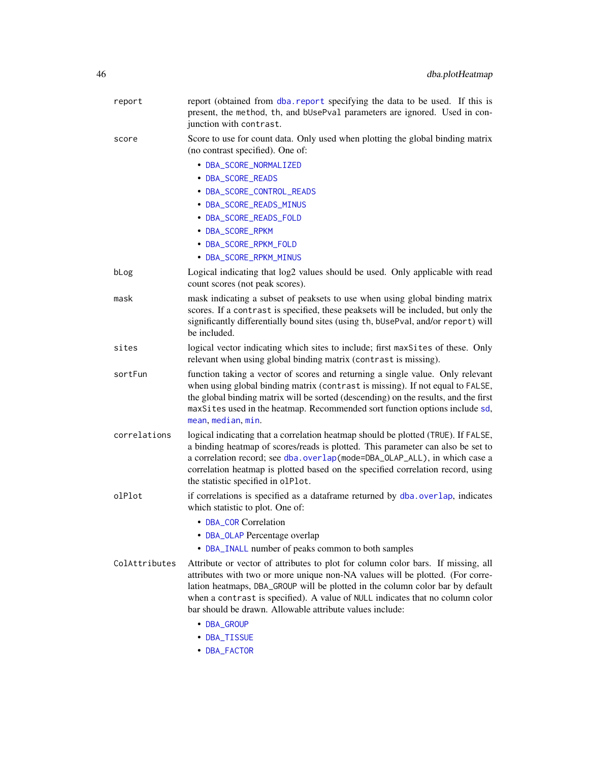`report`
: report (obtained from `dba.report` specifying the data to be used. If this is present, the `method`, `th`, and `bUsePval` parameters are ignored. Used in conjunction with `contrast`.

`score`
: Score to use for count data. Only used when plotting the global binding matrix (no contrast specified). One of:
  - `DBA_SCORE_NORMALIZED`
  - `DBA_SCORE_READS`
  - `DBA_SCORE_CONTROL_READS`
  - `DBA_SCORE_READS_MINUS`
  - `DBA_SCORE_READS_FOLD`
  - `DBA_SCORE_RPKM`
  - `DBA_SCORE_RPKM_FOLD`
  - `DBA_SCORE_RPKM_MINUS`

`bLog`
: Logical indicating that log2 values should be used. Only applicable with read count scores (not peak scores).

`mask`
: mask indicating a subset of peaksets to use when using global binding matrix scores. If a `contrast` is specified, these peaksets will be included, but only the significantly differentially bound sites (using `th`, `bUsePval`, and/or `report`) will be included.

`sites`
: logical vector indicating which sites to include; first `maxSites` of these. Only relevant when using global binding matrix (`contrast` is missing).

`sortFun`
: function taking a vector of scores and returning a single value. Only relevant when using global binding matrix (`contrast` is missing). If not equal to `FALSE`, the global binding matrix will be sorted (descending) on the results, and the first `maxSites` used in the heatmap. Recommended sort function options include `sd`, `mean`, `median`, `min`.

`correlations`
: logical indicating that a correlation heatmap should be plotted (`TRUE`). If `FALSE`, a binding heatmap of scores/reads is plotted. This parameter can also be set to a correlation record; see `dba.overlap(mode=DBA_OLAP_ALL)`, in which case a correlation heatmap is plotted based on the specified correlation record, using the statistic specified in `olPlot`.

`olPlot`
: if correlations is specified as a dataframe returned by `dba.overlap`, indicates which statistic to plot. One of:
  - `DBA_COR` Correlation
  - `DBA_OLAP` Percentage overlap
  - `DBA_INALL` number of peaks common to both samples

`ColAttributes`
: Attribute or vector of attributes to plot for column color bars. If missing, all attributes with two or more unique non-NA values will be plotted. (For correlation heatmaps, `DBA_GROUP` will be plotted in the column color bar by default when a `contrast` is specified). A value of `NULL` indicates that no column color bar should be drawn. Allowable attribute values include:
  - `DBA_GROUP`
  - `DBA_TISSUE`
  - `DBA_FACTOR`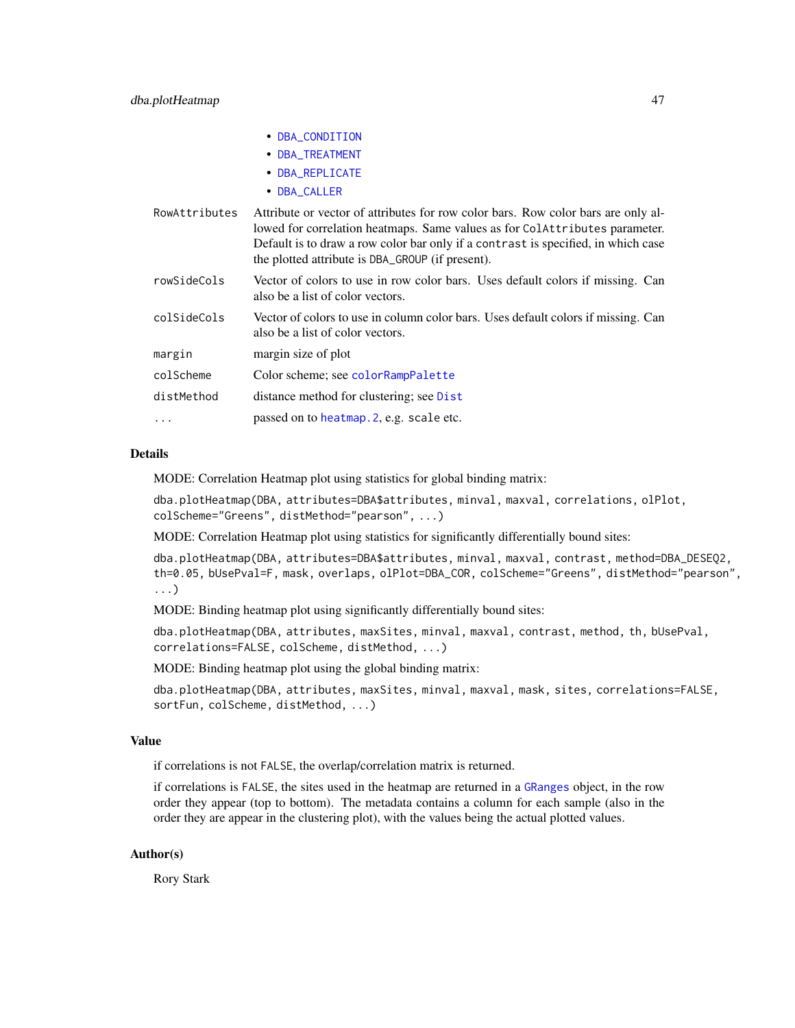- DBA_CONDITION
- DBA_TREATMENT
- DBA_REPLICATE
- DBA_CALLER

| | |
|---|---|
| RowAttributes | Attribute or vector of attributes for row color bars. Row color bars are only allowed for correlation heatmaps. Same values as for `ColAttributes` parameter. Default is to draw a row color bar only if a `contrast` is specified, in which case the plotted attribute is DBA_GROUP (if present). |
| rowSideCols | Vector of colors to use in row color bars. Uses default colors if missing. Can also be a list of color vectors. |
| colSideCols | Vector of colors to use in column color bars. Uses default colors if missing. Can also be a list of color vectors. |
| margin | margin size of plot |
| colScheme | Color scheme; see `colorRampPalette` |
| distMethod | distance method for clustering; see `Dist` |
| ... | passed on to `heatmap.2`, e.g. `scale` etc. |

## Details

MODE: Correlation Heatmap plot using statistics for global binding matrix:

```
dba.plotHeatmap(DBA, attributes=DBA$attributes, minval, maxval, correlations, olPlot,
colScheme="Greens", distMethod="pearson", ...)
```

MODE: Correlation Heatmap plot using statistics for significantly differentially bound sites:

```
dba.plotHeatmap(DBA, attributes=DBA$attributes, minval, maxval, contrast, method=DBA_DESEQ2,
th=0.05, bUsePval=F, mask, overlaps, olPlot=DBA_COR, colScheme="Greens", distMethod="pearson",
...)
```

MODE: Binding heatmap plot using significantly differentially bound sites:

```
dba.plotHeatmap(DBA, attributes, maxSites, minval, maxval, contrast, method, th, bUsePval,
correlations=FALSE, colScheme, distMethod, ...)
```

MODE: Binding heatmap plot using the global binding matrix:

```
dba.plotHeatmap(DBA, attributes, maxSites, minval, maxval, mask, sites, correlations=FALSE,
sortFun, colScheme, distMethod, ...)
```

## Value

if correlations is not `FALSE`, the overlap/correlation matrix is returned.

if correlations is `FALSE`, the sites used in the heatmap are returned in a `GRanges` object, in the row order they appear (top to bottom). The metadata contains a column for each sample (also in the order they are appear in the clustering plot), with the values being the actual plotted values.

## Author(s)

Rory Stark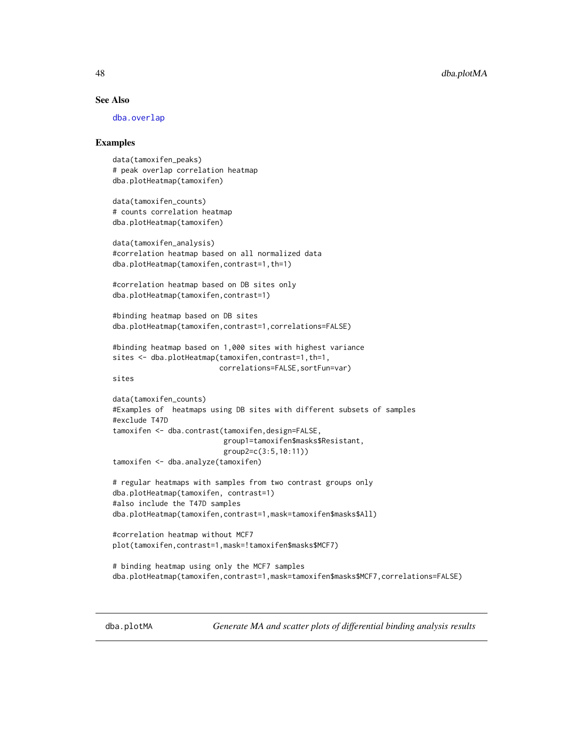## See Also

dba.overlap

## Examples

```
data(tamoxifen_peaks)
# peak overlap correlation heatmap
dba.plotHeatmap(tamoxifen)

data(tamoxifen_counts)
# counts correlation heatmap
dba.plotHeatmap(tamoxifen)

data(tamoxifen_analysis)
#correlation heatmap based on all normalized data
dba.plotHeatmap(tamoxifen,contrast=1,th=1)

#correlation heatmap based on DB sites only
dba.plotHeatmap(tamoxifen,contrast=1)

#binding heatmap based on DB sites
dba.plotHeatmap(tamoxifen,contrast=1,correlations=FALSE)

#binding heatmap based on 1,000 sites with highest variance
sites <- dba.plotHeatmap(tamoxifen,contrast=1,th=1,
                         correlations=FALSE,sortFun=var)
sites

data(tamoxifen_counts)
#Examples of  heatmaps using DB sites with different subsets of samples
#exclude T47D
tamoxifen <- dba.contrast(tamoxifen,design=FALSE,
                          group1=tamoxifen$masks$Resistant,
                          group2=c(3:5,10:11))
tamoxifen <- dba.analyze(tamoxifen)

# regular heatmaps with samples from two contrast groups only
dba.plotHeatmap(tamoxifen, contrast=1)
#also include the T47D samples
dba.plotHeatmap(tamoxifen,contrast=1,mask=tamoxifen$masks$All)

#correlation heatmap without MCF7
plot(tamoxifen,contrast=1,mask=!tamoxifen$masks$MCF7)

# binding heatmap using only the MCF7 samples
dba.plotHeatmap(tamoxifen,contrast=1,mask=tamoxifen$masks$MCF7,correlations=FALSE)
```

---

dba.plotMA *Generate MA and scatter plots of differential binding analysis results*

---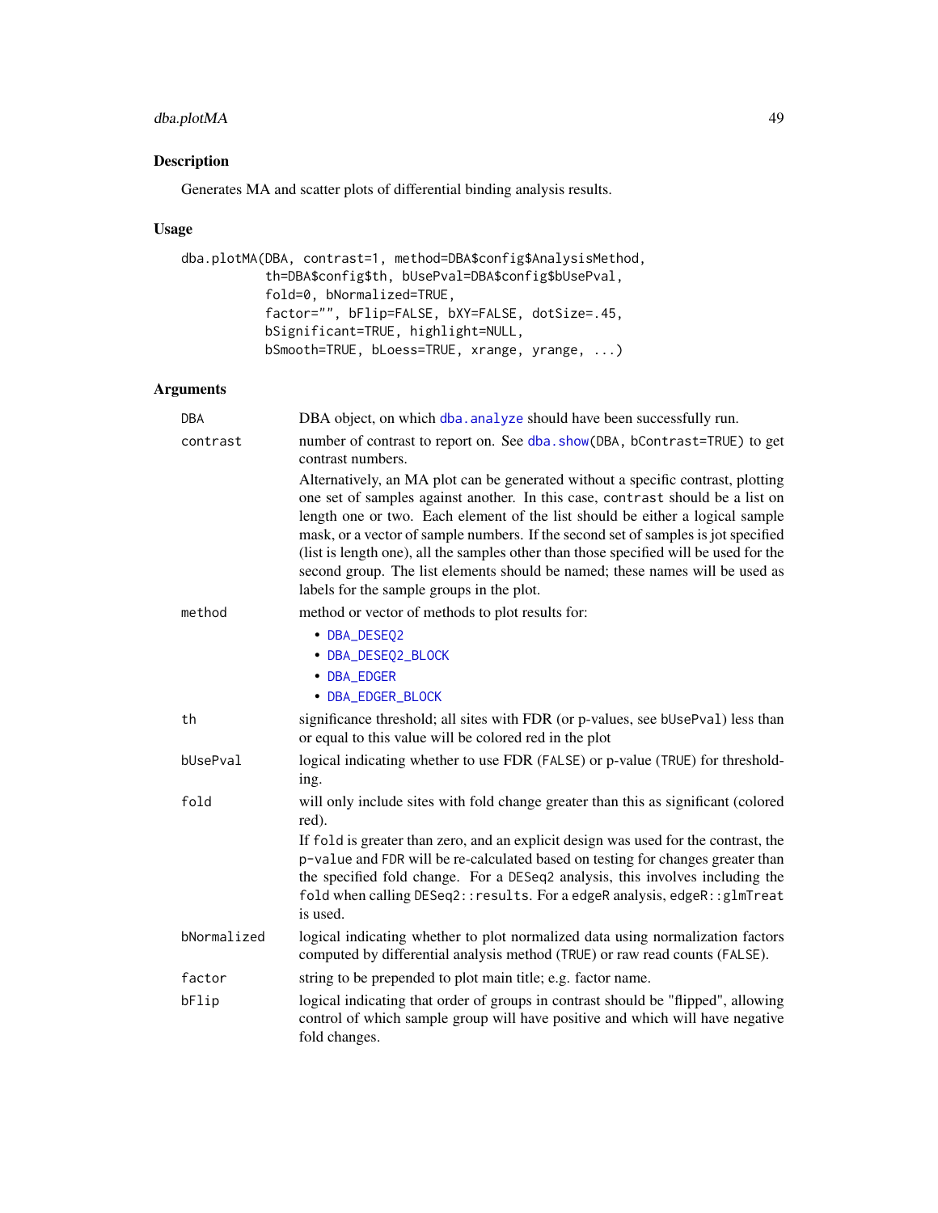## Description

Generates MA and scatter plots of differential binding analysis results.

## Usage

```
dba.plotMA(DBA, contrast=1, method=DBA$config$AnalysisMethod,
           th=DBA$config$th, bUsePval=DBA$config$bUsePval,
           fold=0, bNormalized=TRUE,
           factor="", bFlip=FALSE, bXY=FALSE, dotSize=.45,
           bSignificant=TRUE, highlight=NULL,
           bSmooth=TRUE, bLoess=TRUE, xrange, yrange, ...)
```

## Arguments

`DBA` DBA object, on which `dba.analyze` should have been successfully run.

`contrast` number of contrast to report on. See `dba.show(DBA, bContrast=TRUE)` to get contrast numbers.

Alternatively, an MA plot can be generated without a specific contrast, plotting one set of samples against another. In this case, `contrast` should be a list on length one or two. Each element of the list should be either a logical sample mask, or a vector of sample numbers. If the second set of samples is jot specified (list is length one), all the samples other than those specified will be used for the second group. The list elements should be named; these names will be used as labels for the sample groups in the plot.

`method` method or vector of methods to plot results for:

- `DBA_DESEQ2`
- `DBA_DESEQ2_BLOCK`
- `DBA_EDGER`
- `DBA_EDGER_BLOCK`

`th` significance threshold; all sites with FDR (or p-values, see `bUsePval`) less than or equal to this value will be colored red in the plot

`bUsePval` logical indicating whether to use FDR (`FALSE`) or p-value (`TRUE`) for thresholding.

`fold` will only include sites with fold change greater than this as significant (colored red).

If `fold` is greater than zero, and an explicit design was used for the contrast, the `p-value` and `FDR` will be re-calculated based on testing for changes greater than the specified fold change. For a `DESeq2` analysis, this involves including the `fold` when calling `DESeq2::results`. For a `edgeR` analysis, `edgeR::glmTreat` is used.

`bNormalized` logical indicating whether to plot normalized data using normalization factors computed by differential analysis method (`TRUE`) or raw read counts (`FALSE`).

`factor` string to be prepended to plot main title; e.g. factor name.

`bFlip` logical indicating that order of groups in contrast should be "flipped", allowing control of which sample group will have positive and which will have negative fold changes.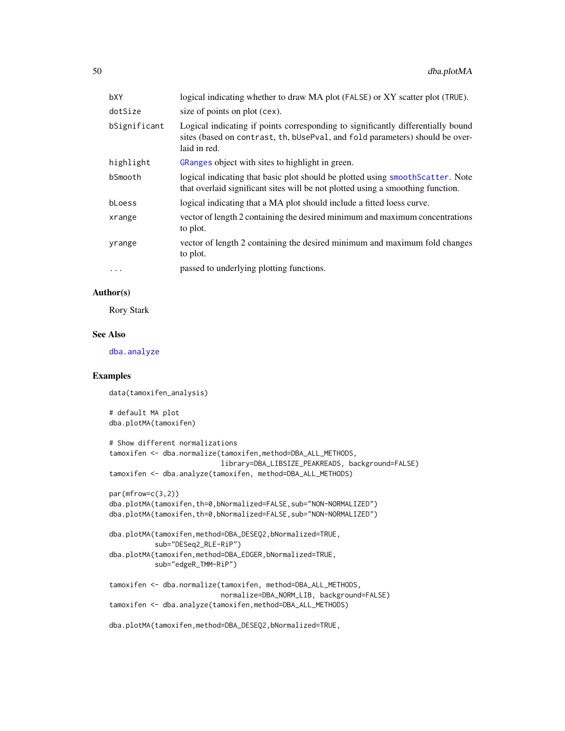| | |
|---|---|
| bXY | logical indicating whether to draw MA plot (FALSE) or XY scatter plot (TRUE). |
| dotSize | size of points on plot (cex). |
| bSignificant | Logical indicating if points corresponding to significantly differentially bound sites (based on contrast, th, bUsePval, and fold parameters) should be overlaid in red. |
| highlight | GRanges object with sites to highlight in green. |
| bSmooth | logical indicating that basic plot should be plotted using smoothScatter. Note that overlaid significant sites will be not plotted using a smoothing function. |
| bLoess | logical indicating that a MA plot should include a fitted loess curve. |
| xrange | vector of length 2 containing the desired minimum and maximum concentrations to plot. |
| yrange | vector of length 2 containing the desired minimum and maximum fold changes to plot. |
| ... | passed to underlying plotting functions. |

## Author(s)

Rory Stark

## See Also

dba.analyze

## Examples

```
data(tamoxifen_analysis)

# default MA plot
dba.plotMA(tamoxifen)

# Show different normalizations
tamoxifen <- dba.normalize(tamoxifen,method=DBA_ALL_METHODS,
                           library=DBA_LIBSIZE_PEAKREADS, background=FALSE)
tamoxifen <- dba.analyze(tamoxifen, method=DBA_ALL_METHODS)

par(mfrow=c(3,2))
dba.plotMA(tamoxifen,th=0,bNormalized=FALSE,sub="NON-NORMALIZED")
dba.plotMA(tamoxifen,th=0,bNormalized=FALSE,sub="NON-NORMALIZED")

dba.plotMA(tamoxifen,method=DBA_DESEQ2,bNormalized=TRUE,
           sub="DESeq2_RLE-RiP")
dba.plotMA(tamoxifen,method=DBA_EDGER,bNormalized=TRUE,
           sub="edgeR_TMM-RiP")

tamoxifen <- dba.normalize(tamoxifen, method=DBA_ALL_METHODS,
                           normalize=DBA_NORM_LIB, background=FALSE)
tamoxifen <- dba.analyze(tamoxifen,method=DBA_ALL_METHODS)

dba.plotMA(tamoxifen,method=DBA_DESEQ2,bNormalized=TRUE,
```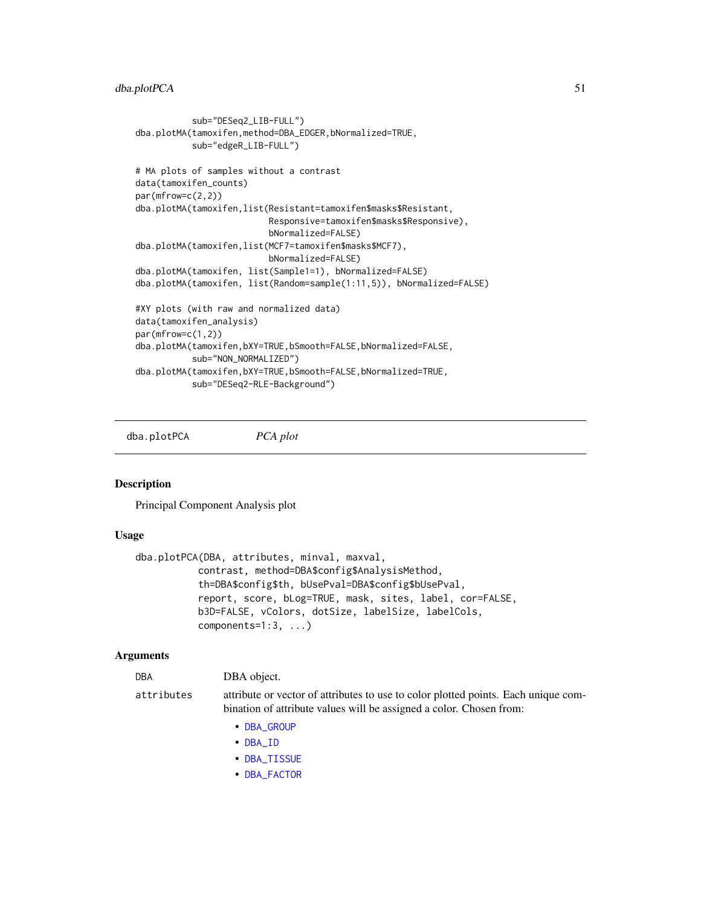```
            sub="DESeq2_LIB-FULL")
dba.plotMA(tamoxifen,method=DBA_EDGER,bNormalized=TRUE,
           sub="edgeR_LIB-FULL")

# MA plots of samples without a contrast
data(tamoxifen_counts)
par(mfrow=c(2,2))
dba.plotMA(tamoxifen,list(Resistant=tamoxifen$masks$Resistant,
                          Responsive=tamoxifen$masks$Responsive),
                          bNormalized=FALSE)
dba.plotMA(tamoxifen,list(MCF7=tamoxifen$masks$MCF7),
                          bNormalized=FALSE)
dba.plotMA(tamoxifen, list(Sample1=1), bNormalized=FALSE)
dba.plotMA(tamoxifen, list(Random=sample(1:11,5)), bNormalized=FALSE)

#XY plots (with raw and normalized data)
data(tamoxifen_analysis)
par(mfrow=c(1,2))
dba.plotMA(tamoxifen,bXY=TRUE,bSmooth=FALSE,bNormalized=FALSE,
           sub="NON_NORMALIZED")
dba.plotMA(tamoxifen,bXY=TRUE,bSmooth=FALSE,bNormalized=TRUE,
           sub="DESeq2-RLE-Background")
```

## dba.plotPCA *PCA plot*

### Description

Principal Component Analysis plot

### Usage

```
dba.plotPCA(DBA, attributes, minval, maxval,
            contrast, method=DBA$config$AnalysisMethod,
            th=DBA$config$th, bUsePval=DBA$config$bUsePval,
            report, score, bLog=TRUE, mask, sites, label, cor=FALSE,
            b3D=FALSE, vColors, dotSize, labelSize, labelCols,
            components=1:3, ...)
```

### Arguments

`DBA` DBA object.

`attributes` attribute or vector of attributes to use to color plotted points. Each unique combination of attribute values will be assigned a color. Chosen from:

- `DBA_GROUP`
- `DBA_ID`
- `DBA_TISSUE`
- `DBA_FACTOR`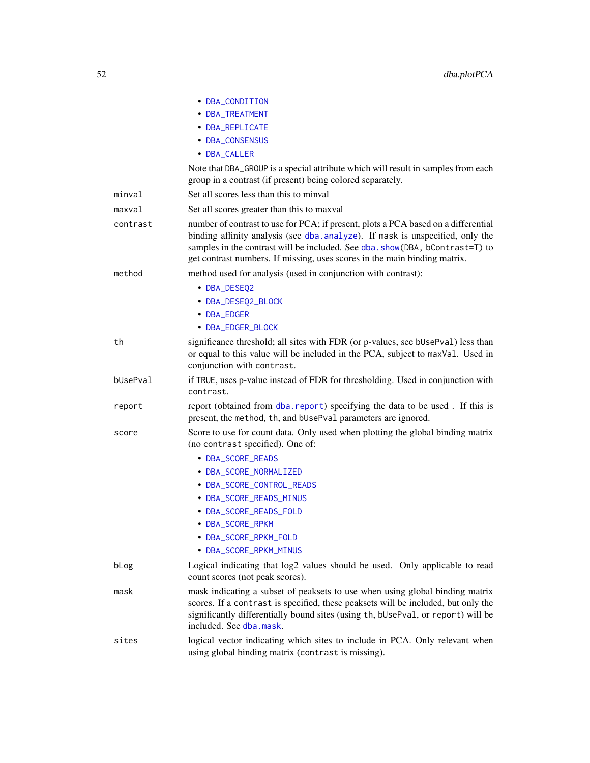- DBA_CONDITION
- DBA_TREATMENT
- DBA_REPLICATE
- DBA_CONSENSUS
- DBA_CALLER

Note that DBA_GROUP is a special attribute which will result in samples from each group in a contrast (if present) being colored separately.

**minval** Set all scores less than this to minval

**maxval** Set all scores greater than this to maxval

**contrast** number of contrast to use for PCA; if present, plots a PCA based on a differential binding affinity analysis (see `dba.analyze`). If `mask` is unspecified, only the samples in the contrast will be included. See `dba.show(DBA, bContrast=T)` to get contrast numbers. If missing, uses scores in the main binding matrix.

**method** method used for analysis (used in conjunction with contrast):

- DBA_DESEQ2
- DBA_DESEQ2_BLOCK
- DBA_EDGER
- DBA_EDGER_BLOCK

**th** significance threshold; all sites with FDR (or p-values, see `bUsePval`) less than or equal to this value will be included in the PCA, subject to `maxVal`. Used in conjunction with `contrast`.

**bUsePval** if `TRUE`, uses p-value instead of FDR for thresholding. Used in conjunction with `contrast`.

**report** report (obtained from `dba.report`) specifying the data to be used . If this is present, the `method`, `th`, and `bUsePval` parameters are ignored.

**score** Score to use for count data. Only used when plotting the global binding matrix (no `contrast` specified). One of:

- DBA_SCORE_READS
- DBA_SCORE_NORMALIZED
- DBA_SCORE_CONTROL_READS
- DBA_SCORE_READS_MINUS
- DBA_SCORE_READS_FOLD
- DBA_SCORE_RPKM
- DBA_SCORE_RPKM_FOLD
- DBA_SCORE_RPKM_MINUS

**bLog** Logical indicating that log2 values should be used. Only applicable to read count scores (not peak scores).

**mask** mask indicating a subset of peaksets to use when using global binding matrix scores. If a `contrast` is specified, these peaksets will be included, but only the significantly differentially bound sites (using `th`, `bUsePval`, or `report`) will be included. See `dba.mask`.

**sites** logical vector indicating which sites to include in PCA. Only relevant when using global binding matrix (`contrast` is missing).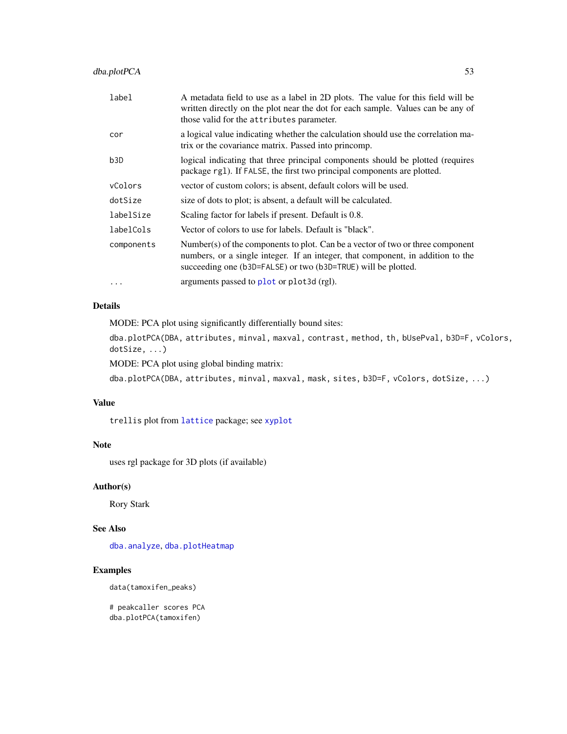| | |
|---|---|
| label | A metadata field to use as a label in 2D plots. The value for this field will be written directly on the plot near the dot for each sample. Values can be any of those valid for the `attributes` parameter. |
| cor | a logical value indicating whether the calculation should use the correlation matrix or the covariance matrix. Passed into princomp. |
| b3D | logical indicating that three principal components should be plotted (requires package `rgl`). If `FALSE`, the first two principal components are plotted. |
| vColors | vector of custom colors; is absent, default colors will be used. |
| dotSize | size of dots to plot; is absent, a default will be calculated. |
| labelSize | Scaling factor for labels if present. Default is 0.8. |
| labelCols | Vector of colors to use for labels. Default is "black". |
| components | Number(s) of the components to plot. Can be a vector of two or three component numbers, or a single integer. If an integer, that component, in addition to the succeeding one (`b3D=FALSE`) or two (`b3D=TRUE`) will be plotted. |
| ... | arguments passed to `plot` or `plot3d` (rgl). |

## Details

MODE: PCA plot using significantly differentially bound sites:

`dba.plotPCA(DBA, attributes, minval, maxval, contrast, method, th, bUsePval, b3D=F, vColors, dotSize, ...)`

MODE: PCA plot using global binding matrix:

`dba.plotPCA(DBA, attributes, minval, maxval, mask, sites, b3D=F, vColors, dotSize, ...)`

## Value

`trellis` plot from `lattice` package; see `xyplot`

## Note

uses rgl package for 3D plots (if available)

## Author(s)

Rory Stark

## See Also

`dba.analyze`, `dba.plotHeatmap`

## Examples

```
data(tamoxifen_peaks)

# peakcaller scores PCA
dba.plotPCA(tamoxifen)
```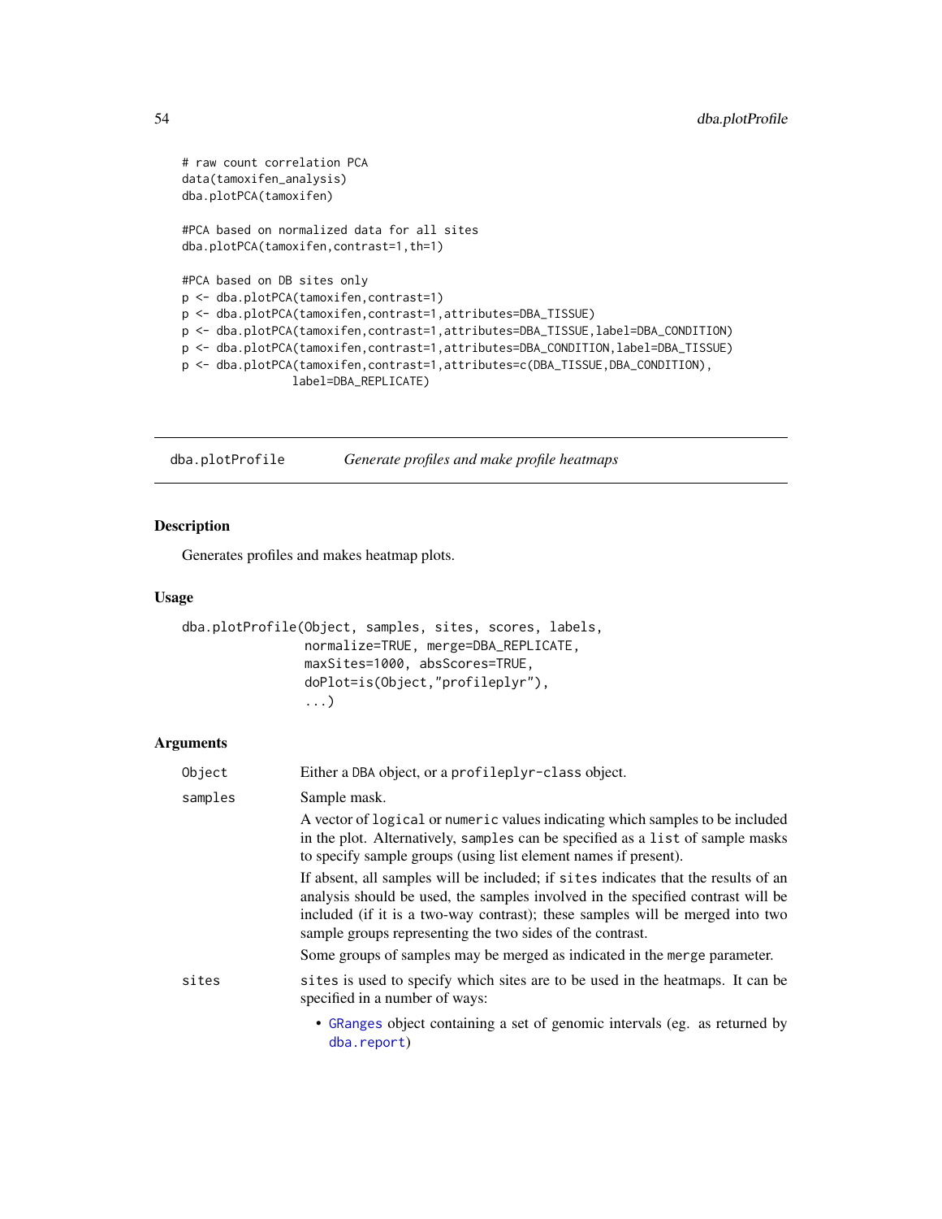```
# raw count correlation PCA
data(tamoxifen_analysis)
dba.plotPCA(tamoxifen)

#PCA based on normalized data for all sites
dba.plotPCA(tamoxifen,contrast=1,th=1)

#PCA based on DB sites only
p <- dba.plotPCA(tamoxifen,contrast=1)
p <- dba.plotPCA(tamoxifen,contrast=1,attributes=DBA_TISSUE)
p <- dba.plotPCA(tamoxifen,contrast=1,attributes=DBA_TISSUE,label=DBA_CONDITION)
p <- dba.plotPCA(tamoxifen,contrast=1,attributes=DBA_CONDITION,label=DBA_TISSUE)
p <- dba.plotPCA(tamoxifen,contrast=1,attributes=c(DBA_TISSUE,DBA_CONDITION),
                 label=DBA_REPLICATE)
```

---

## dba.plotProfile — *Generate profiles and make profile heatmaps*

### Description

Generates profiles and makes heatmap plots.

### Usage

```
dba.plotProfile(Object, samples, sites, scores, labels,
                normalize=TRUE, merge=DBA_REPLICATE,
                maxSites=1000, absScores=TRUE,
                doPlot=is(Object,"profileplyr"),
                ...)
```

### Arguments

`Object` Either a DBA object, or a `profileplyr-class` object.

`samples` Sample mask.

A vector of `logical` or `numeric` values indicating which samples to be included in the plot. Alternatively, `samples` can be specified as a `list` of sample masks to specify sample groups (using list element names if present).

If absent, all samples will be included; if `sites` indicates that the results of an analysis should be used, the samples involved in the specified contrast will be included (if it is a two-way contrast); these samples will be merged into two sample groups representing the two sides of the contrast.

Some groups of samples may be merged as indicated in the `merge` parameter.

`sites` `sites` is used to specify which sites are to be used in the heatmaps. It can be specified in a number of ways:

- `GRanges` object containing a set of genomic intervals (eg. as returned by `dba.report`)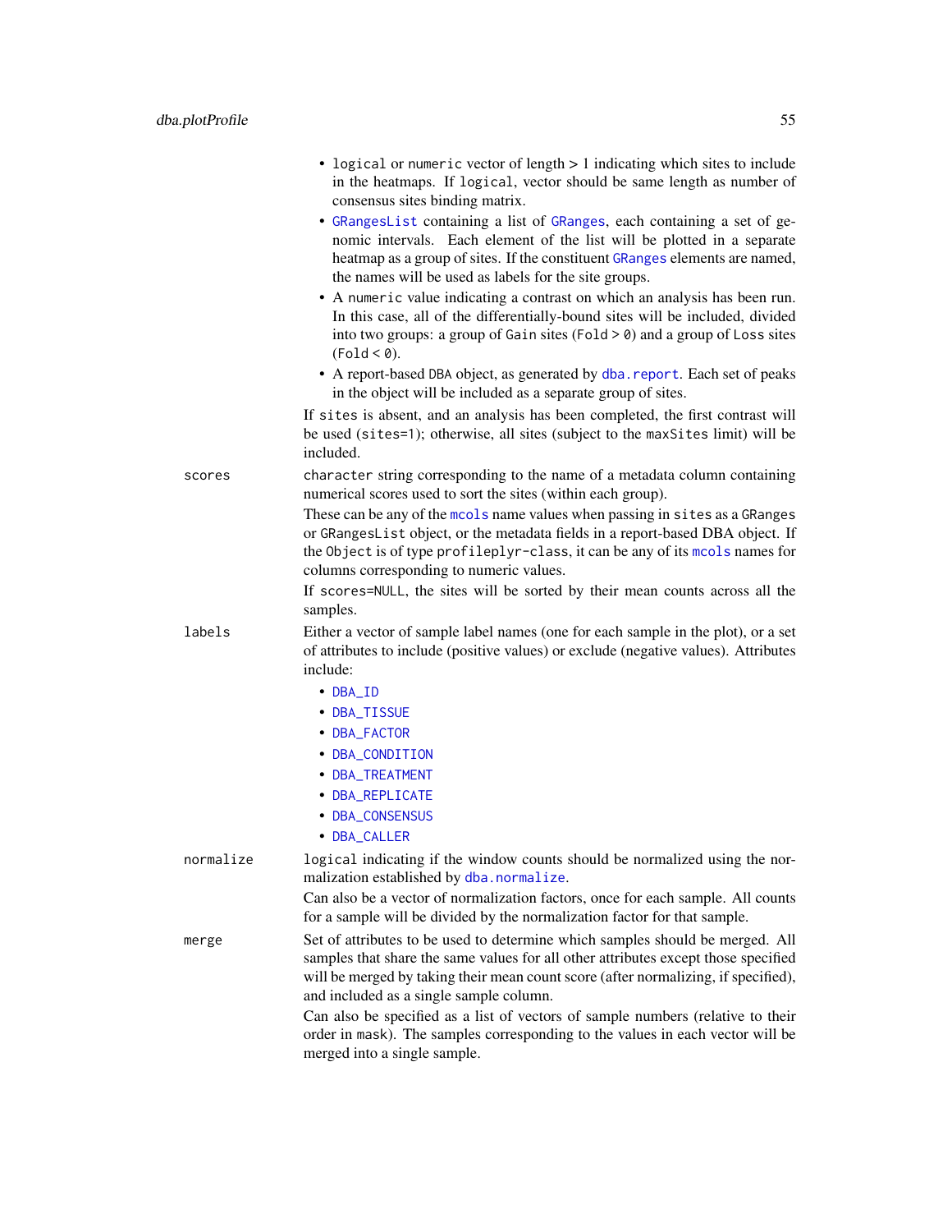- `logical` or `numeric` vector of length > 1 indicating which sites to include in the heatmaps. If `logical`, vector should be same length as number of consensus sites binding matrix.
- `GRangesList` containing a list of `GRanges`, each containing a set of genomic intervals. Each element of the list will be plotted in a separate heatmap as a group of sites. If the constituent `GRanges` elements are named, the names will be used as labels for the site groups.
- A `numeric` value indicating a contrast on which an analysis has been run. In this case, all of the differentially-bound sites will be included, divided into two groups: a group of `Gain` sites (`Fold > 0`) and a group of `Loss` sites (`Fold < 0`).
- A report-based `DBA` object, as generated by `dba.report`. Each set of peaks in the object will be included as a separate group of sites.

If `sites` is absent, and an analysis has been completed, the first contrast will be used (`sites=1`); otherwise, all sites (subject to the `maxSites` limit) will be included.

**scores**
: `character` string corresponding to the name of a metadata column containing numerical scores used to sort the sites (within each group).

These can be any of the `mcols` name values when passing in `sites` as a `GRanges` or `GRangesList` object, or the metadata fields in a report-based DBA object. If the `Object` is of type `profileplyr-class`, it can be any of its `mcols` names for columns corresponding to numeric values.

If `scores=NULL`, the sites will be sorted by their mean counts across all the samples.

**labels**
: Either a vector of sample label names (one for each sample in the plot), or a set of attributes to include (positive values) or exclude (negative values). Attributes include:

- `DBA_ID`
- `DBA_TISSUE`
- `DBA_FACTOR`
- `DBA_CONDITION`
- `DBA_TREATMENT`
- `DBA_REPLICATE`
- `DBA_CONSENSUS`
- `DBA_CALLER`

**normalize**
: `logical` indicating if the window counts should be normalized using the normalization established by `dba.normalize`.

Can also be a vector of normalization factors, once for each sample. All counts for a sample will be divided by the normalization factor for that sample.

**merge**
: Set of attributes to be used to determine which samples should be merged. All samples that share the same values for all other attributes except those specified will be merged by taking their mean count score (after normalizing, if specified), and included as a single sample column.

Can also be specified as a list of vectors of sample numbers (relative to their order in `mask`). The samples corresponding to the values in each vector will be merged into a single sample.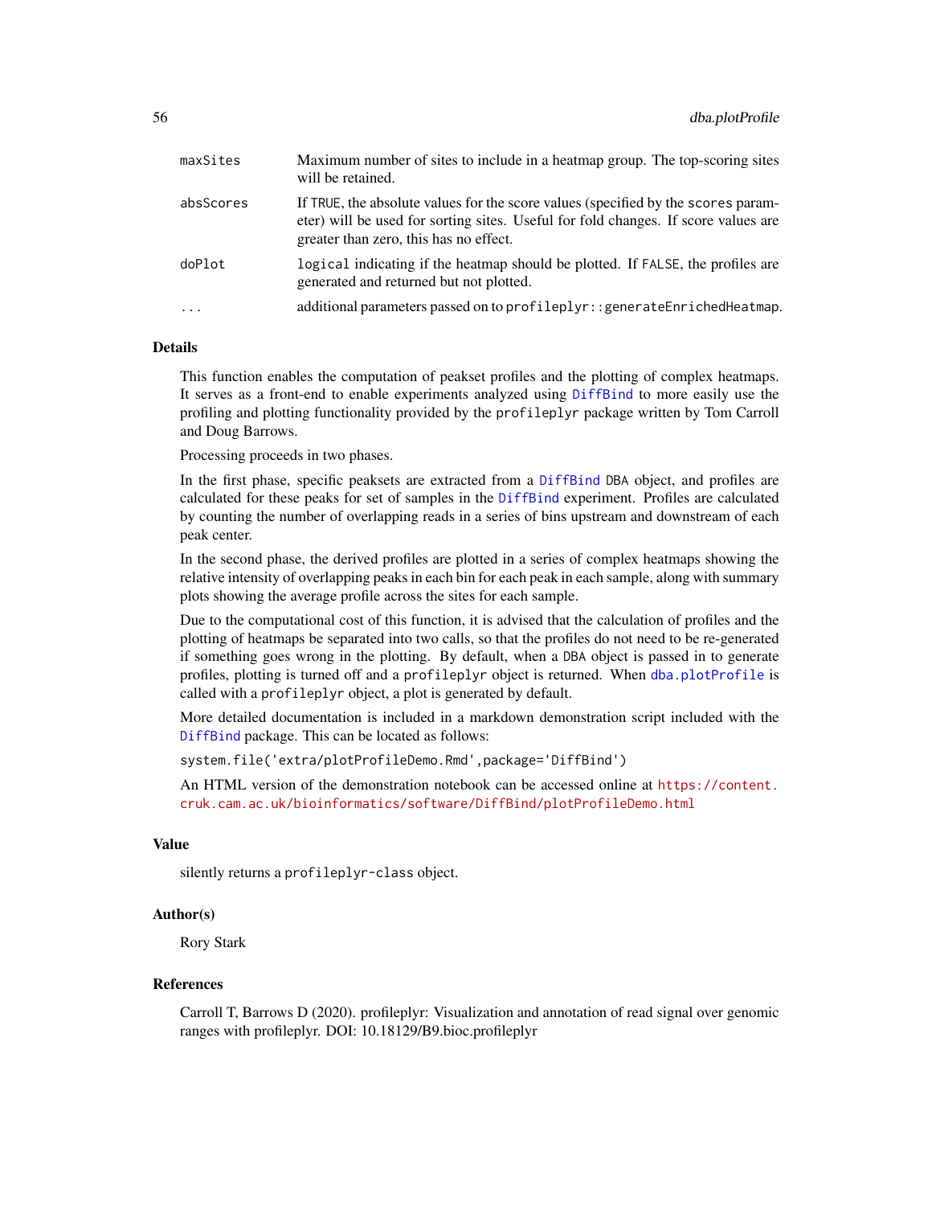| | |
|---|---|
| maxSites | Maximum number of sites to include in a heatmap group. The top-scoring sites will be retained. |
| absScores | If TRUE, the absolute values for the score values (specified by the scores parameter) will be used for sorting sites. Useful for fold changes. If score values are greater than zero, this has no effect. |
| doPlot | logical indicating if the heatmap should be plotted. If FALSE, the profiles are generated and returned but not plotted. |
| ... | additional parameters passed on to profileplyr::generateEnrichedHeatmap. |

## Details

This function enables the computation of peakset profiles and the plotting of complex heatmaps. It serves as a front-end to enable experiments analyzed using DiffBind to more easily use the profiling and plotting functionality provided by the profileplyr package written by Tom Carroll and Doug Barrows.

Processing proceeds in two phases.

In the first phase, specific peaksets are extracted from a DiffBind DBA object, and profiles are calculated for these peaks for set of samples in the DiffBind experiment. Profiles are calculated by counting the number of overlapping reads in a series of bins upstream and downstream of each peak center.

In the second phase, the derived profiles are plotted in a series of complex heatmaps showing the relative intensity of overlapping peaks in each bin for each peak in each sample, along with summary plots showing the average profile across the sites for each sample.

Due to the computational cost of this function, it is advised that the calculation of profiles and the plotting of heatmaps be separated into two calls, so that the profiles do not need to be re-generated if something goes wrong in the plotting. By default, when a DBA object is passed in to generate profiles, plotting is turned off and a profileplyr object is returned. When dba.plotProfile is called with a profileplyr object, a plot is generated by default.

More detailed documentation is included in a markdown demonstration script included with the DiffBind package. This can be located as follows:

```
system.file('extra/plotProfileDemo.Rmd',package='DiffBind')
```

An HTML version of the demonstration notebook can be accessed online at https://content.cruk.cam.ac.uk/bioinformatics/software/DiffBind/plotProfileDemo.html

## Value

silently returns a profileplyr-class object.

## Author(s)

Rory Stark

## References

Carroll T, Barrows D (2020). profileplyr: Visualization and annotation of read signal over genomic ranges with profileplyr. DOI: 10.18129/B9.bioc.profileplyr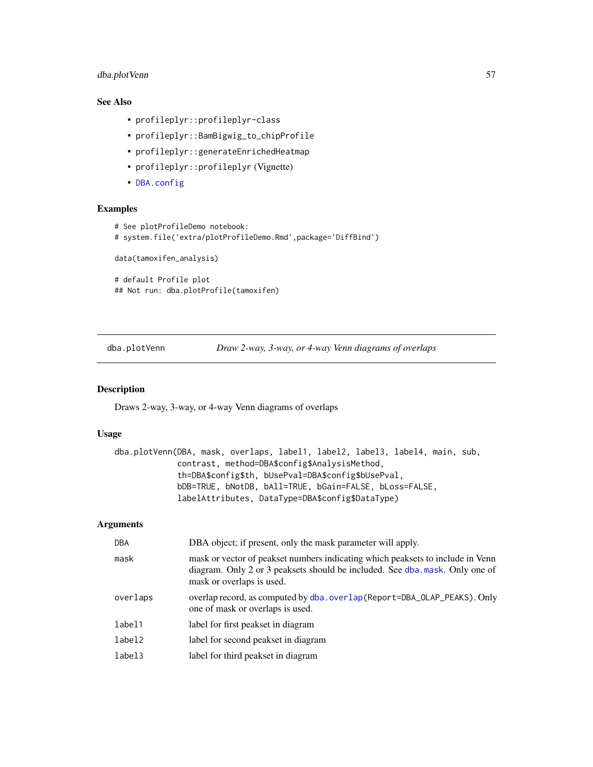### See Also

- profileplyr::profileplyr-class
- profileplyr::BamBigwig_to_chipProfile
- profileplyr::generateEnrichedHeatmap
- profileplyr::profileplyr (Vignette)
- DBA.config

### Examples

```
# See plotProfileDemo notebook:
# system.file('extra/plotProfileDemo.Rmd',package='DiffBind')

data(tamoxifen_analysis)

# default Profile plot
## Not run: dba.plotProfile(tamoxifen)
```

---

## dba.plotVenn *Draw 2-way, 3-way, or 4-way Venn diagrams of overlaps*

### Description

Draws 2-way, 3-way, or 4-way Venn diagrams of overlaps

### Usage

```
dba.plotVenn(DBA, mask, overlaps, label1, label2, label3, label4, main, sub,
             contrast, method=DBA$config$AnalysisMethod,
             th=DBA$config$th, bUsePval=DBA$config$bUsePval,
             bDB=TRUE, bNotDB, bAll=TRUE, bGain=FALSE, bLoss=FALSE,
             labelAttributes, DataType=DBA$config$DataType)
```

### Arguments

| | |
|---|---|
| DBA | DBA object; if present, only the mask parameter will apply. |
| mask | mask or vector of peakset numbers indicating which peaksets to include in Venn diagram. Only 2 or 3 peaksets should be included. See dba.mask. Only one of mask or overlaps is used. |
| overlaps | overlap record, as computed by dba.overlap(Report=DBA_OLAP_PEAKS). Only one of mask or overlaps is used. |
| label1 | label for first peakset in diagram |
| label2 | label for second peakset in diagram |
| label3 | label for third peakset in diagram |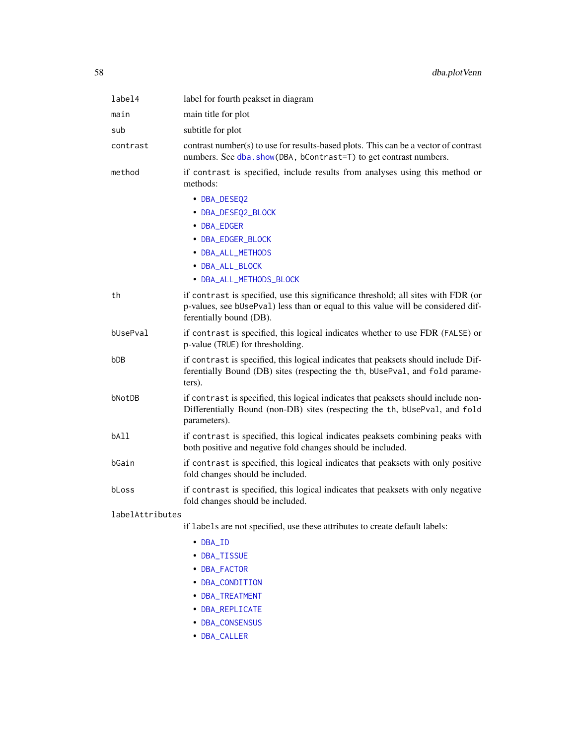| | |
|---|---|
| label4 | label for fourth peakset in diagram |
| main | main title for plot |
| sub | subtitle for plot |
| contrast | contrast number(s) to use for results-based plots. This can be a vector of contrast numbers. See dba.show(DBA, bContrast=T) to get contrast numbers. |
| method | if contrast is specified, include results from analyses using this method or methods:<br>• DBA_DESEQ2<br>• DBA_DESEQ2_BLOCK<br>• DBA_EDGER<br>• DBA_EDGER_BLOCK<br>• DBA_ALL_METHODS<br>• DBA_ALL_BLOCK<br>• DBA_ALL_METHODS_BLOCK |
| th | if contrast is specified, use this significance threshold; all sites with FDR (or p-values, see bUsePval) less than or equal to this value will be considered differentially bound (DB). |
| bUsePval | if contrast is specified, this logical indicates whether to use FDR (FALSE) or p-value (TRUE) for thresholding. |
| bDB | if contrast is specified, this logical indicates that peaksets should include Differentially Bound (DB) sites (respecting the th, bUsePval, and fold parameters). |
| bNotDB | if contrast is specified, this logical indicates that peaksets should include non-Differentially Bound (non-DB) sites (respecting the th, bUsePval, and fold parameters). |
| bAll | if contrast is specified, this logical indicates peaksets combining peaks with both positive and negative fold changes should be included. |
| bGain | if contrast is specified, this logical indicates that peaksets with only positive fold changes should be included. |
| bLoss | if contrast is specified, this logical indicates that peaksets with only negative fold changes should be included. |
| labelAttributes | if labels are not specified, use these attributes to create default labels:<br>• DBA_ID<br>• DBA_TISSUE<br>• DBA_FACTOR<br>• DBA_CONDITION<br>• DBA_TREATMENT<br>• DBA_REPLICATE<br>• DBA_CONSENSUS<br>• DBA_CALLER |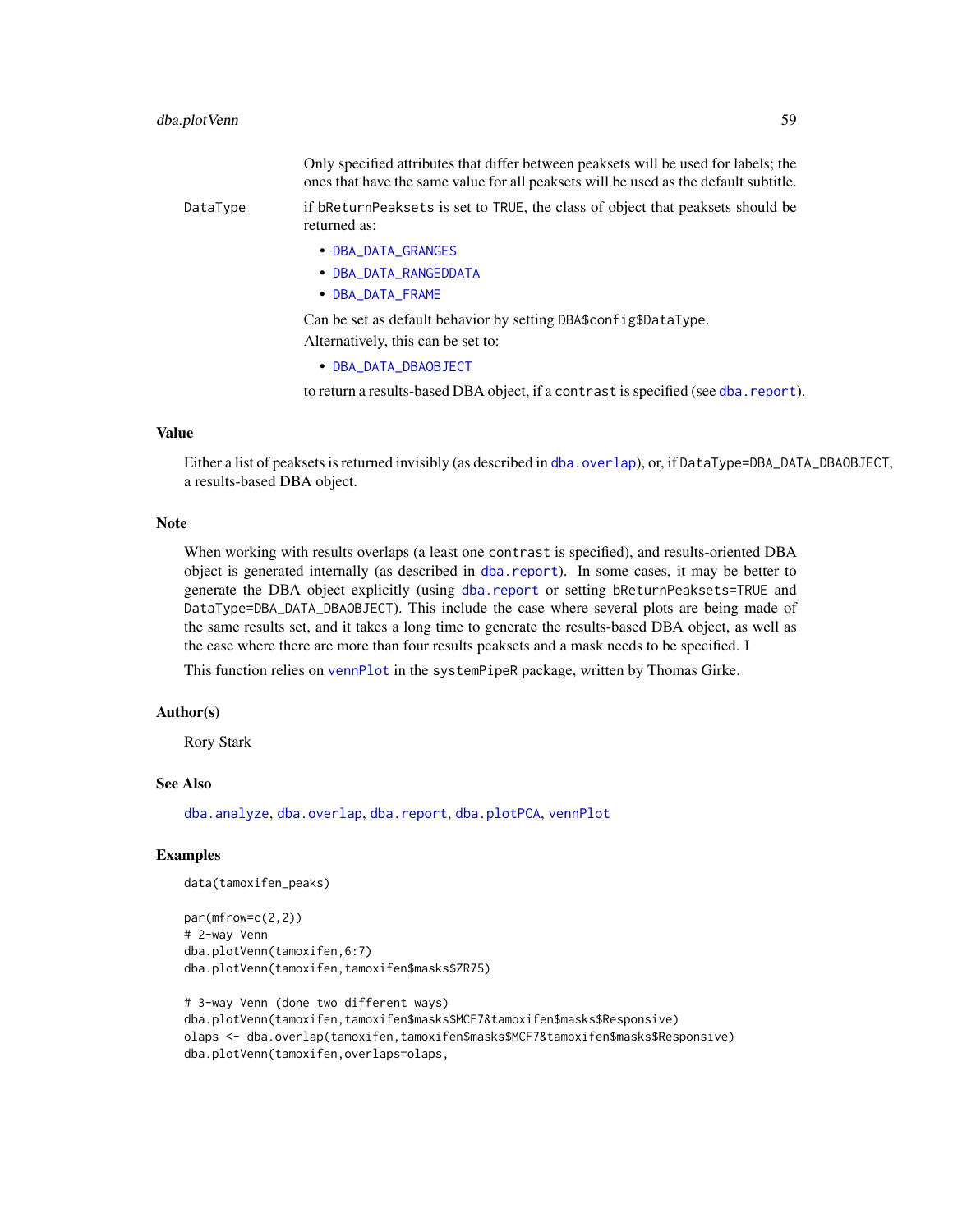Only specified attributes that differ between peaksets will be used for labels; the ones that have the same value for all peaksets will be used as the default subtitle.

DataType
: if bReturnPeaksets is set to TRUE, the class of object that peaksets should be returned as:

- DBA_DATA_GRANGES
- DBA_DATA_RANGEDDATA
- DBA_DATA_FRAME

Can be set as default behavior by setting DBA$config$DataType.

Alternatively, this can be set to:

- DBA_DATA_DBAOBJECT

to return a results-based DBA object, if a contrast is specified (see dba.report).

## Value

Either a list of peaksets is returned invisibly (as described in dba.overlap), or, if DataType=DBA_DATA_DBAOBJECT, a results-based DBA object.

## Note

When working with results overlaps (a least one contrast is specified), and results-oriented DBA object is generated internally (as described in dba.report). In some cases, it may be better to generate the DBA object explicitly (using dba.report or setting bReturnPeaksets=TRUE and DataType=DBA_DATA_DBAOBJECT). This include the case where several plots are being made of the same results set, and it takes a long time to generate the results-based DBA object, as well as the case where there are more than four results peaksets and a mask needs to be specified. I

This function relies on vennPlot in the systemPipeR package, written by Thomas Girke.

## Author(s)

Rory Stark

## See Also

dba.analyze, dba.overlap, dba.report, dba.plotPCA, vennPlot

## Examples

```
data(tamoxifen_peaks)

par(mfrow=c(2,2))
# 2-way Venn
dba.plotVenn(tamoxifen,6:7)
dba.plotVenn(tamoxifen,tamoxifen$masks$ZR75)

# 3-way Venn (done two different ways)
dba.plotVenn(tamoxifen,tamoxifen$masks$MCF7&tamoxifen$masks$Responsive)
olaps <- dba.overlap(tamoxifen,tamoxifen$masks$MCF7&tamoxifen$masks$Responsive)
dba.plotVenn(tamoxifen,overlaps=olaps,
```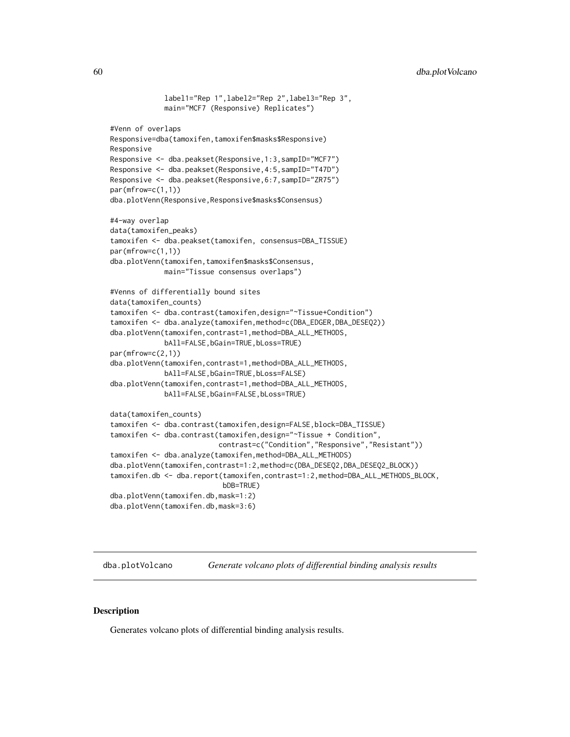```
             label1="Rep 1",label2="Rep 2",label3="Rep 3",
             main="MCF7 (Responsive) Replicates")

#Venn of overlaps
Responsive=dba(tamoxifen,tamoxifen$masks$Responsive)
Responsive
Responsive <- dba.peakset(Responsive,1:3,sampID="MCF7")
Responsive <- dba.peakset(Responsive,4:5,sampID="T47D")
Responsive <- dba.peakset(Responsive,6:7,sampID="ZR75")
par(mfrow=c(1,1))
dba.plotVenn(Responsive,Responsive$masks$Consensus)

#4-way overlap
data(tamoxifen_peaks)
tamoxifen <- dba.peakset(tamoxifen, consensus=DBA_TISSUE)
par(mfrow=c(1,1))
dba.plotVenn(tamoxifen,tamoxifen$masks$Consensus,
             main="Tissue consensus overlaps")

#Venns of differentially bound sites
data(tamoxifen_counts)
tamoxifen <- dba.contrast(tamoxifen,design="~Tissue+Condition")
tamoxifen <- dba.analyze(tamoxifen,method=c(DBA_EDGER,DBA_DESEQ2))
dba.plotVenn(tamoxifen,contrast=1,method=DBA_ALL_METHODS,
             bAll=FALSE,bGain=TRUE,bLoss=TRUE)
par(mfrow=c(2,1))
dba.plotVenn(tamoxifen,contrast=1,method=DBA_ALL_METHODS,
             bAll=FALSE,bGain=TRUE,bLoss=FALSE)
dba.plotVenn(tamoxifen,contrast=1,method=DBA_ALL_METHODS,
             bAll=FALSE,bGain=FALSE,bLoss=TRUE)

data(tamoxifen_counts)
tamoxifen <- dba.contrast(tamoxifen,design=FALSE,block=DBA_TISSUE)
tamoxifen <- dba.contrast(tamoxifen,design="~Tissue + Condition",
                          contrast=c("Condition","Responsive","Resistant"))
tamoxifen <- dba.analyze(tamoxifen,method=DBA_ALL_METHODS)
dba.plotVenn(tamoxifen,contrast=1:2,method=c(DBA_DESEQ2,DBA_DESEQ2_BLOCK))
tamoxifen.db <- dba.report(tamoxifen,contrast=1:2,method=DBA_ALL_METHODS_BLOCK,
                           bDB=TRUE)
dba.plotVenn(tamoxifen.db,mask=1:2)
dba.plotVenn(tamoxifen.db,mask=3:6)
```

## dba.plotVolcano *Generate volcano plots of differential binding analysis results*

### Description

Generates volcano plots of differential binding analysis results.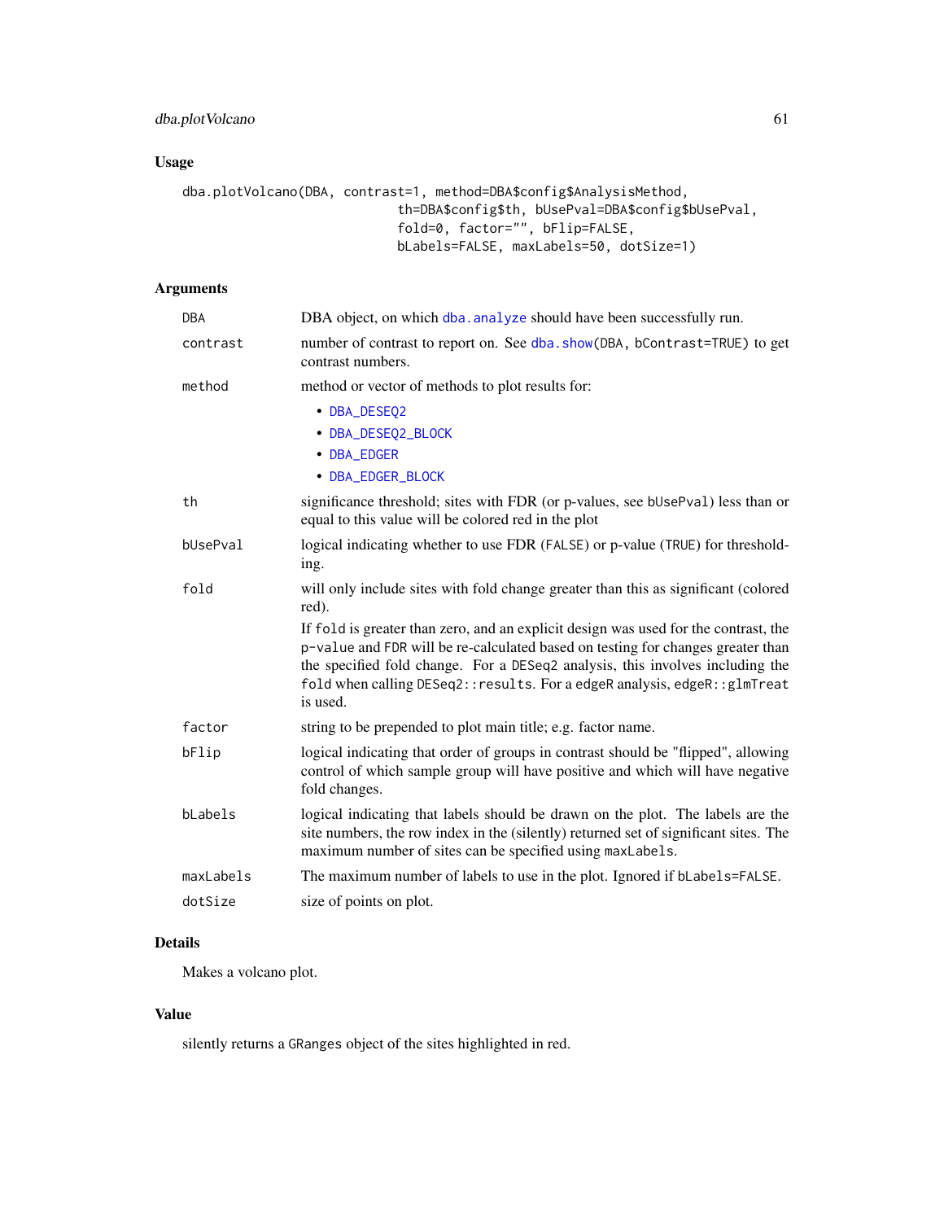## Usage

```
dba.plotVolcano(DBA, contrast=1, method=DBA$config$AnalysisMethod,
                             th=DBA$config$th, bUsePval=DBA$config$bUsePval,
                             fold=0, factor="", bFlip=FALSE,
                             bLabels=FALSE, maxLabels=50, dotSize=1)
```

## Arguments

| Argument | Description |
|---|---|
| `DBA` | DBA object, on which `dba.analyze` should have been successfully run. |
| `contrast` | number of contrast to report on. See `dba.show(DBA, bContrast=TRUE)` to get contrast numbers. |
| `method` | method or vector of methods to plot results for:<br>• `DBA_DESEQ2`<br>• `DBA_DESEQ2_BLOCK`<br>• `DBA_EDGER`<br>• `DBA_EDGER_BLOCK` |
| `th` | significance threshold; sites with FDR (or p-values, see `bUsePval`) less than or equal to this value will be colored red in the plot |
| `bUsePval` | logical indicating whether to use FDR (`FALSE`) or p-value (`TRUE`) for thresholding. |
| `fold` | will only include sites with fold change greater than this as significant (colored red).<br>If `fold` is greater than zero, and an explicit design was used for the contrast, the `p-value` and `FDR` will be re-calculated based on testing for changes greater than the specified fold change. For a `DESeq2` analysis, this involves including the `fold` when calling `DESeq2::results`. For a `edgeR` analysis, `edgeR::glmTreat` is used. |
| `factor` | string to be prepended to plot main title; e.g. factor name. |
| `bFlip` | logical indicating that order of groups in contrast should be "flipped", allowing control of which sample group will have positive and which will have negative fold changes. |
| `bLabels` | logical indicating that labels should be drawn on the plot. The labels are the site numbers, the row index in the (silently) returned set of significant sites. The maximum number of sites can be specified using `maxLabels`. |
| `maxLabels` | The maximum number of labels to use in the plot. Ignored if `bLabels=FALSE`. |
| `dotSize` | size of points on plot. |

## Details

Makes a volcano plot.

## Value

silently returns a `GRanges` object of the sites highlighted in red.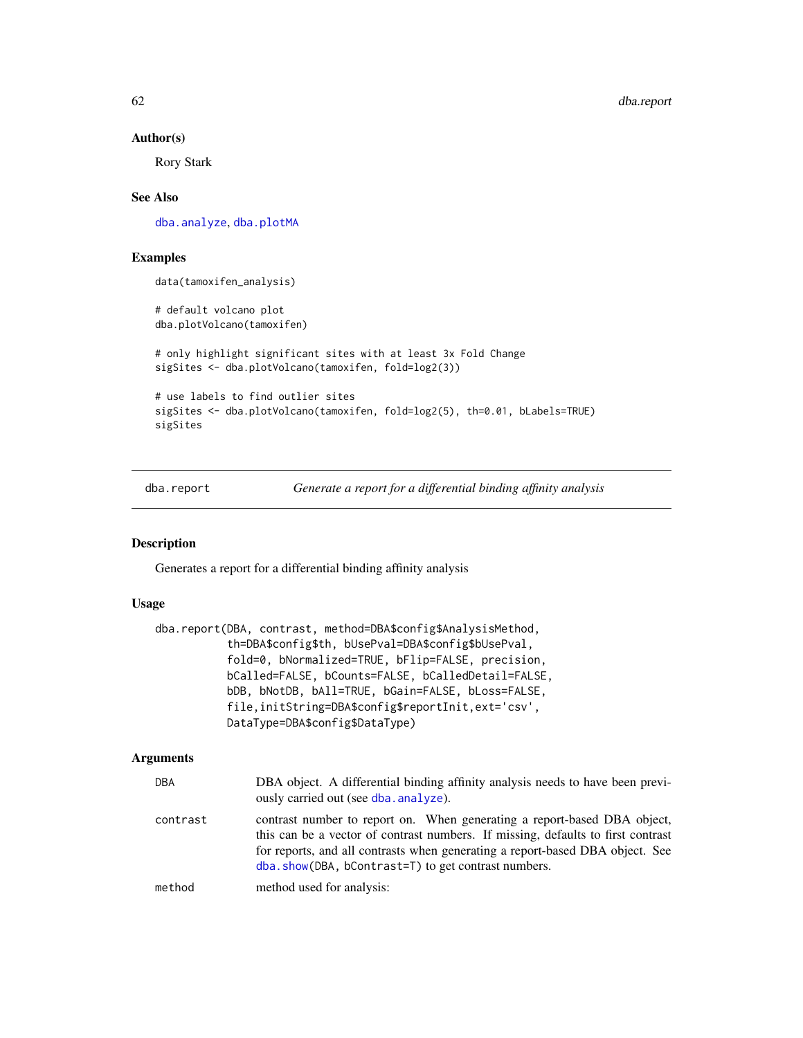### Author(s)

Rory Stark

### See Also

dba.analyze, dba.plotMA

### Examples

```
data(tamoxifen_analysis)

# default volcano plot
dba.plotVolcano(tamoxifen)

# only highlight significant sites with at least 3x Fold Change
sigSites <- dba.plotVolcano(tamoxifen, fold=log2(3))

# use labels to find outlier sites
sigSites <- dba.plotVolcano(tamoxifen, fold=log2(5), th=0.01, bLabels=TRUE)
sigSites
```

---

## dba.report — *Generate a report for a differential binding affinity analysis*

### Description

Generates a report for a differential binding affinity analysis

### Usage

```
dba.report(DBA, contrast, method=DBA$config$AnalysisMethod,
           th=DBA$config$th, bUsePval=DBA$config$bUsePval,
           fold=0, bNormalized=TRUE, bFlip=FALSE, precision,
           bCalled=FALSE, bCounts=FALSE, bCalledDetail=FALSE,
           bDB, bNotDB, bAll=TRUE, bGain=FALSE, bLoss=FALSE,
           file,initString=DBA$config$reportInit,ext='csv',
           DataType=DBA$config$DataType)
```

### Arguments

| | |
|---|---|
| DBA | DBA object. A differential binding affinity analysis needs to have been previously carried out (see dba.analyze). |
| contrast | contrast number to report on. When generating a report-based DBA object, this can be a vector of contrast numbers. If missing, defaults to first contrast for reports, and all contrasts when generating a report-based DBA object. See dba.show(DBA, bContrast=T) to get contrast numbers. |
| method | method used for analysis: |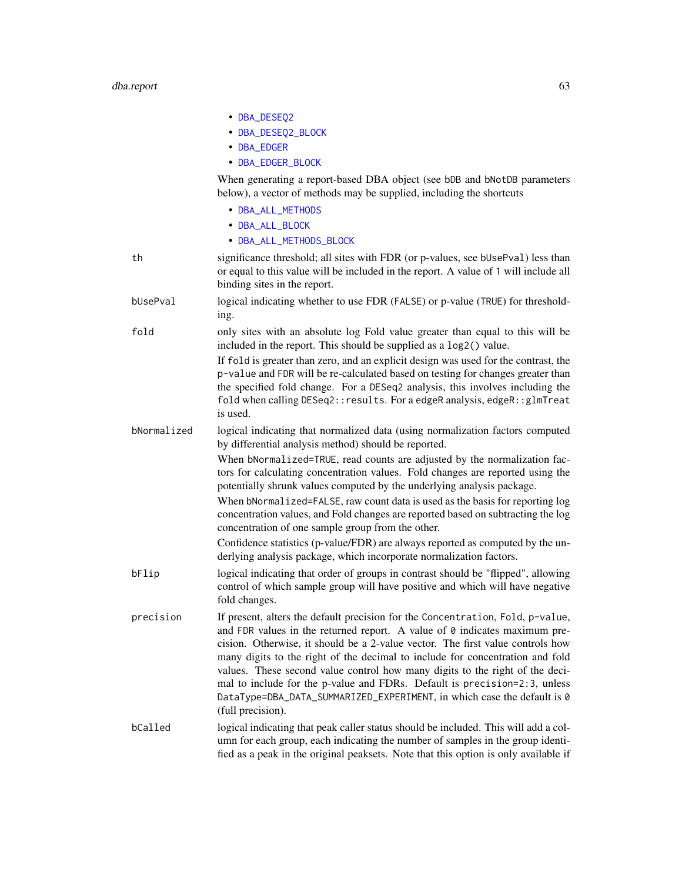- `DBA_DESEQ2`
- `DBA_DESEQ2_BLOCK`
- `DBA_EDGER`
- `DBA_EDGER_BLOCK`

When generating a report-based DBA object (see `bDB` and `bNotDB` parameters below), a vector of methods may be supplied, including the shortcuts

- `DBA_ALL_METHODS`
- `DBA_ALL_BLOCK`
- `DBA_ALL_METHODS_BLOCK`

`th` significance threshold; all sites with FDR (or p-values, see `bUsePval`) less than or equal to this value will be included in the report. A value of `1` will include all binding sites in the report.

`bUsePval` logical indicating whether to use FDR (`FALSE`) or p-value (`TRUE`) for thresholding.

`fold` only sites with an absolute log Fold value greater than equal to this will be included in the report. This should be supplied as a `log2()` value.

If `fold` is greater than zero, and an explicit design was used for the contrast, the `p-value` and `FDR` will be re-calculated based on testing for changes greater than the specified fold change. For a `DESeq2` analysis, this involves including the `fold` when calling `DESeq2::results`. For a edgeR analysis, `edgeR::glmTreat` is used.

`bNormalized` logical indicating that normalized data (using normalization factors computed by differential analysis method) should be reported.

When `bNormalized=TRUE`, read counts are adjusted by the normalization factors for calculating concentration values. Fold changes are reported using the potentially shrunk values computed by the underlying analysis package.

When `bNormalized=FALSE`, raw count data is used as the basis for reporting log concentration values, and Fold changes are reported based on subtracting the log concentration of one sample group from the other.

Confidence statistics (p-value/FDR) are always reported as computed by the underlying analysis package, which incorporate normalization factors.

`bFlip` logical indicating that order of groups in contrast should be "flipped", allowing control of which sample group will have positive and which will have negative fold changes.

`precision` If present, alters the default precision for the `Concentration`, `Fold`, `p-value`, and `FDR` values in the returned report. A value of `0` indicates maximum precision. Otherwise, it should be a 2-value vector. The first value controls how many digits to the right of the decimal to include for concentration and fold values. These second value control how many digits to the right of the decimal to include for the p-value and FDRs. Default is `precision=2:3`, unless `DataType=DBA_DATA_SUMMARIZED_EXPERIMENT`, in which case the default is `0` (full precision).

`bCalled` logical indicating that peak caller status should be included. This will add a column for each group, each indicating the number of samples in the group identified as a peak in the original peaksets. Note that this option is only available if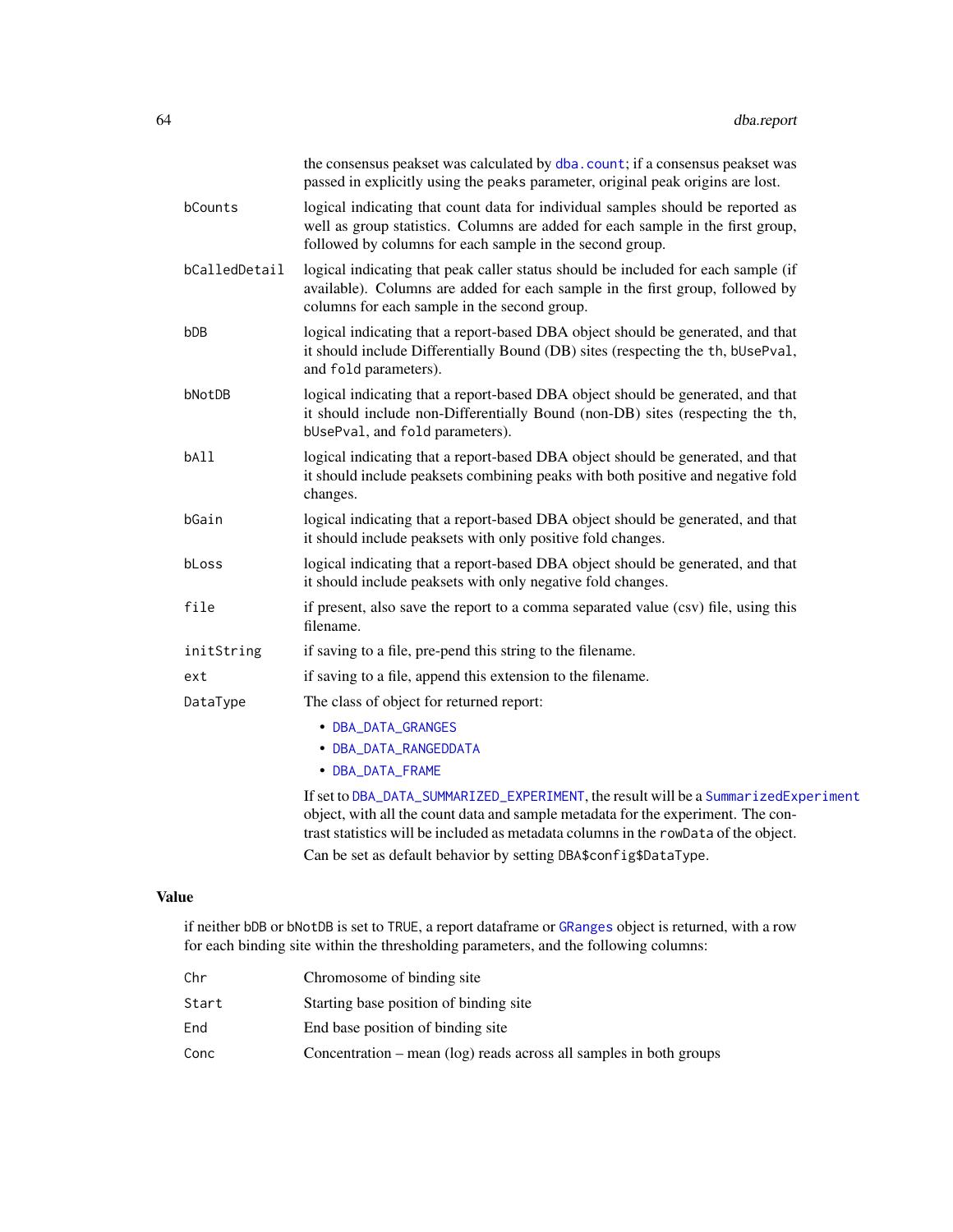|  |  |
|---|---|
|  | the consensus peakset was calculated by `dba.count`; if a consensus peakset was passed in explicitly using the `peaks` parameter, original peak origins are lost. |
| `bCounts` | logical indicating that count data for individual samples should be reported as well as group statistics. Columns are added for each sample in the first group, followed by columns for each sample in the second group. |
| `bCalledDetail` | logical indicating that peak caller status should be included for each sample (if available). Columns are added for each sample in the first group, followed by columns for each sample in the second group. |
| `bDB` | logical indicating that a report-based DBA object should be generated, and that it should include Differentially Bound (DB) sites (respecting the `th`, `bUsePval`, and `fold` parameters). |
| `bNotDB` | logical indicating that a report-based DBA object should be generated, and that it should include non-Differentially Bound (non-DB) sites (respecting the `th`, `bUsePval`, and `fold` parameters). |
| `bAll` | logical indicating that a report-based DBA object should be generated, and that it should include peaksets combining peaks with both positive and negative fold changes. |
| `bGain` | logical indicating that a report-based DBA object should be generated, and that it should include peaksets with only positive fold changes. |
| `bLoss` | logical indicating that a report-based DBA object should be generated, and that it should include peaksets with only negative fold changes. |
| `file` | if present, also save the report to a comma separated value (csv) file, using this filename. |
| `initString` | if saving to a file, pre-pend this string to the filename. |
| `ext` | if saving to a file, append this extension to the filename. |
| `DataType` | The class of object for returned report: <br>• `DBA_DATA_GRANGES` <br>• `DBA_DATA_RANGEDDATA` <br>• `DBA_DATA_FRAME` <br><br>If set to `DBA_DATA_SUMMARIZED_EXPERIMENT`, the result will be a `SummarizedExperiment` object, with all the count data and sample metadata for the experiment. The contrast statistics will be included as metadata columns in the `rowData` of the object. <br><br>Can be set as default behavior by setting `DBA$config$DataType`. |

## Value

if neither `bDB` or `bNotDB` is set to `TRUE`, a report dataframe or `GRanges` object is returned, with a row for each binding site within the thresholding parameters, and the following columns:

|  |  |
|---|---|
| `Chr` | Chromosome of binding site |
| `Start` | Starting base position of binding site |
| `End` | End base position of binding site |
| `Conc` | Concentration – mean (log) reads across all samples in both groups |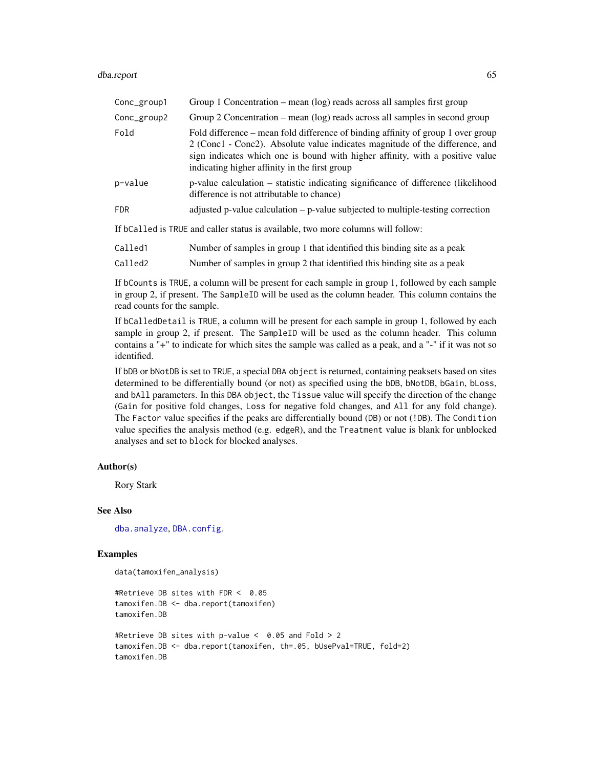| | |
|---|---|
| Conc_group1 | Group 1 Concentration – mean (log) reads across all samples first group |
| Conc_group2 | Group 2 Concentration – mean (log) reads across all samples in second group |
| Fold | Fold difference – mean fold difference of binding affinity of group 1 over group 2 (Conc1 - Conc2). Absolute value indicates magnitude of the difference, and sign indicates which one is bound with higher affinity, with a positive value indicating higher affinity in the first group |
| p-value | p-value calculation – statistic indicating significance of difference (likelihood difference is not attributable to chance) |
| FDR | adjusted p-value calculation – p-value subjected to multiple-testing correction |

If bCalled is TRUE and caller status is available, two more columns will follow:

| | |
|---|---|
| Called1 | Number of samples in group 1 that identified this binding site as a peak |
| Called2 | Number of samples in group 2 that identified this binding site as a peak |

If bCounts is TRUE, a column will be present for each sample in group 1, followed by each sample in group 2, if present. The SampleID will be used as the column header. This column contains the read counts for the sample.

If bCalledDetail is TRUE, a column will be present for each sample in group 1, followed by each sample in group 2, if present. The SampleID will be used as the column header. This column contains a "+" to indicate for which sites the sample was called as a peak, and a "-" if it was not so identified.

If bDB or bNotDB is set to TRUE, a special DBA object is returned, containing peaksets based on sites determined to be differentially bound (or not) as specified using the bDB, bNotDB, bGain, bLoss, and bAll parameters. In this DBA object, the Tissue value will specify the direction of the change (Gain for positive fold changes, Loss for negative fold changes, and All for any fold change). The Factor value specifies if the peaks are differentially bound (DB) or not (!DB). The Condition value specifies the analysis method (e.g. edgeR), and the Treatment value is blank for unblocked analyses and set to block for blocked analyses.

### Author(s)

Rory Stark

### See Also

dba.analyze, DBA.config.

### Examples

```
data(tamoxifen_analysis)

#Retrieve DB sites with FDR <  0.05
tamoxifen.DB <- dba.report(tamoxifen)
tamoxifen.DB

#Retrieve DB sites with p-value <  0.05 and Fold > 2
tamoxifen.DB <- dba.report(tamoxifen, th=.05, bUsePval=TRUE, fold=2)
tamoxifen.DB
```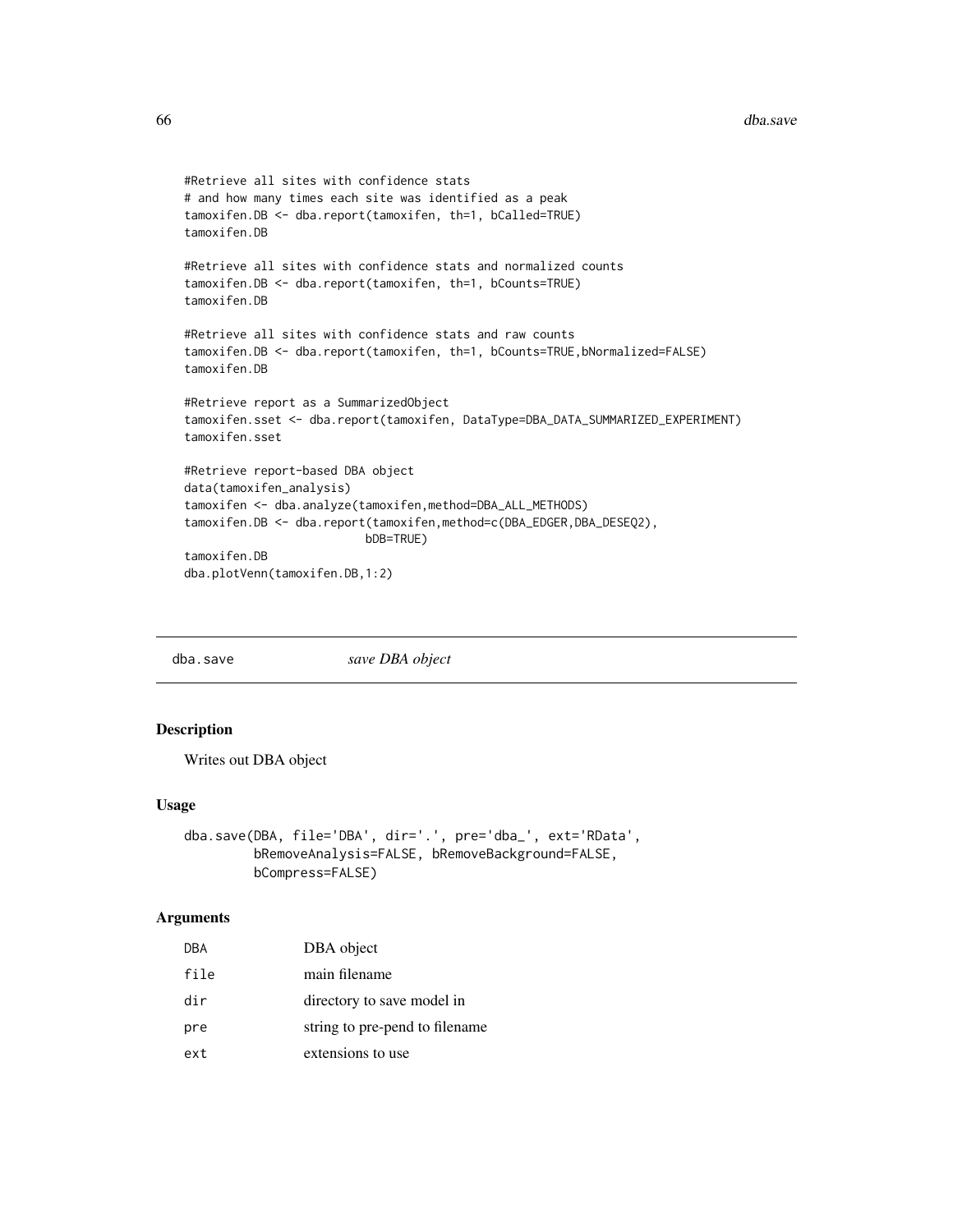```
#Retrieve all sites with confidence stats
# and how many times each site was identified as a peak
tamoxifen.DB <- dba.report(tamoxifen, th=1, bCalled=TRUE)
tamoxifen.DB

#Retrieve all sites with confidence stats and normalized counts
tamoxifen.DB <- dba.report(tamoxifen, th=1, bCounts=TRUE)
tamoxifen.DB

#Retrieve all sites with confidence stats and raw counts
tamoxifen.DB <- dba.report(tamoxifen, th=1, bCounts=TRUE,bNormalized=FALSE)
tamoxifen.DB

#Retrieve report as a SummarizedObject
tamoxifen.sset <- dba.report(tamoxifen, DataType=DBA_DATA_SUMMARIZED_EXPERIMENT)
tamoxifen.sset

#Retrieve report-based DBA object
data(tamoxifen_analysis)
tamoxifen <- dba.analyze(tamoxifen,method=DBA_ALL_METHODS)
tamoxifen.DB <- dba.report(tamoxifen,method=c(DBA_EDGER,DBA_DESEQ2),
                           bDB=TRUE)
tamoxifen.DB
dba.plotVenn(tamoxifen.DB,1:2)
```

## dba.save — *save DBA object*

### Description

Writes out DBA object

### Usage

```
dba.save(DBA, file='DBA', dir='.', pre='dba_', ext='RData',
         bRemoveAnalysis=FALSE, bRemoveBackground=FALSE,
         bCompress=FALSE)
```

### Arguments

| | |
|---|---|
| DBA | DBA object |
| file | main filename |
| dir | directory to save model in |
| pre | string to pre-pend to filename |
| ext | extensions to use |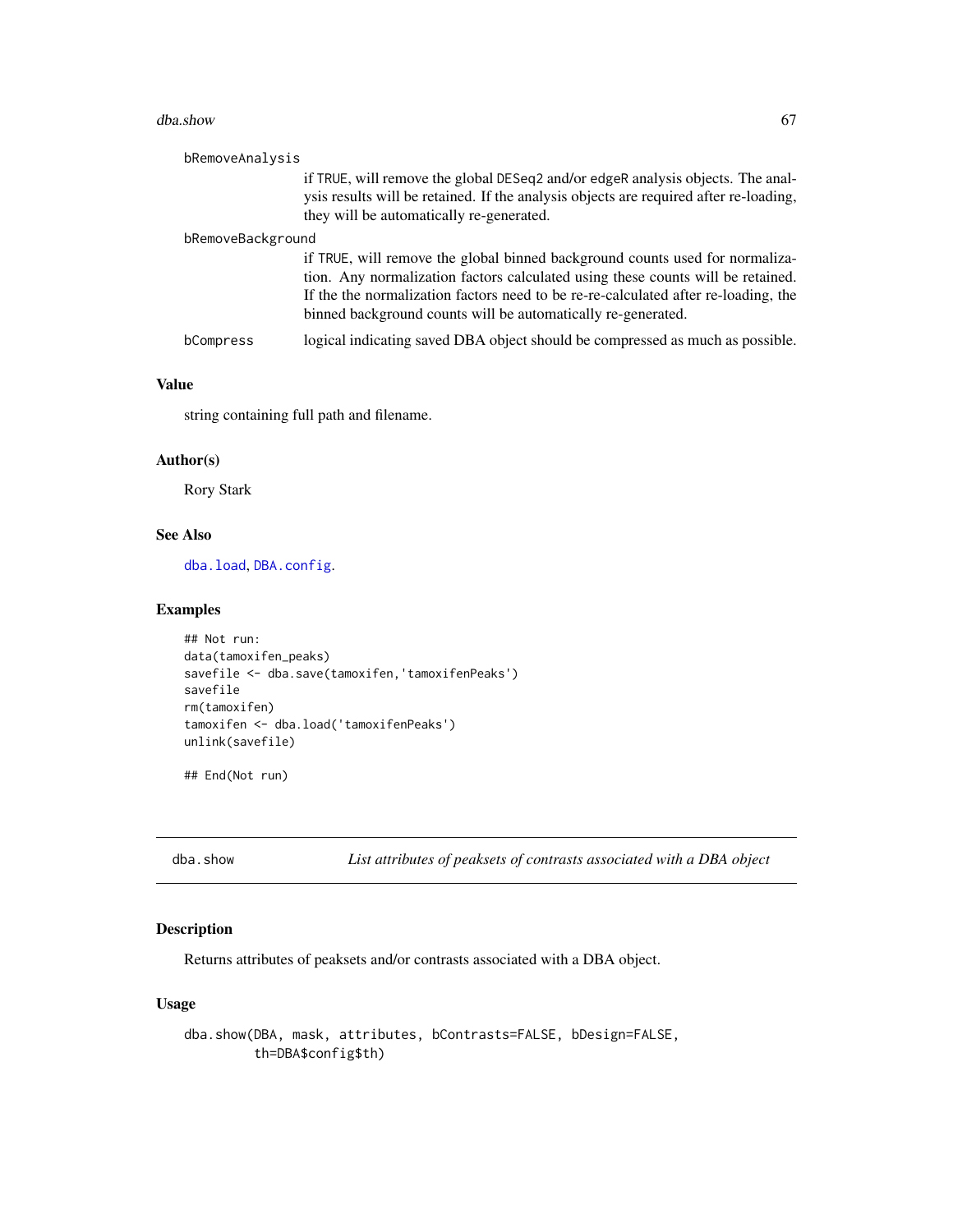bRemoveAnalysis
: if TRUE, will remove the global DESeq2 and/or edgeR analysis objects. The analysis results will be retained. If the analysis objects are required after re-loading, they will be automatically re-generated.

bRemoveBackground
: if TRUE, will remove the global binned background counts used for normalization. Any normalization factors calculated using these counts will be retained. If the the normalization factors need to be re-re-calculated after re-loading, the binned background counts will be automatically re-generated.

bCompress
: logical indicating saved DBA object should be compressed as much as possible.

### Value

string containing full path and filename.

### Author(s)

Rory Stark

### See Also

dba.load, DBA.config.

### Examples

```
## Not run:
data(tamoxifen_peaks)
savefile <- dba.save(tamoxifen,'tamoxifenPeaks')
savefile
rm(tamoxifen)
tamoxifen <- dba.load('tamoxifenPeaks')
unlink(savefile)

## End(Not run)
```

---

## dba.show — *List attributes of peaksets of contrasts associated with a DBA object*

### Description

Returns attributes of peaksets and/or contrasts associated with a DBA object.

### Usage

```
dba.show(DBA, mask, attributes, bContrasts=FALSE, bDesign=FALSE,
         th=DBA$config$th)
```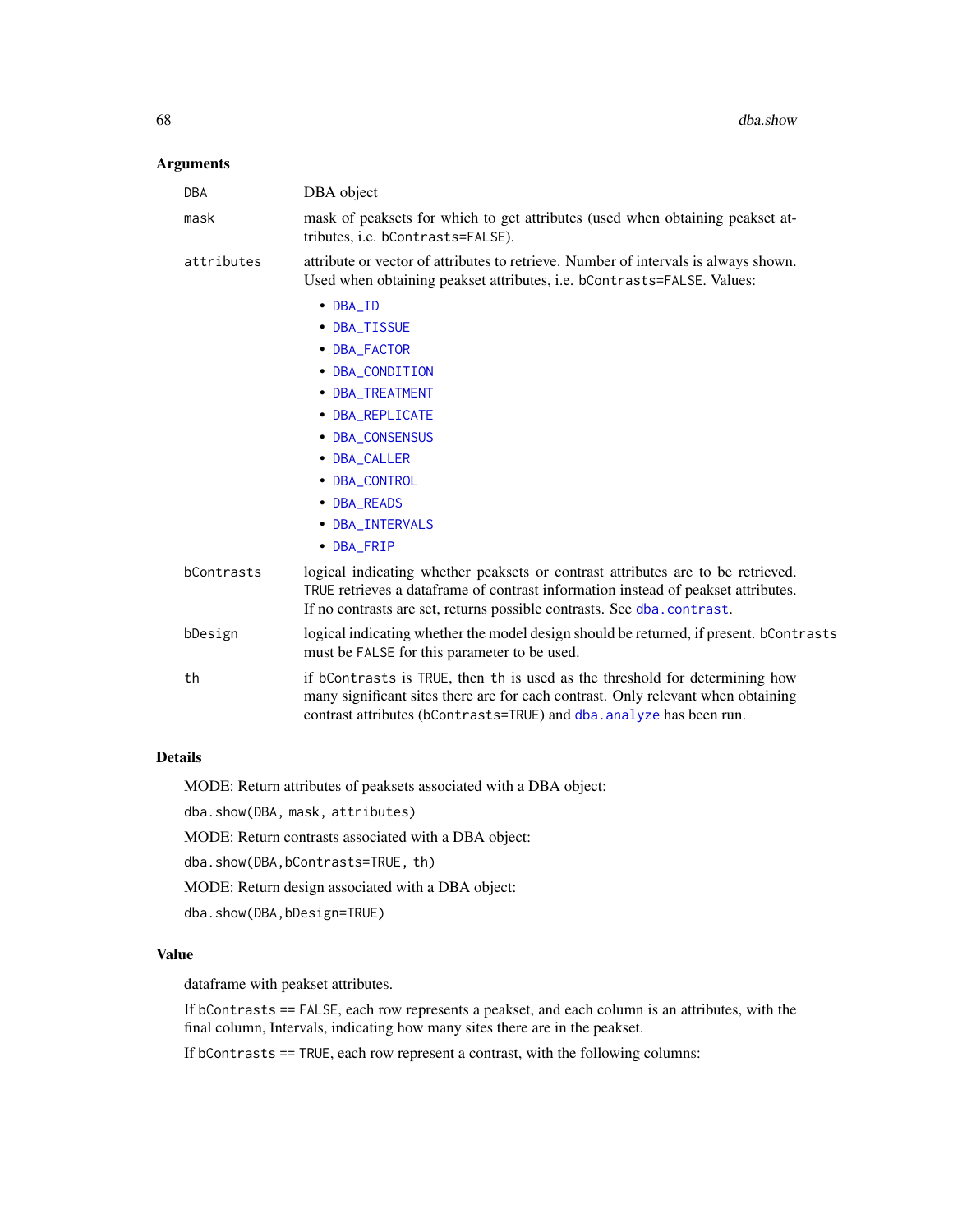## Arguments

| | |
|---|---|
| DBA | DBA object |
| mask | mask of peaksets for which to get attributes (used when obtaining peakset attributes, i.e. bContrasts=FALSE). |
| attributes | attribute or vector of attributes to retrieve. Number of intervals is always shown. Used when obtaining peakset attributes, i.e. bContrasts=FALSE. Values:<br>• DBA_ID<br>• DBA_TISSUE<br>• DBA_FACTOR<br>• DBA_CONDITION<br>• DBA_TREATMENT<br>• DBA_REPLICATE<br>• DBA_CONSENSUS<br>• DBA_CALLER<br>• DBA_CONTROL<br>• DBA_READS<br>• DBA_INTERVALS<br>• DBA_FRIP |
| bContrasts | logical indicating whether peaksets or contrast attributes are to be retrieved. TRUE retrieves a dataframe of contrast information instead of peakset attributes. If no contrasts are set, returns possible contrasts. See dba.contrast. |
| bDesign | logical indicating whether the model design should be returned, if present. bContrasts must be FALSE for this parameter to be used. |
| th | if bContrasts is TRUE, then th is used as the threshold for determining how many significant sites there are for each contrast. Only relevant when obtaining contrast attributes (bContrasts=TRUE) and dba.analyze has been run. |

## Details

MODE: Return attributes of peaksets associated with a DBA object:

```
dba.show(DBA, mask, attributes)
```

MODE: Return contrasts associated with a DBA object:

```
dba.show(DBA,bContrasts=TRUE, th)
```

MODE: Return design associated with a DBA object:

```
dba.show(DBA,bDesign=TRUE)
```

## Value

dataframe with peakset attributes.

If bContrasts == FALSE, each row represents a peakset, and each column is an attributes, with the final column, Intervals, indicating how many sites there are in the peakset.

If bContrasts == TRUE, each row represent a contrast, with the following columns: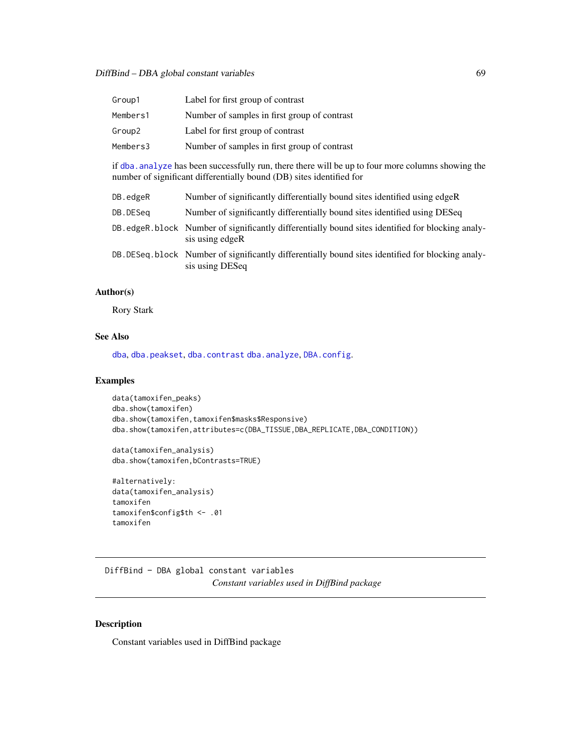| | |
|---|---|
| Group1 | Label for first group of contrast |
| Members1 | Number of samples in first group of contrast |
| Group2 | Label for first group of contrast |
| Members3 | Number of samples in first group of contrast |

if dba.analyze has been successfully run, there there will be up to four more columns showing the number of significant differentially bound (DB) sites identified for

| | |
|---|---|
| DB.edgeR | Number of significantly differentially bound sites identified using edgeR |
| DB.DESeq | Number of significantly differentially bound sites identified using DESeq |
| DB.edgeR.block | Number of significantly differentially bound sites identified for blocking analysis using edgeR |
| DB.DESeq.block | Number of significantly differentially bound sites identified for blocking analysis using DESeq |

### Author(s)

Rory Stark

### See Also

dba, dba.peakset, dba.contrast dba.analyze, DBA.config.

### Examples

```
data(tamoxifen_peaks)
dba.show(tamoxifen)
dba.show(tamoxifen,tamoxifen$masks$Responsive)
dba.show(tamoxifen,attributes=c(DBA_TISSUE,DBA_REPLICATE,DBA_CONDITION))

data(tamoxifen_analysis)
dba.show(tamoxifen,bContrasts=TRUE)

#alternatively:
data(tamoxifen_analysis)
tamoxifen
tamoxifen$config$th <- .01
tamoxifen
```

---

## DiffBind - DBA global constant variables

*Constant variables used in DiffBind package*

---

### Description

Constant variables used in DiffBind package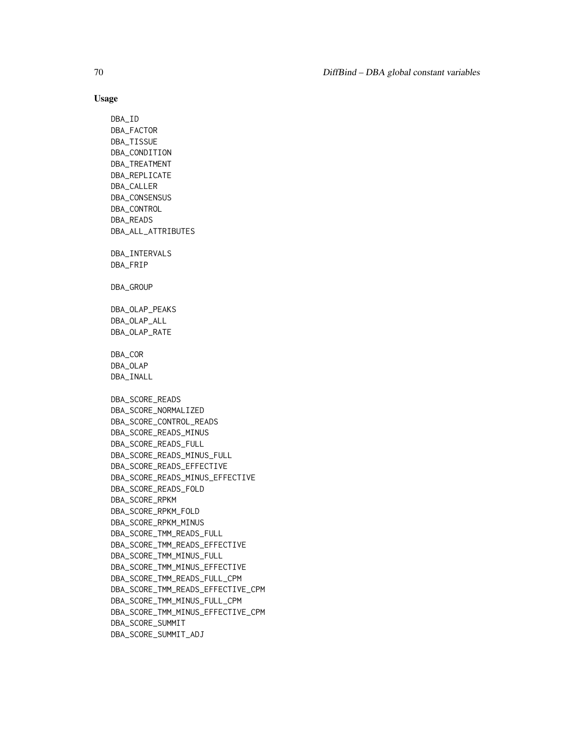## Usage

```
DBA_ID
DBA_FACTOR
DBA_TISSUE
DBA_CONDITION
DBA_TREATMENT
DBA_REPLICATE
DBA_CALLER
DBA_CONSENSUS
DBA_CONTROL
DBA_READS
DBA_ALL_ATTRIBUTES

DBA_INTERVALS
DBA_FRIP

DBA_GROUP

DBA_OLAP_PEAKS
DBA_OLAP_ALL
DBA_OLAP_RATE

DBA_COR
DBA_OLAP
DBA_INALL

DBA_SCORE_READS
DBA_SCORE_NORMALIZED
DBA_SCORE_CONTROL_READS
DBA_SCORE_READS_MINUS
DBA_SCORE_READS_FULL
DBA_SCORE_READS_MINUS_FULL
DBA_SCORE_READS_EFFECTIVE
DBA_SCORE_READS_MINUS_EFFECTIVE
DBA_SCORE_READS_FOLD
DBA_SCORE_RPKM
DBA_SCORE_RPKM_FOLD
DBA_SCORE_RPKM_MINUS
DBA_SCORE_TMM_READS_FULL
DBA_SCORE_TMM_READS_EFFECTIVE
DBA_SCORE_TMM_MINUS_FULL
DBA_SCORE_TMM_MINUS_EFFECTIVE
DBA_SCORE_TMM_READS_FULL_CPM
DBA_SCORE_TMM_READS_EFFECTIVE_CPM
DBA_SCORE_TMM_MINUS_FULL_CPM
DBA_SCORE_TMM_MINUS_EFFECTIVE_CPM
DBA_SCORE_SUMMIT
DBA_SCORE_SUMMIT_ADJ
```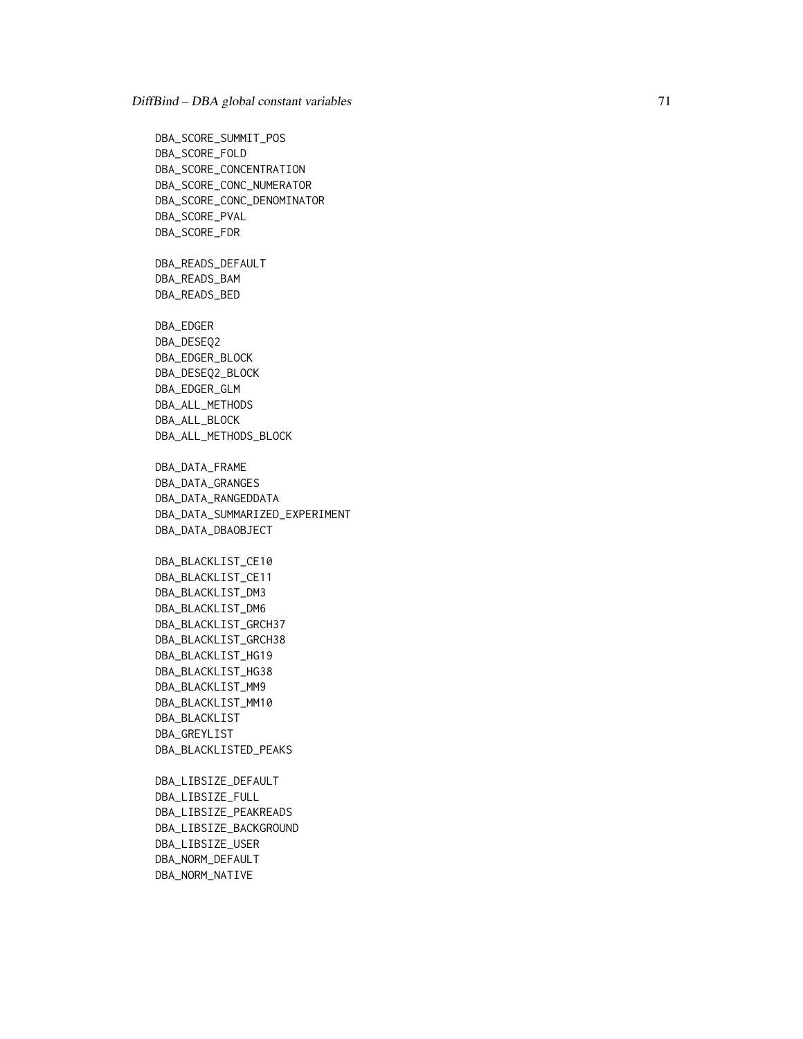```
DBA_SCORE_SUMMIT_POS
DBA_SCORE_FOLD
DBA_SCORE_CONCENTRATION
DBA_SCORE_CONC_NUMERATOR
DBA_SCORE_CONC_DENOMINATOR
DBA_SCORE_PVAL
DBA_SCORE_FDR

DBA_READS_DEFAULT
DBA_READS_BAM
DBA_READS_BED

DBA_EDGER
DBA_DESEQ2
DBA_EDGER_BLOCK
DBA_DESEQ2_BLOCK
DBA_EDGER_GLM
DBA_ALL_METHODS
DBA_ALL_BLOCK
DBA_ALL_METHODS_BLOCK

DBA_DATA_FRAME
DBA_DATA_GRANGES
DBA_DATA_RANGEDDATA
DBA_DATA_SUMMARIZED_EXPERIMENT
DBA_DATA_DBAOBJECT

DBA_BLACKLIST_CE10
DBA_BLACKLIST_CE11
DBA_BLACKLIST_DM3
DBA_BLACKLIST_DM6
DBA_BLACKLIST_GRCH37
DBA_BLACKLIST_GRCH38
DBA_BLACKLIST_HG19
DBA_BLACKLIST_HG38
DBA_BLACKLIST_MM9
DBA_BLACKLIST_MM10
DBA_BLACKLIST
DBA_GREYLIST
DBA_BLACKLISTED_PEAKS

DBA_LIBSIZE_DEFAULT
DBA_LIBSIZE_FULL
DBA_LIBSIZE_PEAKREADS
DBA_LIBSIZE_BACKGROUND
DBA_LIBSIZE_USER
DBA_NORM_DEFAULT
DBA_NORM_NATIVE
```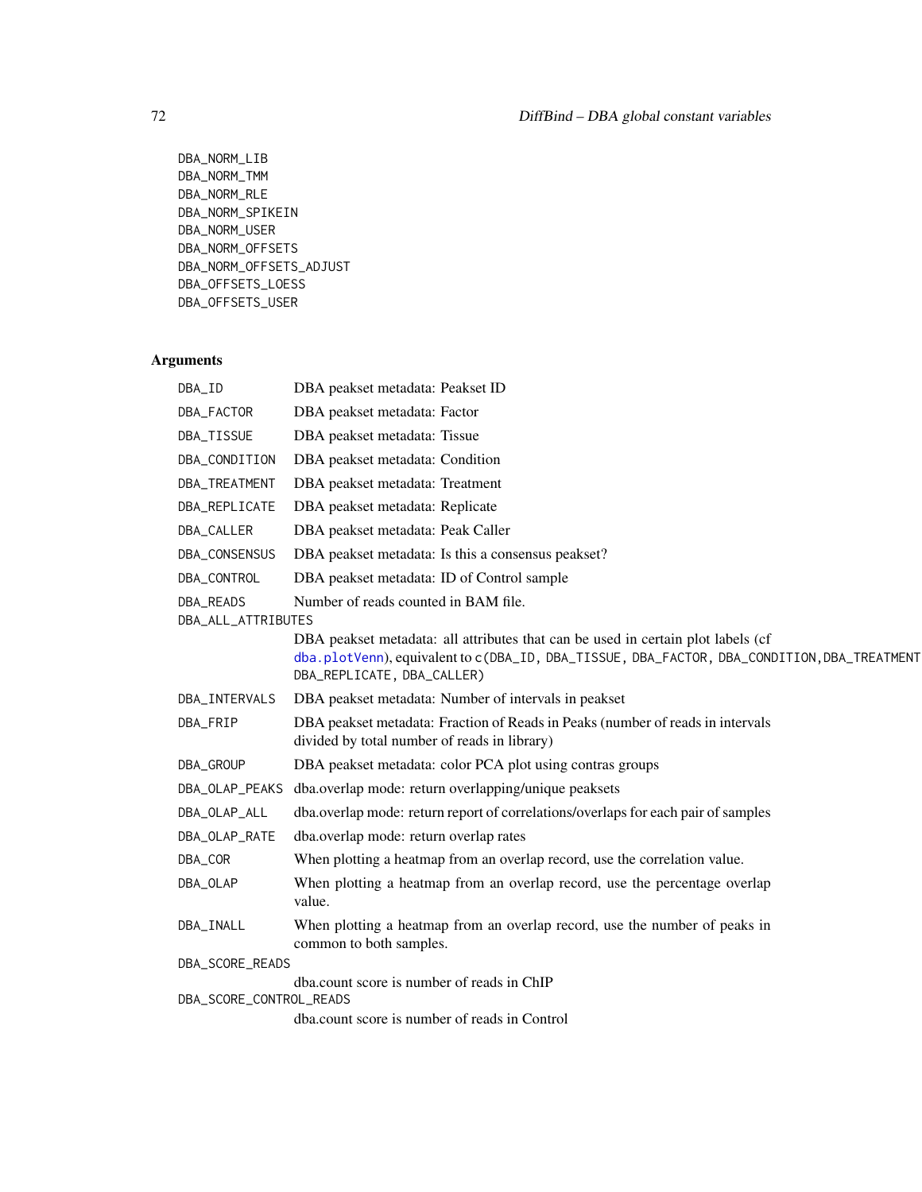```
DBA_NORM_LIB
DBA_NORM_TMM
DBA_NORM_RLE
DBA_NORM_SPIKEIN
DBA_NORM_USER
DBA_NORM_OFFSETS
DBA_NORM_OFFSETS_ADJUST
DBA_OFFSETS_LOESS
DBA_OFFSETS_USER
```

## Arguments

| | |
|---|---|
| DBA_ID | DBA peakset metadata: Peakset ID |
| DBA_FACTOR | DBA peakset metadata: Factor |
| DBA_TISSUE | DBA peakset metadata: Tissue |
| DBA_CONDITION | DBA peakset metadata: Condition |
| DBA_TREATMENT | DBA peakset metadata: Treatment |
| DBA_REPLICATE | DBA peakset metadata: Replicate |
| DBA_CALLER | DBA peakset metadata: Peak Caller |
| DBA_CONSENSUS | DBA peakset metadata: Is this a consensus peakset? |
| DBA_CONTROL | DBA peakset metadata: ID of Control sample |
| DBA_READS | Number of reads counted in BAM file. |
| DBA_ALL_ATTRIBUTES | DBA peakset metadata: all attributes that can be used in certain plot labels (cf dba.plotVenn), equivalent to c(DBA_ID, DBA_TISSUE, DBA_FACTOR, DBA_CONDITION, DBA_TREATMENT, DBA_REPLICATE, DBA_CALLER) |
| DBA_INTERVALS | DBA peakset metadata: Number of intervals in peakset |
| DBA_FRIP | DBA peakset metadata: Fraction of Reads in Peaks (number of reads in intervals divided by total number of reads in library) |
| DBA_GROUP | DBA peakset metadata: color PCA plot using contras groups |
| DBA_OLAP_PEAKS | dba.overlap mode: return overlapping/unique peaksets |
| DBA_OLAP_ALL | dba.overlap mode: return report of correlations/overlaps for each pair of samples |
| DBA_OLAP_RATE | dba.overlap mode: return overlap rates |
| DBA_COR | When plotting a heatmap from an overlap record, use the correlation value. |
| DBA_OLAP | When plotting a heatmap from an overlap record, use the percentage overlap value. |
| DBA_INALL | When plotting a heatmap from an overlap record, use the number of peaks in common to both samples. |
| DBA_SCORE_READS | dba.count score is number of reads in ChIP |
| DBA_SCORE_CONTROL_READS | dba.count score is number of reads in Control |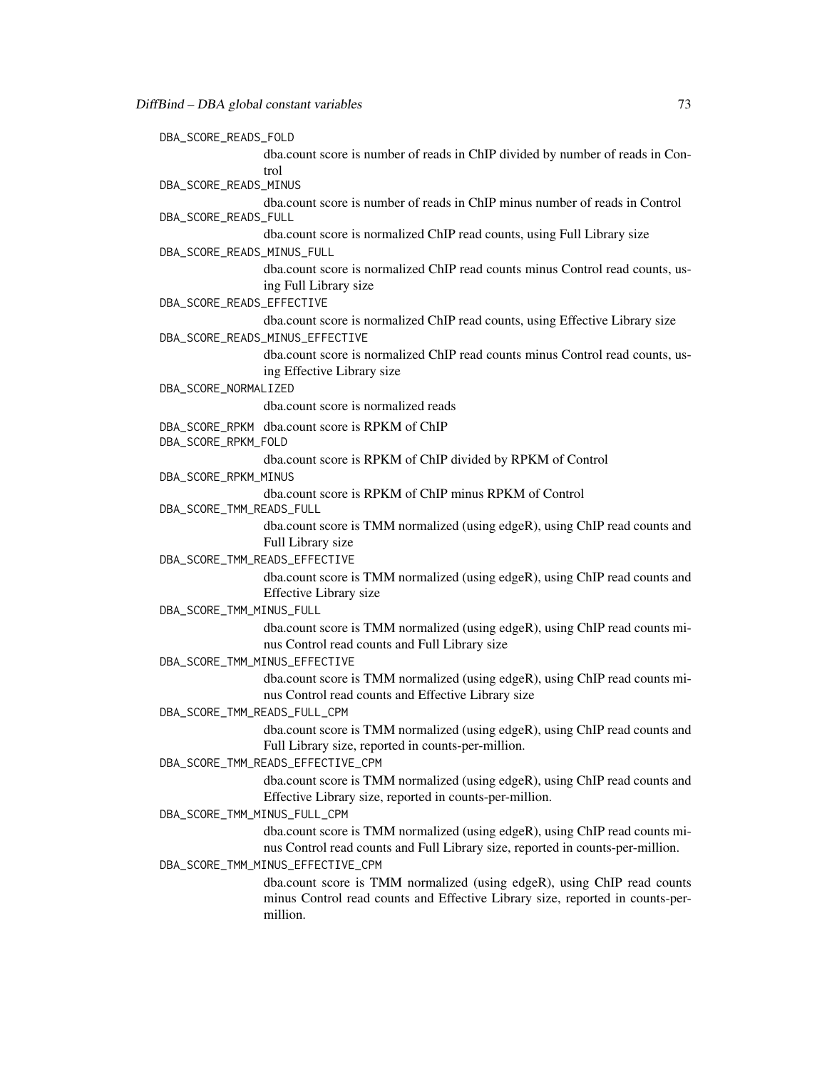`DBA_SCORE_READS_FOLD`
: dba.count score is number of reads in ChIP divided by number of reads in Control

`DBA_SCORE_READS_MINUS`
: dba.count score is number of reads in ChIP minus number of reads in Control

`DBA_SCORE_READS_FULL`
: dba.count score is normalized ChIP read counts, using Full Library size

`DBA_SCORE_READS_MINUS_FULL`
: dba.count score is normalized ChIP read counts minus Control read counts, using Full Library size

`DBA_SCORE_READS_EFFECTIVE`
: dba.count score is normalized ChIP read counts, using Effective Library size

`DBA_SCORE_READS_MINUS_EFFECTIVE`
: dba.count score is normalized ChIP read counts minus Control read counts, using Effective Library size

`DBA_SCORE_NORMALIZED`
: dba.count score is normalized reads

`DBA_SCORE_RPKM`
: dba.count score is RPKM of ChIP

`DBA_SCORE_RPKM_FOLD`
: dba.count score is RPKM of ChIP divided by RPKM of Control

`DBA_SCORE_RPKM_MINUS`
: dba.count score is RPKM of ChIP minus RPKM of Control

`DBA_SCORE_TMM_READS_FULL`
: dba.count score is TMM normalized (using edgeR), using ChIP read counts and Full Library size

`DBA_SCORE_TMM_READS_EFFECTIVE`
: dba.count score is TMM normalized (using edgeR), using ChIP read counts and Effective Library size

`DBA_SCORE_TMM_MINUS_FULL`
: dba.count score is TMM normalized (using edgeR), using ChIP read counts minus Control read counts and Full Library size

`DBA_SCORE_TMM_MINUS_EFFECTIVE`
: dba.count score is TMM normalized (using edgeR), using ChIP read counts minus Control read counts and Effective Library size

`DBA_SCORE_TMM_READS_FULL_CPM`
: dba.count score is TMM normalized (using edgeR), using ChIP read counts and Full Library size, reported in counts-per-million.

`DBA_SCORE_TMM_READS_EFFECTIVE_CPM`
: dba.count score is TMM normalized (using edgeR), using ChIP read counts and Effective Library size, reported in counts-per-million.

`DBA_SCORE_TMM_MINUS_FULL_CPM`
: dba.count score is TMM normalized (using edgeR), using ChIP read counts minus Control read counts and Full Library size, reported in counts-per-million.

`DBA_SCORE_TMM_MINUS_EFFECTIVE_CPM`
: dba.count score is TMM normalized (using edgeR), using ChIP read counts minus Control read counts and Effective Library size, reported in counts-per-million.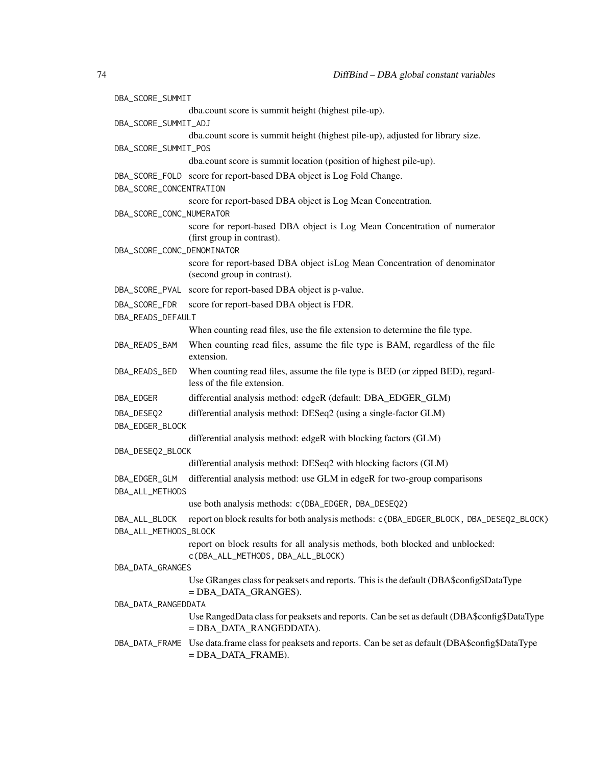`DBA_SCORE_SUMMIT`
: dba.count score is summit height (highest pile-up).

`DBA_SCORE_SUMMIT_ADJ`
: dba.count score is summit height (highest pile-up), adjusted for library size.

`DBA_SCORE_SUMMIT_POS`
: dba.count score is summit location (position of highest pile-up).

`DBA_SCORE_FOLD` score for report-based DBA object is Log Fold Change.

`DBA_SCORE_CONCENTRATION`
: score for report-based DBA object is Log Mean Concentration.

`DBA_SCORE_CONC_NUMERATOR`
: score for report-based DBA object is Log Mean Concentration of numerator (first group in contrast).

`DBA_SCORE_CONC_DENOMINATOR`
: score for report-based DBA object isLog Mean Concentration of denominator (second group in contrast).

`DBA_SCORE_PVAL` score for report-based DBA object is p-value.

`DBA_SCORE_FDR` score for report-based DBA object is FDR.

`DBA_READS_DEFAULT`
: When counting read files, use the file extension to determine the file type.

`DBA_READS_BAM` When counting read files, assume the file type is BAM, regardless of the file extension.

`DBA_READS_BED` When counting read files, assume the file type is BED (or zipped BED), regardless of the file extension.

`DBA_EDGER` differential analysis method: edgeR (default: DBA_EDGER_GLM)

`DBA_DESEQ2` differential analysis method: DESeq2 (using a single-factor GLM)

`DBA_EDGER_BLOCK`
: differential analysis method: edgeR with blocking factors (GLM)

`DBA_DESEQ2_BLOCK`
: differential analysis method: DESeq2 with blocking factors (GLM)

`DBA_EDGER_GLM` differential analysis method: use GLM in edgeR for two-group comparisons

`DBA_ALL_METHODS`
: use both analysis methods: `c(DBA_EDGER, DBA_DESEQ2)`

`DBA_ALL_BLOCK` report on block results for both analysis methods: `c(DBA_EDGER_BLOCK, DBA_DESEQ2_BLOCK)`

`DBA_ALL_METHODS_BLOCK`
: report on block results for all analysis methods, both blocked and unblocked: `c(DBA_ALL_METHODS, DBA_ALL_BLOCK)`

`DBA_DATA_GRANGES`
: Use GRanges class for peaksets and reports. This is the default (DBA$config$DataType = DBA_DATA_GRANGES).

`DBA_DATA_RANGEDDATA`
: Use RangedData class for peaksets and reports. Can be set as default (DBA$config$DataType = DBA_DATA_RANGEDDATA).

`DBA_DATA_FRAME` Use data.frame class for peaksets and reports. Can be set as default (DBA$config$DataType = DBA_DATA_FRAME).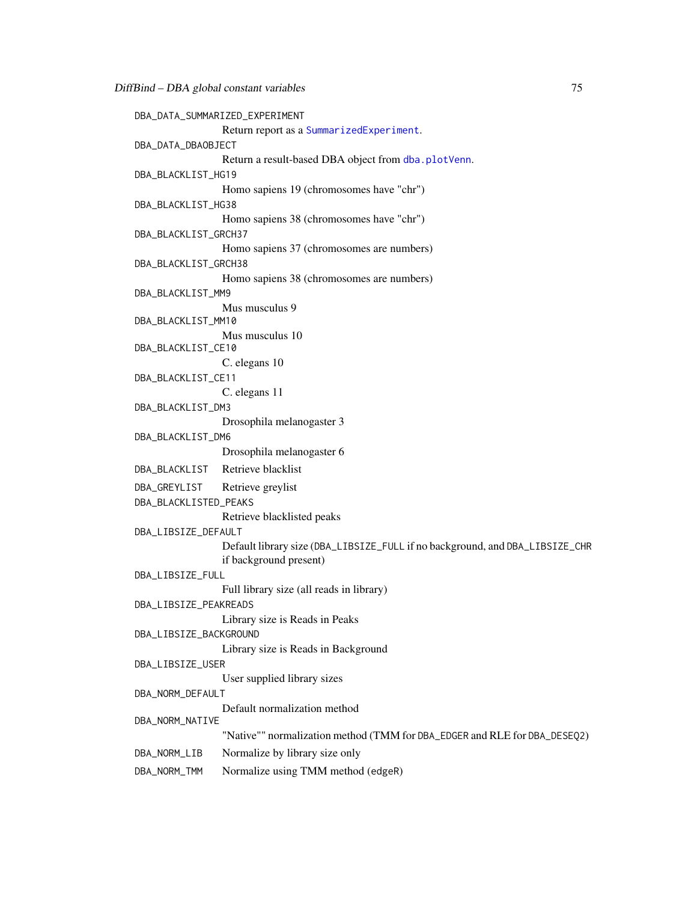`DBA_DATA_SUMMARIZED_EXPERIMENT`
: Return report as a `SummarizedExperiment`.

`DBA_DATA_DBAOBJECT`
: Return a result-based DBA object from `dba.plotVenn`.

`DBA_BLACKLIST_HG19`
: Homo sapiens 19 (chromosomes have "chr")

`DBA_BLACKLIST_HG38`
: Homo sapiens 38 (chromosomes have "chr")

`DBA_BLACKLIST_GRCH37`
: Homo sapiens 37 (chromosomes are numbers)

`DBA_BLACKLIST_GRCH38`
: Homo sapiens 38 (chromosomes are numbers)

`DBA_BLACKLIST_MM9`
: Mus musculus 9

`DBA_BLACKLIST_MM10`
: Mus musculus 10

`DBA_BLACKLIST_CE10`
: C. elegans 10

`DBA_BLACKLIST_CE11`
: C. elegans 11

`DBA_BLACKLIST_DM3`
: Drosophila melanogaster 3

`DBA_BLACKLIST_DM6`
: Drosophila melanogaster 6

`DBA_BLACKLIST`
: Retrieve blacklist

`DBA_GREYLIST`
: Retrieve greylist

`DBA_BLACKLISTED_PEAKS`
: Retrieve blacklisted peaks

`DBA_LIBSIZE_DEFAULT`
: Default library size (`DBA_LIBSIZE_FULL` if no background, and `DBA_LIBSIZE_CHR` if background present)

`DBA_LIBSIZE_FULL`
: Full library size (all reads in library)

`DBA_LIBSIZE_PEAKREADS`
: Library size is Reads in Peaks

`DBA_LIBSIZE_BACKGROUND`
: Library size is Reads in Background

`DBA_LIBSIZE_USER`
: User supplied library sizes

`DBA_NORM_DEFAULT`
: Default normalization method

`DBA_NORM_NATIVE`
: "Native"" normalization method (TMM for `DBA_EDGER` and RLE for `DBA_DESEQ2`)

`DBA_NORM_LIB`
: Normalize by library size only

`DBA_NORM_TMM`
: Normalize using TMM method (`edgeR`)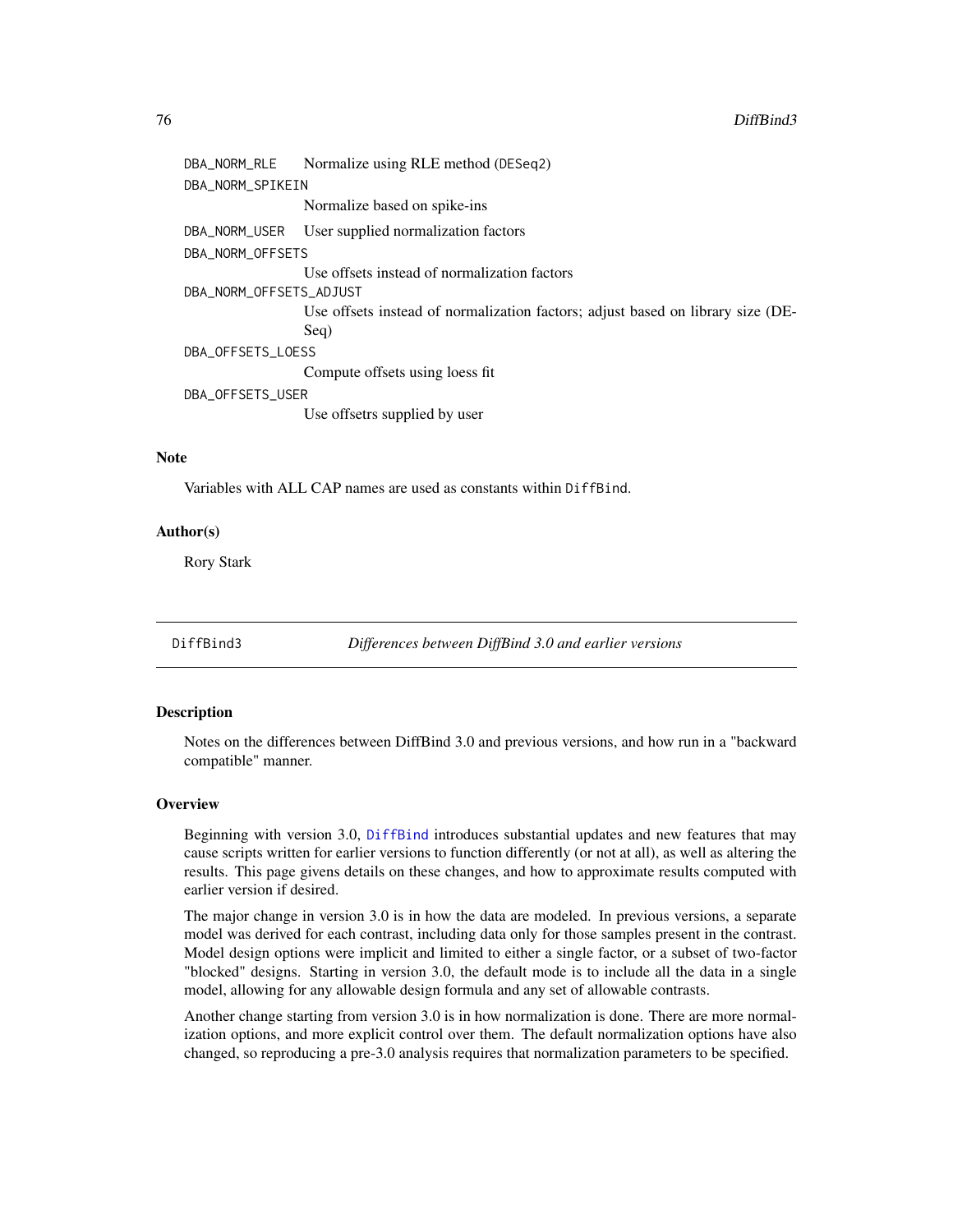DBA_NORM_RLE    Normalize using RLE method (DESeq2)

DBA_NORM_SPIKEIN
    Normalize based on spike-ins

DBA_NORM_USER    User supplied normalization factors

DBA_NORM_OFFSETS
    Use offsets instead of normalization factors

DBA_NORM_OFFSETS_ADJUST
    Use offsets instead of normalization factors; adjust based on library size (DESeq)

DBA_OFFSETS_LOESS
    Compute offsets using loess fit

DBA_OFFSETS_USER
    Use offsetrs supplied by user

### Note

Variables with ALL CAP names are used as constants within DiffBind.

### Author(s)

Rory Stark

---

## DiffBind3    *Differences between DiffBind 3.0 and earlier versions*

---

### Description

Notes on the differences between DiffBind 3.0 and previous versions, and how run in a "backward compatible" manner.

### Overview

Beginning with version 3.0, DiffBind introduces substantial updates and new features that may cause scripts written for earlier versions to function differently (or not at all), as well as altering the results. This page givens details on these changes, and how to approximate results computed with earlier version if desired.

The major change in version 3.0 is in how the data are modeled. In previous versions, a separate model was derived for each contrast, including data only for those samples present in the contrast. Model design options were implicit and limited to either a single factor, or a subset of two-factor "blocked" designs. Starting in version 3.0, the default mode is to include all the data in a single model, allowing for any allowable design formula and any set of allowable contrasts.

Another change starting from version 3.0 is in how normalization is done. There are more normalization options, and more explicit control over them. The default normalization options have also changed, so reproducing a pre-3.0 analysis requires that normalization parameters to be specified.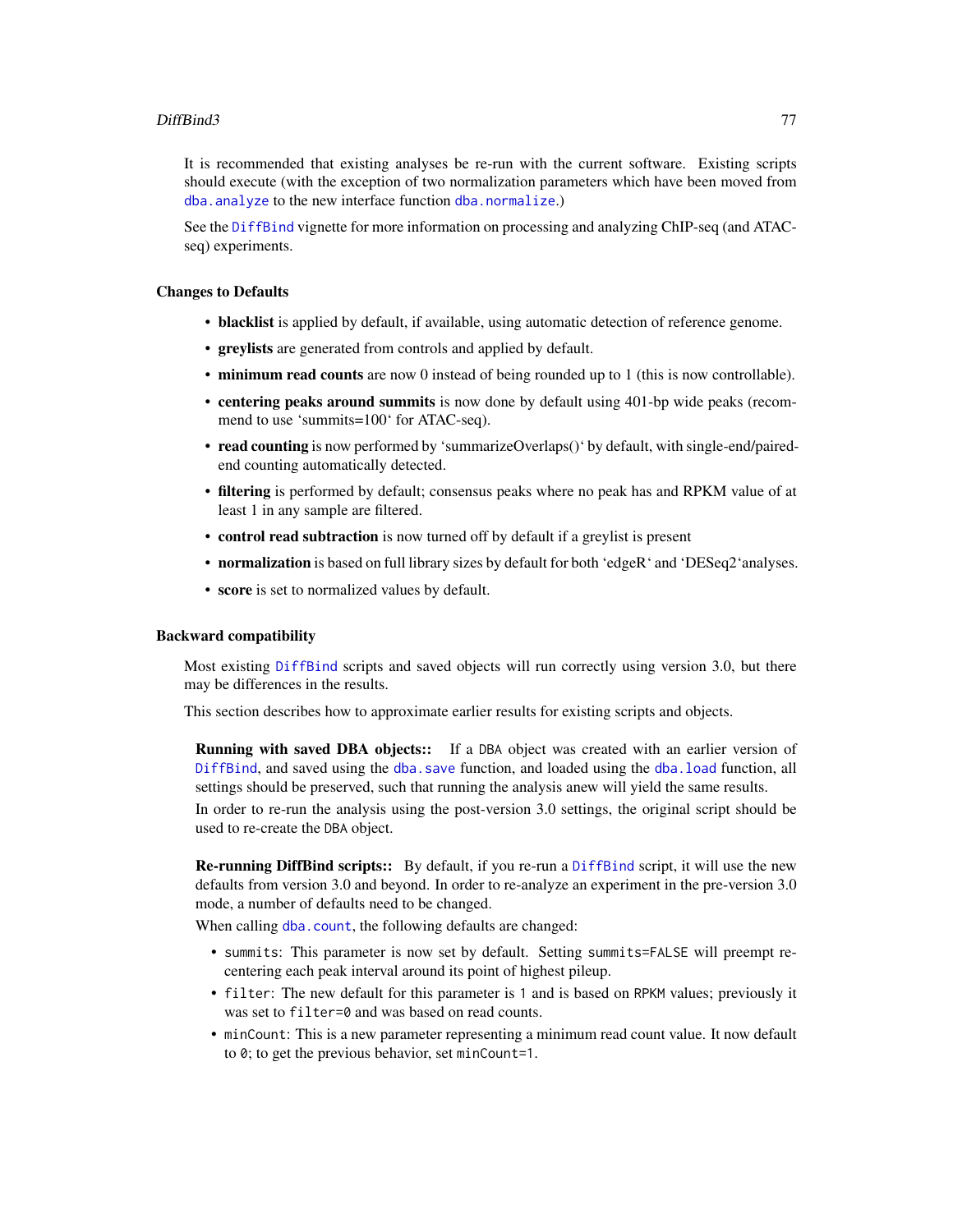It is recommended that existing analyses be re-run with the current software. Existing scripts should execute (with the exception of two normalization parameters which have been moved from `dba.analyze` to the new interface function `dba.normalize`.)

See the `DiffBind` vignette for more information on processing and analyzing ChIP-seq (and ATAC-seq) experiments.

### Changes to Defaults

- **blacklist** is applied by default, if available, using automatic detection of reference genome.
- **greylists** are generated from controls and applied by default.
- **minimum read counts** are now 0 instead of being rounded up to 1 (this is now controllable).
- **centering peaks around summits** is now done by default using 401-bp wide peaks (recommend to use 'summits=100' for ATAC-seq).
- **read counting** is now performed by 'summarizeOverlaps()' by default, with single-end/paired-end counting automatically detected.
- **filtering** is performed by default; consensus peaks where no peak has and RPKM value of at least 1 in any sample are filtered.
- **control read subtraction** is now turned off by default if a greylist is present
- **normalization** is based on full library sizes by default for both 'edgeR' and 'DESeq2'analyses.
- **score** is set to normalized values by default.

### Backward compatibility

Most existing `DiffBind` scripts and saved objects will run correctly using version 3.0, but there may be differences in the results.

This section describes how to approximate earlier results for existing scripts and objects.

**Running with saved DBA objects::** If a `DBA` object was created with an earlier version of `DiffBind`, and saved using the `dba.save` function, and loaded using the `dba.load` function, all settings should be preserved, such that running the analysis anew will yield the same results.

In order to re-run the analysis using the post-version 3.0 settings, the original script should be used to re-create the `DBA` object.

**Re-running DiffBind scripts::** By default, if you re-run a `DiffBind` script, it will use the new defaults from version 3.0 and beyond. In order to re-analyze an experiment in the pre-version 3.0 mode, a number of defaults need to be changed.

When calling `dba.count`, the following defaults are changed:

- `summits`: This parameter is now set by default. Setting `summits=FALSE` will preempt re-centering each peak interval around its point of highest pileup.
- `filter`: The new default for this parameter is `1` and is based on `RPKM` values; previously it was set to `filter=0` and was based on read counts.
- `minCount`: This is a new parameter representing a minimum read count value. It now default to `0`; to get the previous behavior, set `minCount=1`.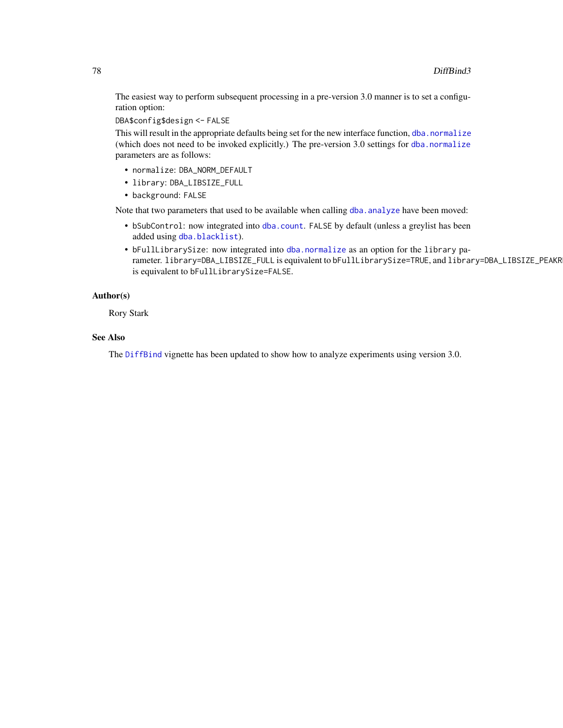The easiest way to perform subsequent processing in a pre-version 3.0 manner is to set a configuration option:

`DBA$config$design <- FALSE`

This will result in the appropriate defaults being set for the new interface function, `dba.normalize` (which does not need to be invoked explicitly.) The pre-version 3.0 settings for `dba.normalize` parameters are as follows:

- `normalize`: `DBA_NORM_DEFAULT`
- `library`: `DBA_LIBSIZE_FULL`
- `background`: `FALSE`

Note that two parameters that used to be available when calling `dba.analyze` have been moved:

- `bSubControl`: now integrated into `dba.count`. `FALSE` by default (unless a greylist has been added using `dba.blacklist`).
- `bFullLibrarySize`: now integrated into `dba.normalize` as an option for the `library` parameter. `library=DBA_LIBSIZE_FULL` is equivalent to `bFullLibrarySize=TRUE`, and `library=DBA_LIBSIZE_PEAKR` is equivalent to `bFullLibrarySize=FALSE`.

### Author(s)

Rory Stark

### See Also

The `DiffBind` vignette has been updated to show how to analyze experiments using version 3.0.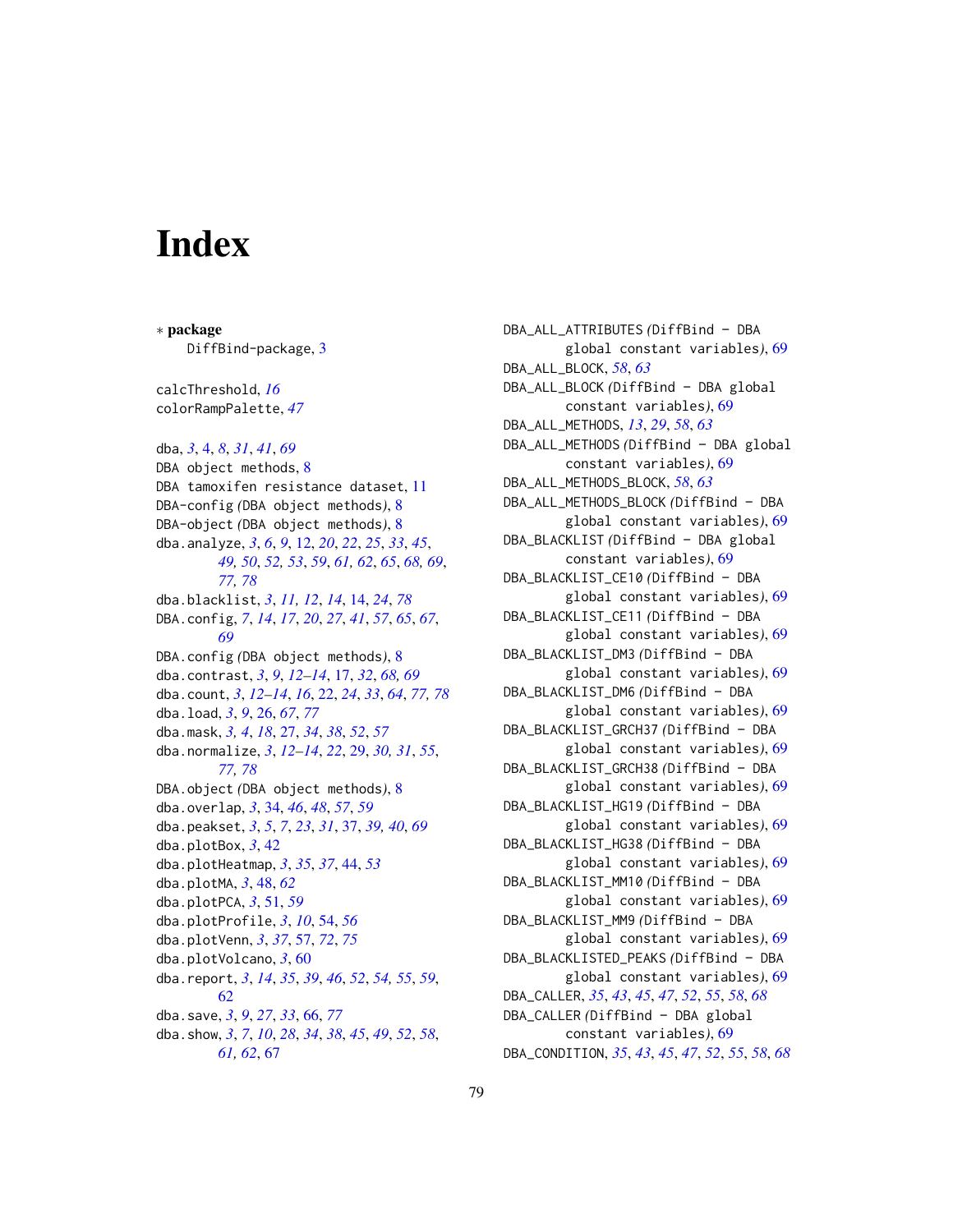# Index

∗ **package**
DiffBind-package, 3

calcThreshold, *16*
colorRampPalette, *47*

dba, *3*, 4, *8*, *31*, *41*, *69*
DBA object methods, 8
DBA tamoxifen resistance dataset, 11
DBA-config *(*DBA object methods*)*, 8
DBA-object *(*DBA object methods*)*, 8
dba.analyze, *3*, *6*, *9*, 12, *20*, *22*, *25*, *33*, *45*, *49, 50*, *52, 53*, *59*, *61, 62*, *65*, *68, 69*, *77, 78*
dba.blacklist, *3*, *11, 12*, *14*, 14, *24*, *78*
DBA.config, *7*, *14*, *17*, *20*, *27*, *41*, *57*, *65*, *67*, *69*
DBA.config *(*DBA object methods*)*, 8
dba.contrast, *3*, *9*, *12–14*, 17, *32*, *68, 69*
dba.count, *3*, *12–14*, *16*, 22, *24*, *33*, *64*, *77, 78*
dba.load, *3*, *9*, 26, *67*, *77*
dba.mask, *3*, *4*, *18*, 27, *34*, *38*, *52*, *57*
dba.normalize, *3*, *12–14*, *22*, 29, *30, 31*, *55*, *77, 78*
DBA.object *(*DBA object methods*)*, 8
dba.overlap, *3*, 34, *46*, *48*, *57*, *59*
dba.peakset, *3*, *5*, *7*, *23*, *31*, 37, *39, 40*, *69*
dba.plotBox, *3*, 42
dba.plotHeatmap, *3*, *35*, *37*, 44, *53*
dba.plotMA, *3*, 48, *62*
dba.plotPCA, *3*, 51, *59*
dba.plotProfile, *3*, *10*, 54, *56*
dba.plotVenn, *3*, *37*, 57, *72*, *75*
dba.plotVolcano, *3*, 60
dba.report, *3*, *14*, *35*, *39*, *46*, *52*, *54, 55*, *59*, 62
dba.save, *3*, *9*, *27*, *33*, 66, *77*
dba.show, *3*, *7*, *10*, *28*, *34*, *38*, *45*, *49*, *52*, *58*, *61, 62*, 67

DBA_ALL_ATTRIBUTES *(*DiffBind - DBA global constant variables*)*, 69
DBA_ALL_BLOCK, *58*, *63*
DBA_ALL_BLOCK *(*DiffBind - DBA global constant variables*)*, 69
DBA_ALL_METHODS, *13*, *29*, *58*, *63*
DBA_ALL_METHODS *(*DiffBind - DBA global constant variables*)*, 69
DBA_ALL_METHODS_BLOCK, *58*, *63*
DBA_ALL_METHODS_BLOCK *(*DiffBind - DBA global constant variables*)*, 69
DBA_BLACKLIST *(*DiffBind - DBA global constant variables*)*, 69
DBA_BLACKLIST_CE10 *(*DiffBind - DBA global constant variables*)*, 69
DBA_BLACKLIST_CE11 *(*DiffBind - DBA global constant variables*)*, 69
DBA_BLACKLIST_DM3 *(*DiffBind - DBA global constant variables*)*, 69
DBA_BLACKLIST_DM6 *(*DiffBind - DBA global constant variables*)*, 69
DBA_BLACKLIST_GRCH37 *(*DiffBind - DBA global constant variables*)*, 69
DBA_BLACKLIST_GRCH38 *(*DiffBind - DBA global constant variables*)*, 69
DBA_BLACKLIST_HG19 *(*DiffBind - DBA global constant variables*)*, 69
DBA_BLACKLIST_HG38 *(*DiffBind - DBA global constant variables*)*, 69
DBA_BLACKLIST_MM10 *(*DiffBind - DBA global constant variables*)*, 69
DBA_BLACKLIST_MM9 *(*DiffBind - DBA global constant variables*)*, 69
DBA_BLACKLISTED_PEAKS *(*DiffBind - DBA global constant variables*)*, 69
DBA_CALLER, *35*, *43*, *45*, *47*, *52*, *55*, *58*, *68*
DBA_CALLER *(*DiffBind - DBA global constant variables*)*, 69
DBA_CONDITION, *35*, *43*, *45*, *47*, *52*, *55*, *58*, *68*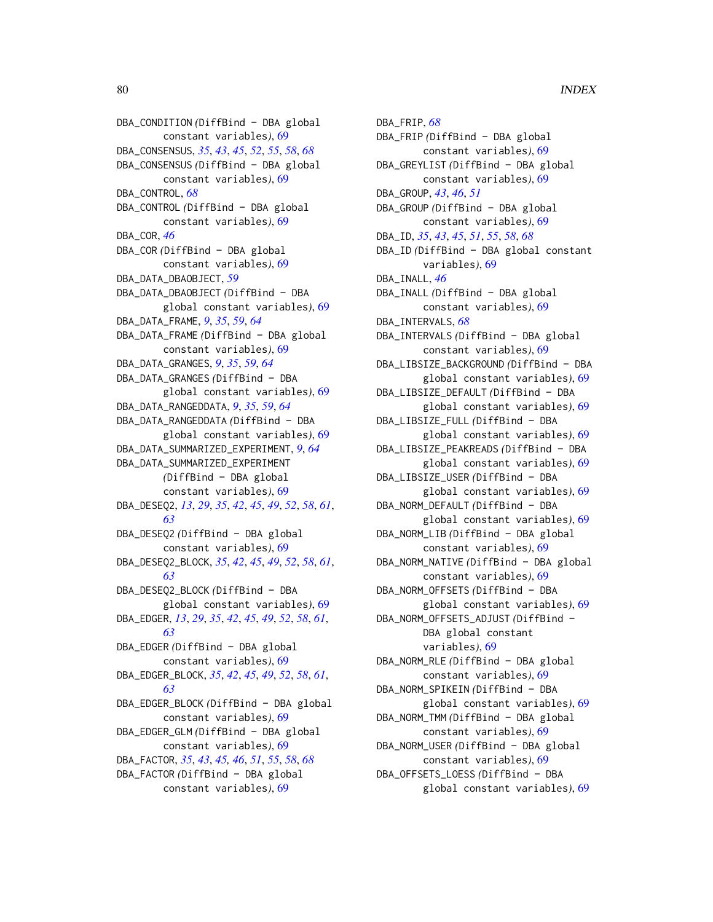DBA_CONDITION *(*DiffBind - DBA global constant variables*)*, 69
DBA_CONSENSUS, *35*, *43*, *45*, *52*, *55*, *58*, *68*
DBA_CONSENSUS *(*DiffBind - DBA global constant variables*)*, 69
DBA_CONTROL, *68*
DBA_CONTROL *(*DiffBind - DBA global constant variables*)*, 69
DBA_COR, *46*
DBA_COR *(*DiffBind - DBA global constant variables*)*, 69
DBA_DATA_DBAOBJECT, *59*
DBA_DATA_DBAOBJECT *(*DiffBind - DBA global constant variables*)*, 69
DBA_DATA_FRAME, *9*, *35*, *59*, *64*
DBA_DATA_FRAME *(*DiffBind - DBA global constant variables*)*, 69
DBA_DATA_GRANGES, *9*, *35*, *59*, *64*
DBA_DATA_GRANGES *(*DiffBind - DBA global constant variables*)*, 69
DBA_DATA_RANGEDDATA, *9*, *35*, *59*, *64*
DBA_DATA_RANGEDDATA *(*DiffBind - DBA global constant variables*)*, 69
DBA_DATA_SUMMARIZED_EXPERIMENT, *9*, *64*
DBA_DATA_SUMMARIZED_EXPERIMENT *(*DiffBind - DBA global constant variables*)*, 69
DBA_DESEQ2, *13*, *29*, *35*, *42*, *45*, *49*, *52*, *58*, *61*, *63*
DBA_DESEQ2 *(*DiffBind - DBA global constant variables*)*, 69
DBA_DESEQ2_BLOCK, *35*, *42*, *45*, *49*, *52*, *58*, *61*, *63*
DBA_DESEQ2_BLOCK *(*DiffBind - DBA global constant variables*)*, 69
DBA_EDGER, *13*, *29*, *35*, *42*, *45*, *49*, *52*, *58*, *61*, *63*
DBA_EDGER *(*DiffBind - DBA global constant variables*)*, 69
DBA_EDGER_BLOCK, *35*, *42*, *45*, *49*, *52*, *58*, *61*, *63*
DBA_EDGER_BLOCK *(*DiffBind - DBA global constant variables*)*, 69
DBA_EDGER_GLM *(*DiffBind - DBA global constant variables*)*, 69
DBA_FACTOR, *35*, *43*, *45*, *46*, *51*, *55*, *58*, *68*
DBA_FACTOR *(*DiffBind - DBA global constant variables*)*, 69
DBA_FRIP, *68*
DBA_FRIP *(*DiffBind - DBA global constant variables*)*, 69
DBA_GREYLIST *(*DiffBind - DBA global constant variables*)*, 69
DBA_GROUP, *43*, *46*, *51*
DBA_GROUP *(*DiffBind - DBA global constant variables*)*, 69
DBA_ID, *35*, *43*, *45*, *51*, *55*, *58*, *68*
DBA_ID *(*DiffBind - DBA global constant variables*)*, 69
DBA_INALL, *46*
DBA_INALL *(*DiffBind - DBA global constant variables*)*, 69
DBA_INTERVALS, *68*
DBA_INTERVALS *(*DiffBind - DBA global constant variables*)*, 69
DBA_LIBSIZE_BACKGROUND *(*DiffBind - DBA global constant variables*)*, 69
DBA_LIBSIZE_DEFAULT *(*DiffBind - DBA global constant variables*)*, 69
DBA_LIBSIZE_FULL *(*DiffBind - DBA global constant variables*)*, 69
DBA_LIBSIZE_PEAKREADS *(*DiffBind - DBA global constant variables*)*, 69
DBA_LIBSIZE_USER *(*DiffBind - DBA global constant variables*)*, 69
DBA_NORM_DEFAULT *(*DiffBind - DBA global constant variables*)*, 69
DBA_NORM_LIB *(*DiffBind - DBA global constant variables*)*, 69
DBA_NORM_NATIVE *(*DiffBind - DBA global constant variables*)*, 69
DBA_NORM_OFFSETS *(*DiffBind - DBA global constant variables*)*, 69
DBA_NORM_OFFSETS_ADJUST *(*DiffBind - DBA global constant variables*)*, 69
DBA_NORM_RLE *(*DiffBind - DBA global constant variables*)*, 69
DBA_NORM_SPIKEIN *(*DiffBind - DBA global constant variables*)*, 69
DBA_NORM_TMM *(*DiffBind - DBA global constant variables*)*, 69
DBA_NORM_USER *(*DiffBind - DBA global constant variables*)*, 69
DBA_OFFSETS_LOESS *(*DiffBind - DBA global constant variables*)*, 69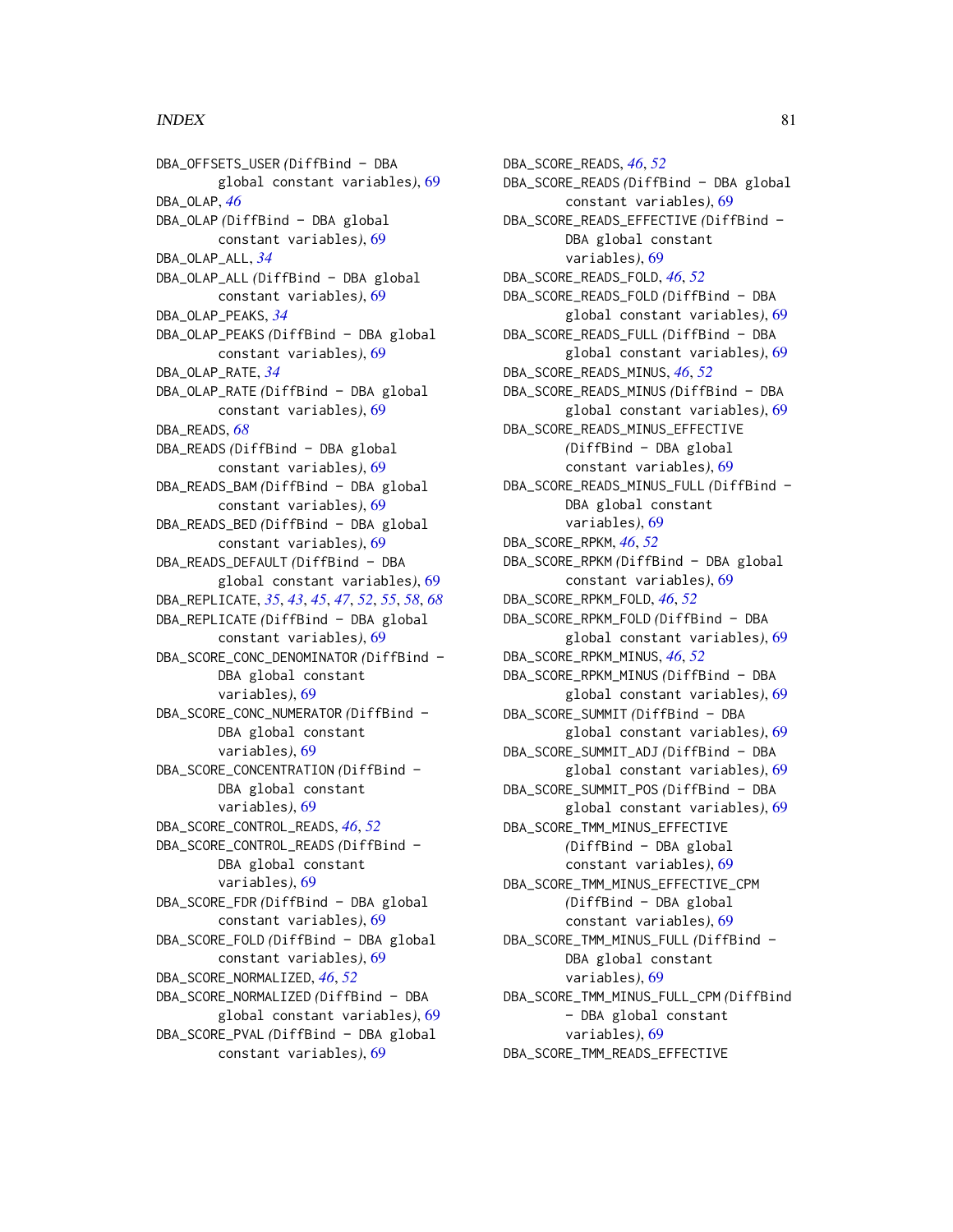DBA_OFFSETS_USER *(DiffBind - DBA global constant variables)*, 69
DBA_OLAP, *46*
DBA_OLAP *(DiffBind - DBA global constant variables)*, 69
DBA_OLAP_ALL, *34*
DBA_OLAP_ALL *(DiffBind - DBA global constant variables)*, 69
DBA_OLAP_PEAKS, *34*
DBA_OLAP_PEAKS *(DiffBind - DBA global constant variables)*, 69
DBA_OLAP_RATE, *34*
DBA_OLAP_RATE *(DiffBind - DBA global constant variables)*, 69
DBA_READS, *68*
DBA_READS *(DiffBind - DBA global constant variables)*, 69
DBA_READS_BAM *(DiffBind - DBA global constant variables)*, 69
DBA_READS_BED *(DiffBind - DBA global constant variables)*, 69
DBA_READS_DEFAULT *(DiffBind - DBA global constant variables)*, 69
DBA_REPLICATE, *35*, *43*, *45*, *47*, *52*, *55*, *58*, *68*
DBA_REPLICATE *(DiffBind - DBA global constant variables)*, 69
DBA_SCORE_CONC_DENOMINATOR *(DiffBind - DBA global constant variables)*, 69
DBA_SCORE_CONC_NUMERATOR *(DiffBind - DBA global constant variables)*, 69
DBA_SCORE_CONCENTRATION *(DiffBind - DBA global constant variables)*, 69
DBA_SCORE_CONTROL_READS, *46*, *52*
DBA_SCORE_CONTROL_READS *(DiffBind - DBA global constant variables)*, 69
DBA_SCORE_FDR *(DiffBind - DBA global constant variables)*, 69
DBA_SCORE_FOLD *(DiffBind - DBA global constant variables)*, 69
DBA_SCORE_NORMALIZED, *46*, *52*
DBA_SCORE_NORMALIZED *(DiffBind - DBA global constant variables)*, 69
DBA_SCORE_PVAL *(DiffBind - DBA global constant variables)*, 69
DBA_SCORE_READS, *46*, *52*
DBA_SCORE_READS *(DiffBind - DBA global constant variables)*, 69
DBA_SCORE_READS_EFFECTIVE *(DiffBind - DBA global constant variables)*, 69
DBA_SCORE_READS_FOLD, *46*, *52*
DBA_SCORE_READS_FOLD *(DiffBind - DBA global constant variables)*, 69
DBA_SCORE_READS_FULL *(DiffBind - DBA global constant variables)*, 69
DBA_SCORE_READS_MINUS, *46*, *52*
DBA_SCORE_READS_MINUS *(DiffBind - DBA global constant variables)*, 69
DBA_SCORE_READS_MINUS_EFFECTIVE *(DiffBind - DBA global constant variables)*, 69
DBA_SCORE_READS_MINUS_FULL *(DiffBind - DBA global constant variables)*, 69
DBA_SCORE_RPKM, *46*, *52*
DBA_SCORE_RPKM *(DiffBind - DBA global constant variables)*, 69
DBA_SCORE_RPKM_FOLD, *46*, *52*
DBA_SCORE_RPKM_FOLD *(DiffBind - DBA global constant variables)*, 69
DBA_SCORE_RPKM_MINUS, *46*, *52*
DBA_SCORE_RPKM_MINUS *(DiffBind - DBA global constant variables)*, 69
DBA_SCORE_SUMMIT *(DiffBind - DBA global constant variables)*, 69
DBA_SCORE_SUMMIT_ADJ *(DiffBind - DBA global constant variables)*, 69
DBA_SCORE_SUMMIT_POS *(DiffBind - DBA global constant variables)*, 69
DBA_SCORE_TMM_MINUS_EFFECTIVE *(DiffBind - DBA global constant variables)*, 69
DBA_SCORE_TMM_MINUS_EFFECTIVE_CPM *(DiffBind - DBA global constant variables)*, 69
DBA_SCORE_TMM_MINUS_FULL *(DiffBind - DBA global constant variables)*, 69
DBA_SCORE_TMM_MINUS_FULL_CPM *(DiffBind - DBA global constant variables)*, 69
DBA_SCORE_TMM_READS_EFFECTIVE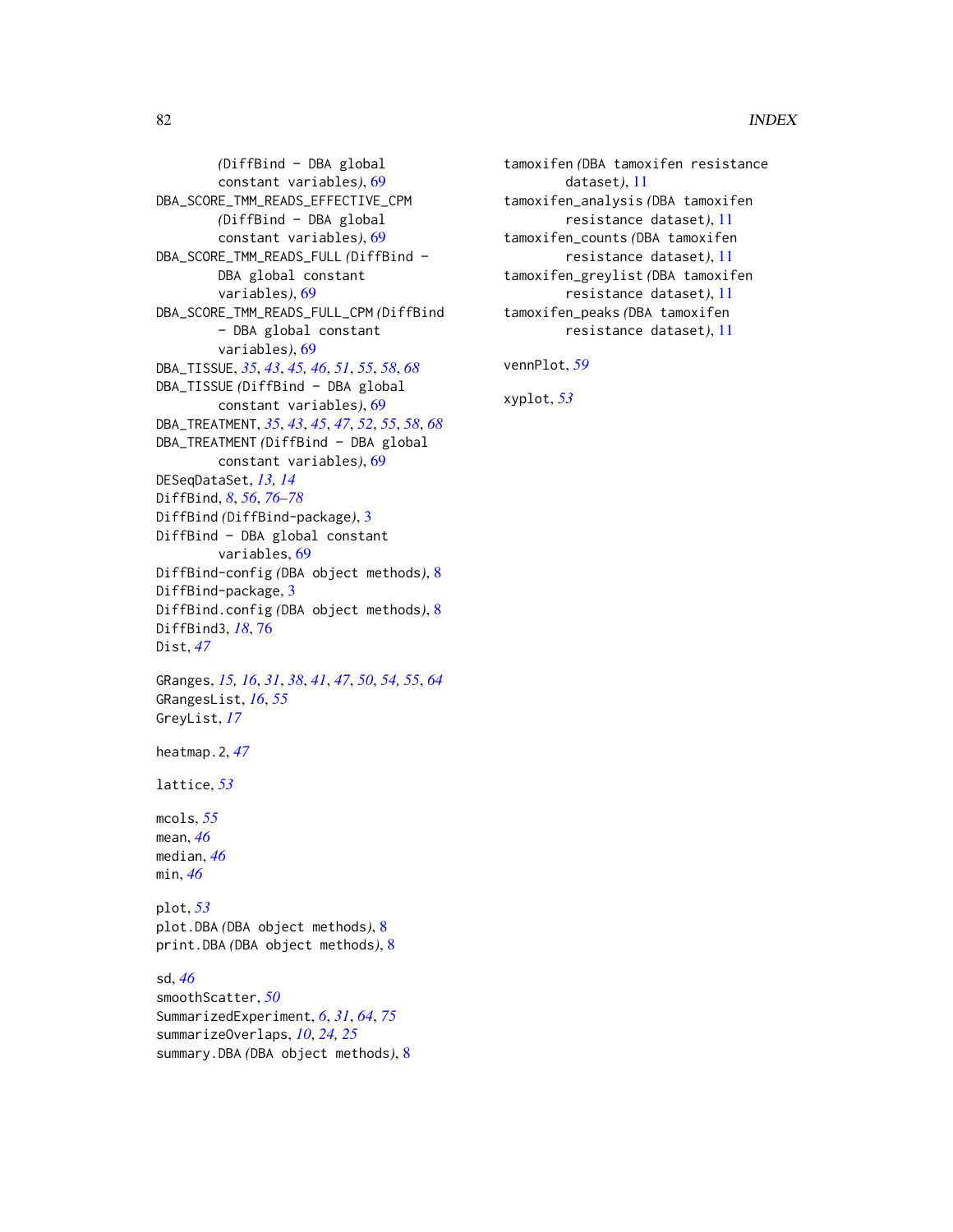(DiffBind - DBA global constant variables), 69
DBA_SCORE_TMM_READS_EFFECTIVE_CPM (DiffBind - DBA global constant variables), 69
DBA_SCORE_TMM_READS_FULL (DiffBind - DBA global constant variables), 69
DBA_SCORE_TMM_READS_FULL_CPM (DiffBind - DBA global constant variables), 69
DBA_TISSUE, *35*, *43*, *45, 46*, *51*, *55*, *58*, *68*
DBA_TISSUE (DiffBind - DBA global constant variables), 69
DBA_TREATMENT, *35*, *43*, *45*, *47*, *52*, *55*, *58*, *68*
DBA_TREATMENT (DiffBind - DBA global constant variables), 69
DESeqDataSet, *13, 14*
DiffBind, *8*, *56*, *76–78*
DiffBind (DiffBind-package), 3
DiffBind - DBA global constant variables, 69
DiffBind-config (DBA object methods), 8
DiffBind-package, 3
DiffBind.config (DBA object methods), 8
DiffBind3, *18*, 76
Dist, *47*

GRanges, *15, 16*, *31*, *38*, *41*, *47*, *50*, *54, 55*, *64*
GRangesList, *16*, *55*
GreyList, *17*

heatmap.2, *47*

lattice, *53*

mcols, *55*
mean, *46*
median, *46*
min, *46*

plot, *53*
plot.DBA (DBA object methods), 8
print.DBA (DBA object methods), 8

sd, *46*
smoothScatter, *50*
SummarizedExperiment, *6*, *31*, *64*, *75*
summarizeOverlaps, *10*, *24, 25*
summary.DBA (DBA object methods), 8

tamoxifen (DBA tamoxifen resistance dataset), 11
tamoxifen_analysis (DBA tamoxifen resistance dataset), 11
tamoxifen_counts (DBA tamoxifen resistance dataset), 11
tamoxifen_greylist (DBA tamoxifen resistance dataset), 11
tamoxifen_peaks (DBA tamoxifen resistance dataset), 11

vennPlot, *59*

xyplot, *53*